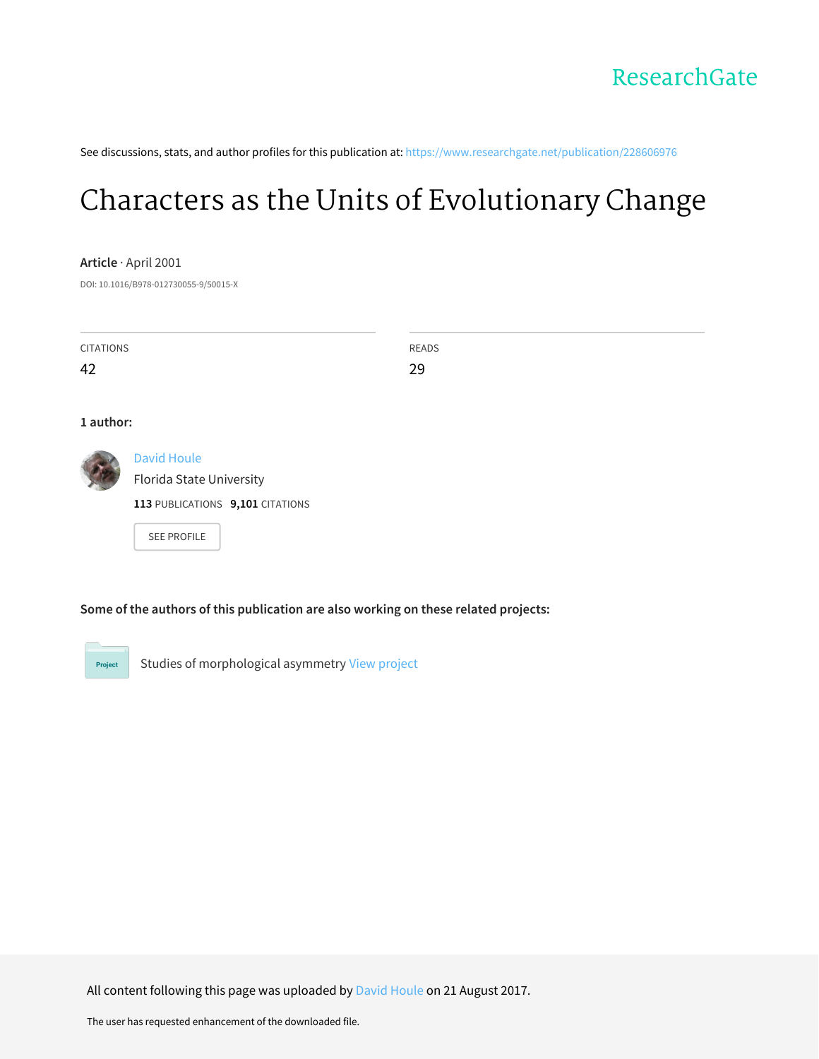ResearchGate

See discussions, stats, and author profiles for this publication at: https://www.researchgate.net/publication/228606976

# Characters as the Units of Evolutionary Change

**Article** · April 2001

DOI: 10.1016/B978-012730055-9/50015-X

| CITATIONS | READS |
| --- | --- |
| 42 | 29 |

**1 author:**

David Houle
Florida State University
**113** PUBLICATIONS **9,101** CITATIONS

SEE PROFILE

**Some of the authors of this publication are also working on these related projects:**

Project: Studies of morphological asymmetry View project

All content following this page was uploaded by David Houle on 21 August 2017.

The user has requested enhancement of the downloaded file.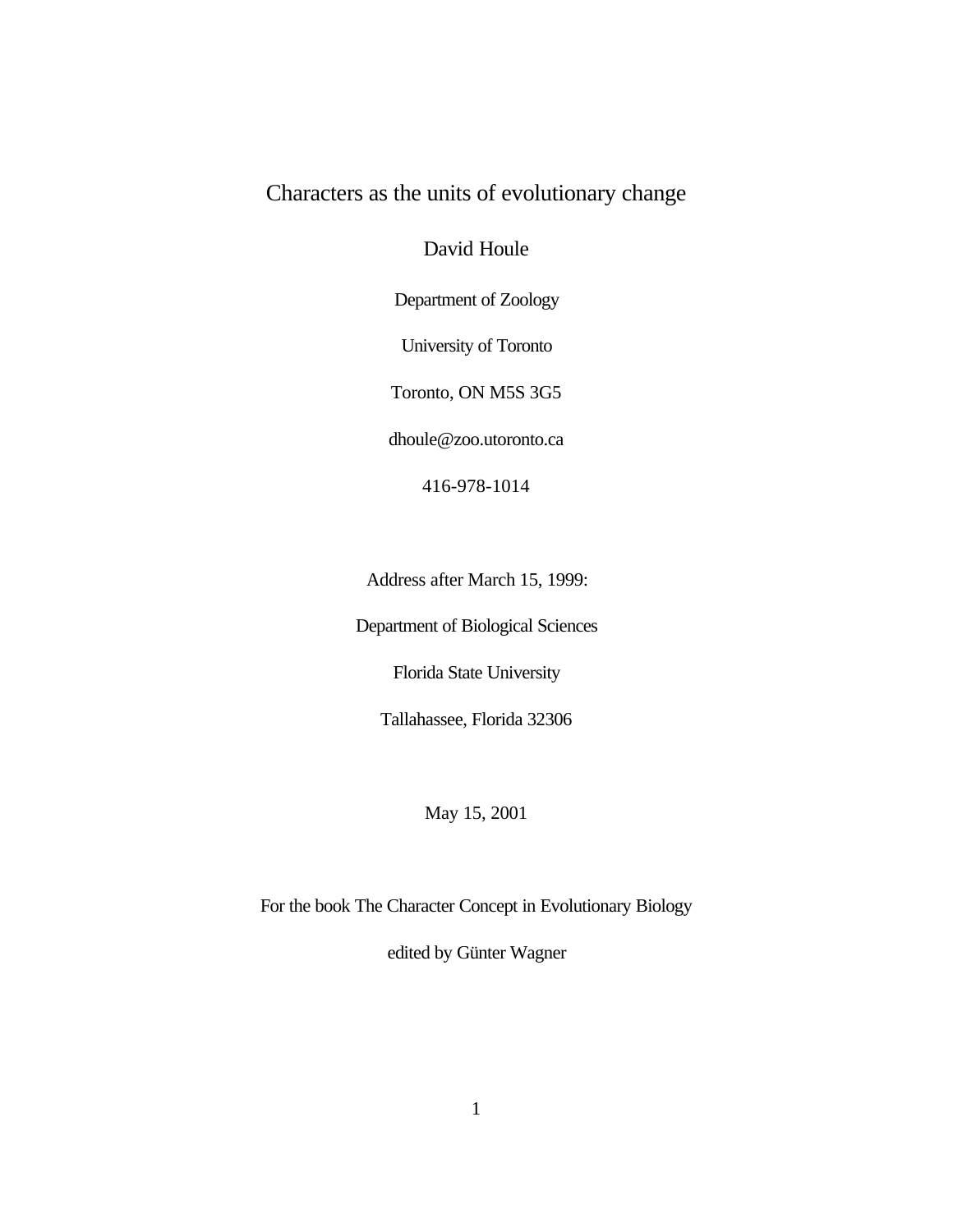# Characters as the units of evolutionary change

David Houle

Department of Zoology

University of Toronto

Toronto, ON M5S 3G5

dhoule@zoo.utoronto.ca

416-978-1014

Address after March 15, 1999:

Department of Biological Sciences

Florida State University

Tallahassee, Florida 32306

May 15, 2001

For the book The Character Concept in Evolutionary Biology

edited by Günter Wagner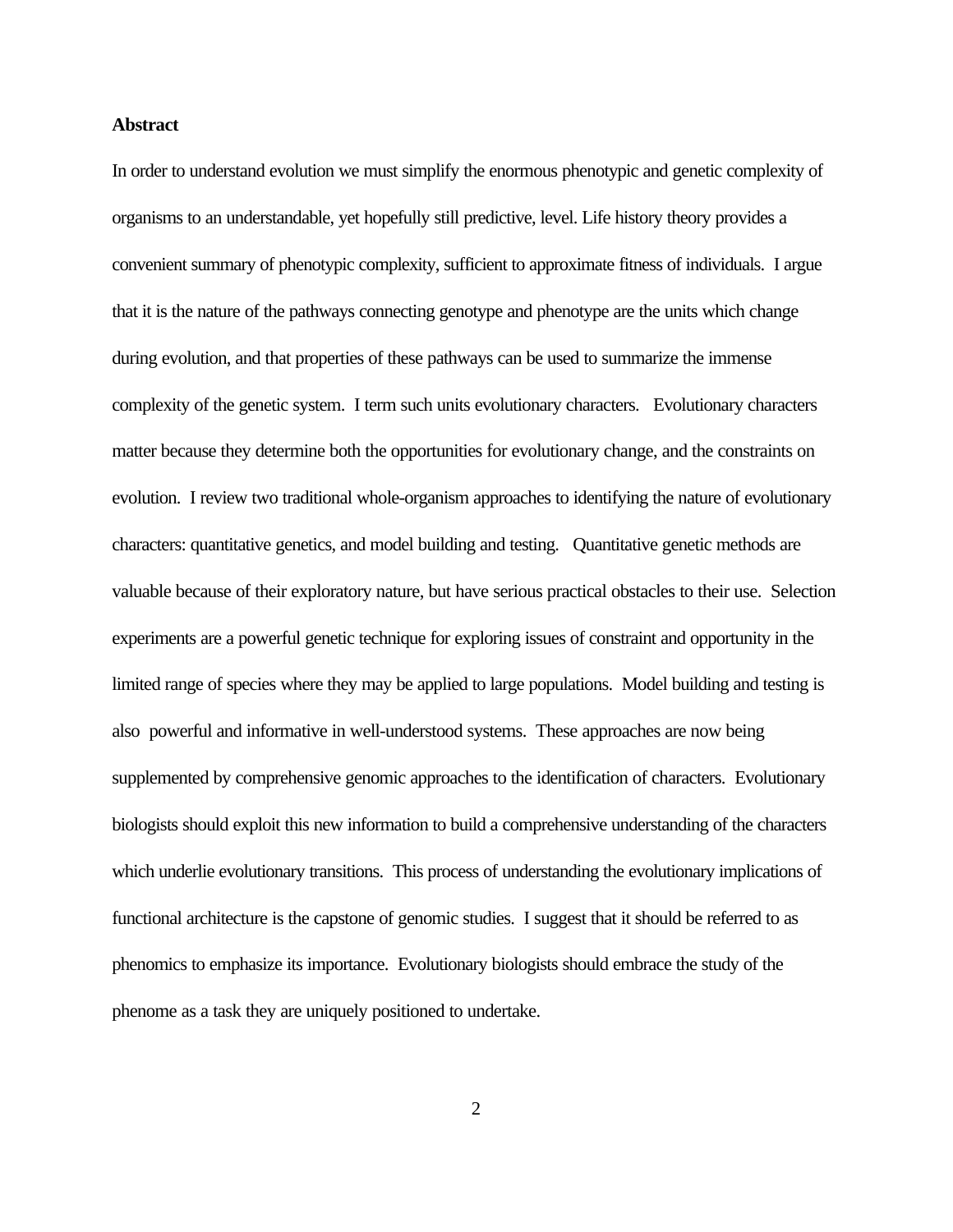**Abstract**

In order to understand evolution we must simplify the enormous phenotypic and genetic complexity of organisms to an understandable, yet hopefully still predictive, level. Life history theory provides a convenient summary of phenotypic complexity, sufficient to approximate fitness of individuals. I argue that it is the nature of the pathways connecting genotype and phenotype are the units which change during evolution, and that properties of these pathways can be used to summarize the immense complexity of the genetic system. I term such units evolutionary characters. Evolutionary characters matter because they determine both the opportunities for evolutionary change, and the constraints on evolution. I review two traditional whole-organism approaches to identifying the nature of evolutionary characters: quantitative genetics, and model building and testing. Quantitative genetic methods are valuable because of their exploratory nature, but have serious practical obstacles to their use. Selection experiments are a powerful genetic technique for exploring issues of constraint and opportunity in the limited range of species where they may be applied to large populations. Model building and testing is also powerful and informative in well-understood systems. These approaches are now being supplemented by comprehensive genomic approaches to the identification of characters. Evolutionary biologists should exploit this new information to build a comprehensive understanding of the characters which underlie evolutionary transitions. This process of understanding the evolutionary implications of functional architecture is the capstone of genomic studies. I suggest that it should be referred to as phenomics to emphasize its importance. Evolutionary biologists should embrace the study of the phenome as a task they are uniquely positioned to undertake.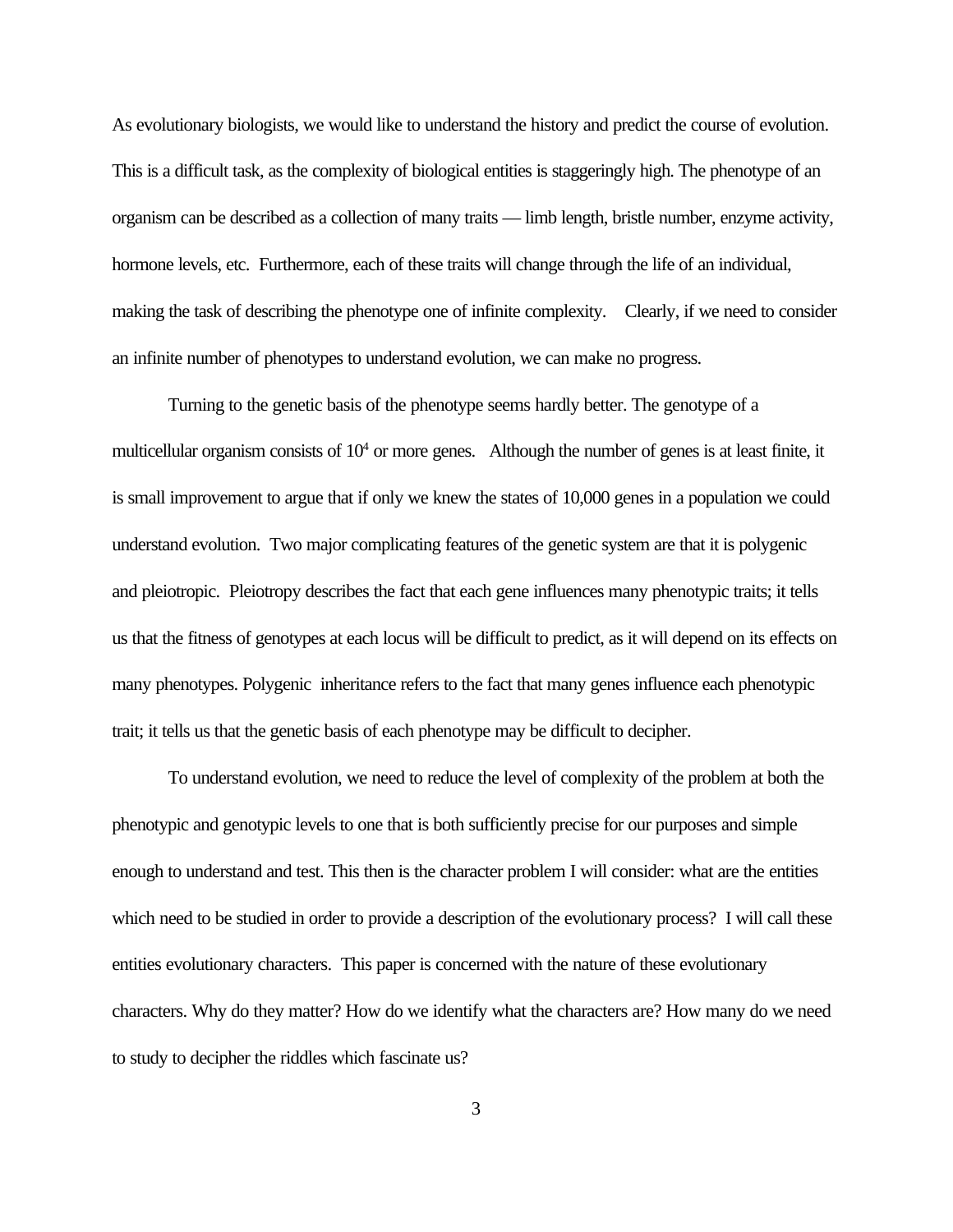As evolutionary biologists, we would like to understand the history and predict the course of evolution. This is a difficult task, as the complexity of biological entities is staggeringly high. The phenotype of an organism can be described as a collection of many traits — limb length, bristle number, enzyme activity, hormone levels, etc. Furthermore, each of these traits will change through the life of an individual, making the task of describing the phenotype one of infinite complexity. Clearly, if we need to consider an infinite number of phenotypes to understand evolution, we can make no progress.

Turning to the genetic basis of the phenotype seems hardly better. The genotype of a multicellular organism consists of $10^4$ or more genes. Although the number of genes is at least finite, it is small improvement to argue that if only we knew the states of 10,000 genes in a population we could understand evolution. Two major complicating features of the genetic system are that it is polygenic and pleiotropic. Pleiotropy describes the fact that each gene influences many phenotypic traits; it tells us that the fitness of genotypes at each locus will be difficult to predict, as it will depend on its effects on many phenotypes. Polygenic inheritance refers to the fact that many genes influence each phenotypic trait; it tells us that the genetic basis of each phenotype may be difficult to decipher.

To understand evolution, we need to reduce the level of complexity of the problem at both the phenotypic and genotypic levels to one that is both sufficiently precise for our purposes and simple enough to understand and test. This then is the character problem I will consider: what are the entities which need to be studied in order to provide a description of the evolutionary process? I will call these entities evolutionary characters. This paper is concerned with the nature of these evolutionary characters. Why do they matter? How do we identify what the characters are? How many do we need to study to decipher the riddles which fascinate us?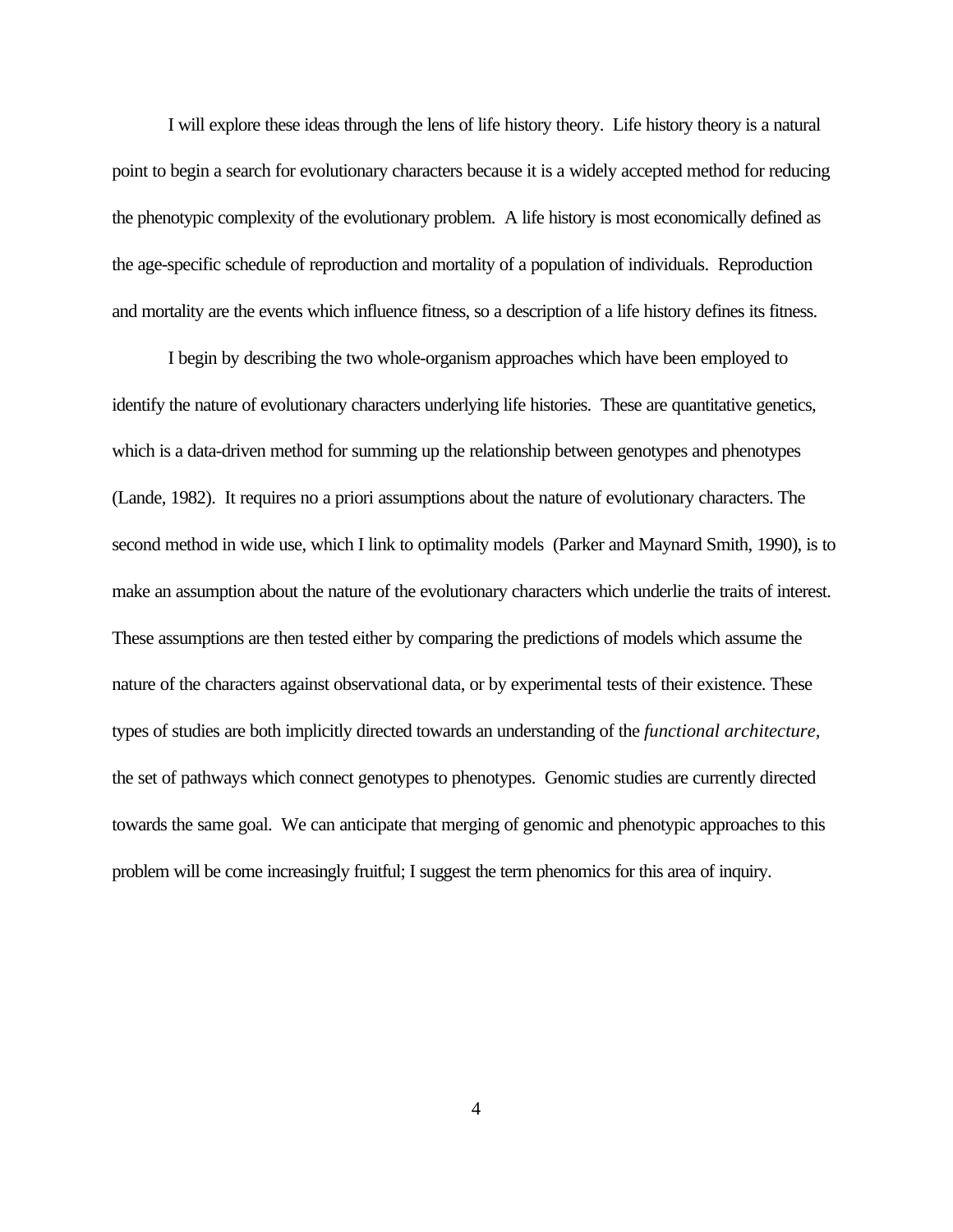I will explore these ideas through the lens of life history theory. Life history theory is a natural point to begin a search for evolutionary characters because it is a widely accepted method for reducing the phenotypic complexity of the evolutionary problem. A life history is most economically defined as the age-specific schedule of reproduction and mortality of a population of individuals. Reproduction and mortality are the events which influence fitness, so a description of a life history defines its fitness.

I begin by describing the two whole-organism approaches which have been employed to identify the nature of evolutionary characters underlying life histories. These are quantitative genetics, which is a data-driven method for summing up the relationship between genotypes and phenotypes (Lande, 1982). It requires no a priori assumptions about the nature of evolutionary characters. The second method in wide use, which I link to optimality models (Parker and Maynard Smith, 1990), is to make an assumption about the nature of the evolutionary characters which underlie the traits of interest. These assumptions are then tested either by comparing the predictions of models which assume the nature of the characters against observational data, or by experimental tests of their existence. These types of studies are both implicitly directed towards an understanding of the *functional architecture*, the set of pathways which connect genotypes to phenotypes. Genomic studies are currently directed towards the same goal. We can anticipate that merging of genomic and phenotypic approaches to this problem will be come increasingly fruitful; I suggest the term phenomics for this area of inquiry.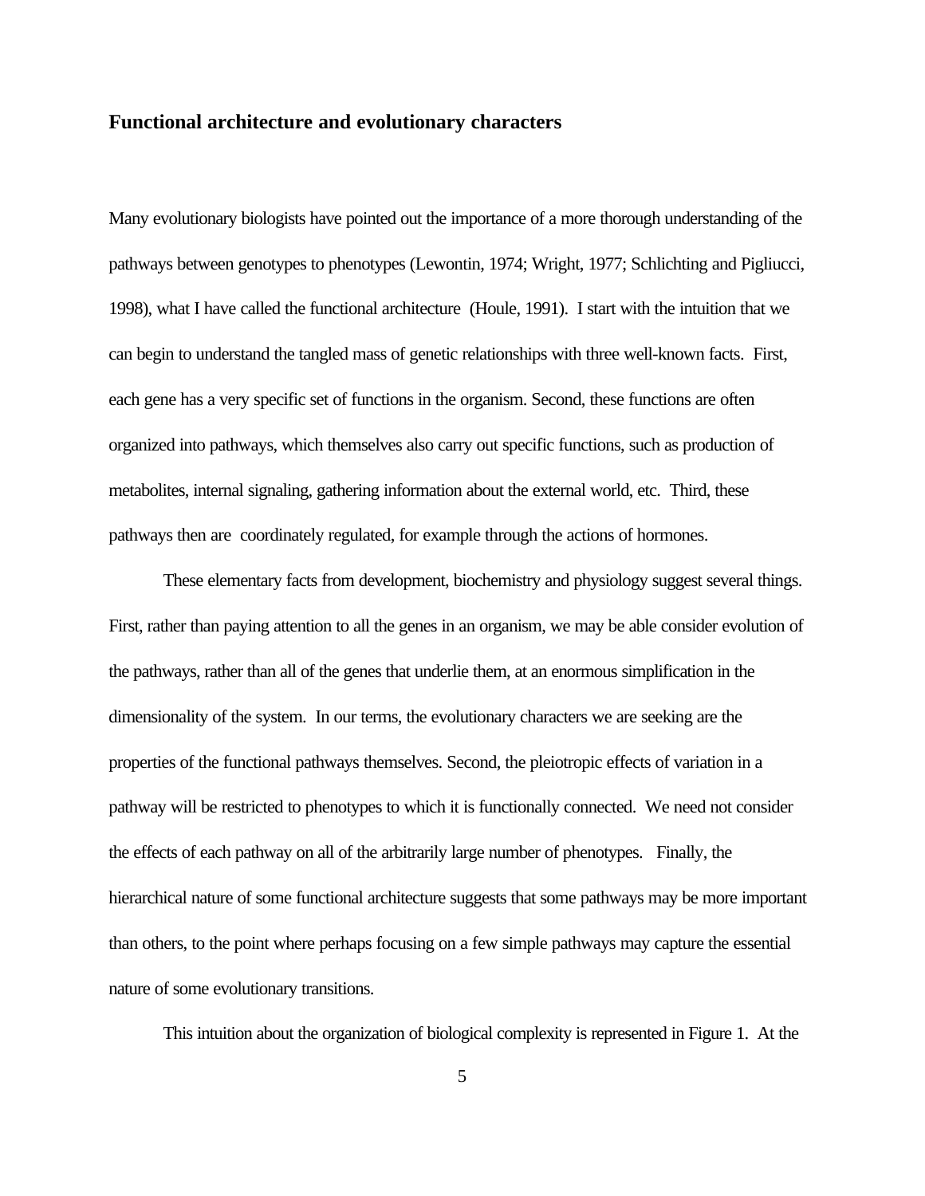## Functional architecture and evolutionary characters

Many evolutionary biologists have pointed out the importance of a more thorough understanding of the pathways between genotypes to phenotypes (Lewontin, 1974; Wright, 1977; Schlichting and Pigliucci, 1998), what I have called the functional architecture (Houle, 1991). I start with the intuition that we can begin to understand the tangled mass of genetic relationships with three well-known facts. First, each gene has a very specific set of functions in the organism. Second, these functions are often organized into pathways, which themselves also carry out specific functions, such as production of metabolites, internal signaling, gathering information about the external world, etc. Third, these pathways then are coordinately regulated, for example through the actions of hormones.

These elementary facts from development, biochemistry and physiology suggest several things. First, rather than paying attention to all the genes in an organism, we may be able consider evolution of the pathways, rather than all of the genes that underlie them, at an enormous simplification in the dimensionality of the system. In our terms, the evolutionary characters we are seeking are the properties of the functional pathways themselves. Second, the pleiotropic effects of variation in a pathway will be restricted to phenotypes to which it is functionally connected. We need not consider the effects of each pathway on all of the arbitrarily large number of phenotypes. Finally, the hierarchical nature of some functional architecture suggests that some pathways may be more important than others, to the point where perhaps focusing on a few simple pathways may capture the essential nature of some evolutionary transitions.

This intuition about the organization of biological complexity is represented in Figure 1. At the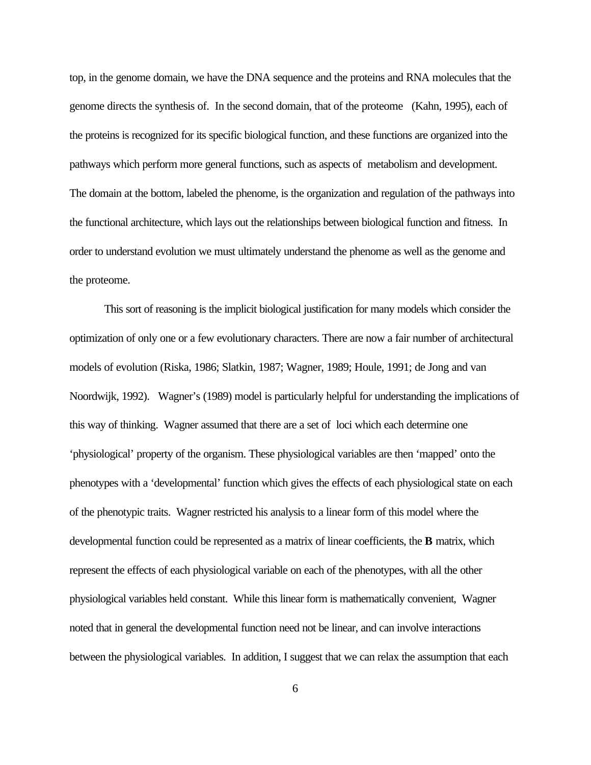top, in the genome domain, we have the DNA sequence and the proteins and RNA molecules that the genome directs the synthesis of. In the second domain, that of the proteome (Kahn, 1995), each of the proteins is recognized for its specific biological function, and these functions are organized into the pathways which perform more general functions, such as aspects of metabolism and development. The domain at the bottom, labeled the phenome, is the organization and regulation of the pathways into the functional architecture, which lays out the relationships between biological function and fitness. In order to understand evolution we must ultimately understand the phenome as well as the genome and the proteome.

This sort of reasoning is the implicit biological justification for many models which consider the optimization of only one or a few evolutionary characters. There are now a fair number of architectural models of evolution (Riska, 1986; Slatkin, 1987; Wagner, 1989; Houle, 1991; de Jong and van Noordwijk, 1992). Wagner's (1989) model is particularly helpful for understanding the implications of this way of thinking. Wagner assumed that there are a set of loci which each determine one 'physiological' property of the organism. These physiological variables are then 'mapped' onto the phenotypes with a 'developmental' function which gives the effects of each physiological state on each of the phenotypic traits. Wagner restricted his analysis to a linear form of this model where the developmental function could be represented as a matrix of linear coefficients, the **B** matrix, which represent the effects of each physiological variable on each of the phenotypes, with all the other physiological variables held constant. While this linear form is mathematically convenient, Wagner noted that in general the developmental function need not be linear, and can involve interactions between the physiological variables. In addition, I suggest that we can relax the assumption that each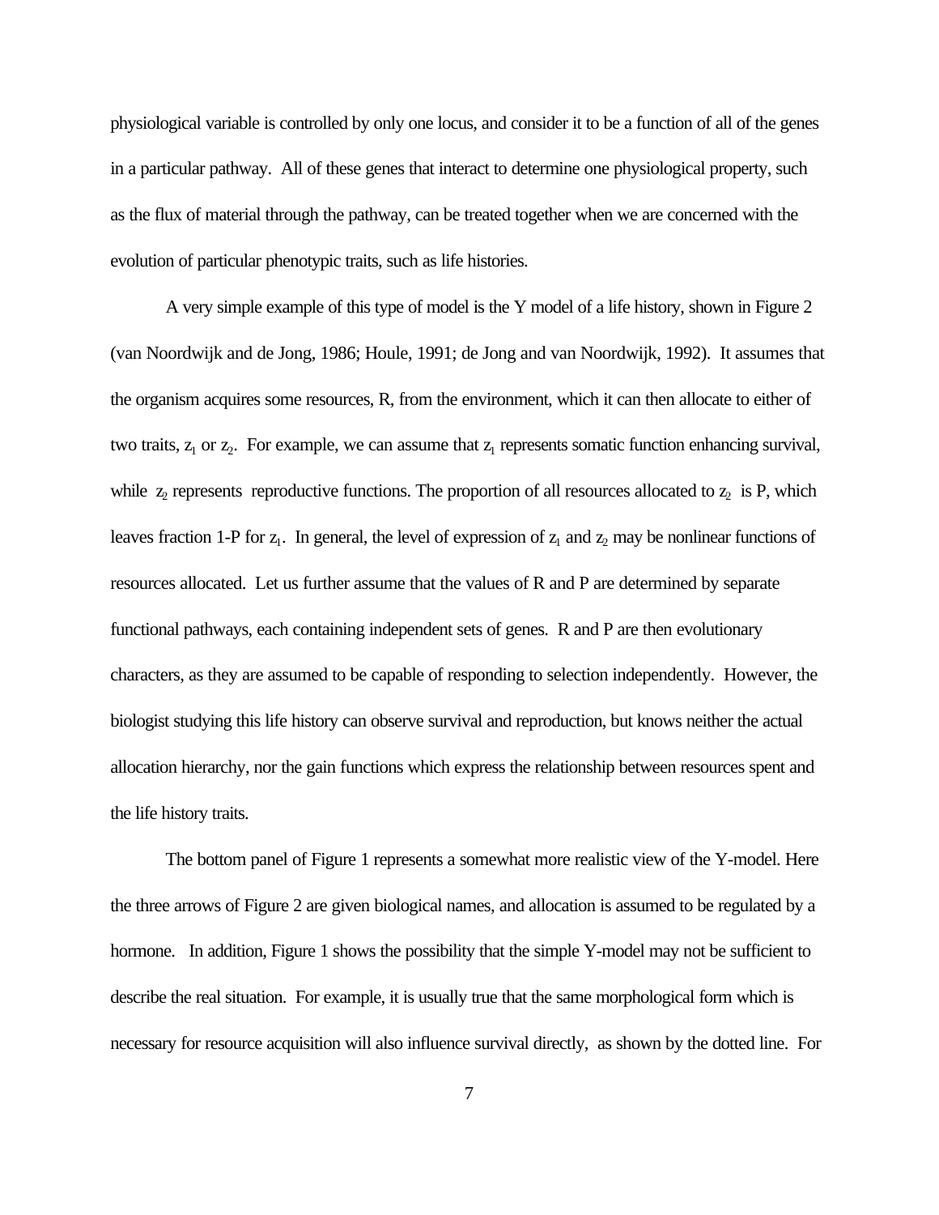physiological variable is controlled by only one locus, and consider it to be a function of all of the genes in a particular pathway. All of these genes that interact to determine one physiological property, such as the flux of material through the pathway, can be treated together when we are concerned with the evolution of particular phenotypic traits, such as life histories.

A very simple example of this type of model is the Y model of a life history, shown in Figure 2 (van Noordwijk and de Jong, 1986; Houle, 1991; de Jong and van Noordwijk, 1992). It assumes that the organism acquires some resources, R, from the environment, which it can then allocate to either of two traits, $z_1$ or $z_2$. For example, we can assume that $z_1$ represents somatic function enhancing survival, while $z_2$ represents reproductive functions. The proportion of all resources allocated to $z_2$ is P, which leaves fraction 1-P for $z_1$. In general, the level of expression of $z_1$ and $z_2$ may be nonlinear functions of resources allocated. Let us further assume that the values of R and P are determined by separate functional pathways, each containing independent sets of genes. R and P are then evolutionary characters, as they are assumed to be capable of responding to selection independently. However, the biologist studying this life history can observe survival and reproduction, but knows neither the actual allocation hierarchy, nor the gain functions which express the relationship between resources spent and the life history traits.

The bottom panel of Figure 1 represents a somewhat more realistic view of the Y-model. Here the three arrows of Figure 2 are given biological names, and allocation is assumed to be regulated by a hormone. In addition, Figure 1 shows the possibility that the simple Y-model may not be sufficient to describe the real situation. For example, it is usually true that the same morphological form which is necessary for resource acquisition will also influence survival directly, as shown by the dotted line. For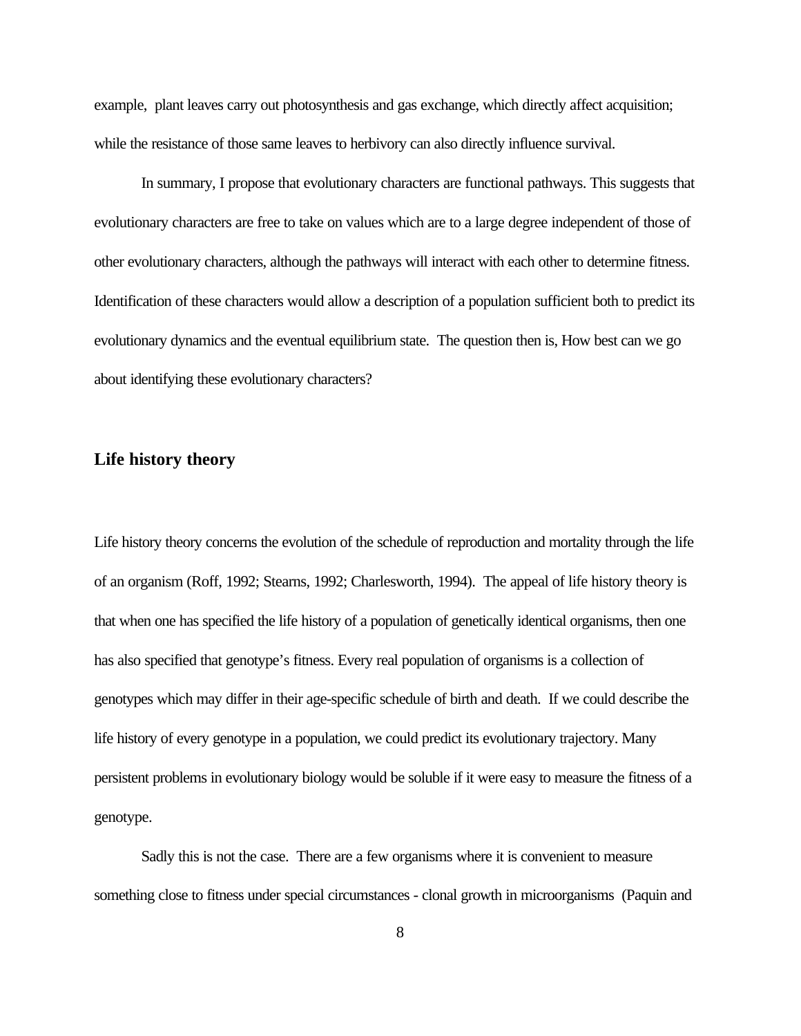example, plant leaves carry out photosynthesis and gas exchange, which directly affect acquisition; while the resistance of those same leaves to herbivory can also directly influence survival.

In summary, I propose that evolutionary characters are functional pathways. This suggests that evolutionary characters are free to take on values which are to a large degree independent of those of other evolutionary characters, although the pathways will interact with each other to determine fitness. Identification of these characters would allow a description of a population sufficient both to predict its evolutionary dynamics and the eventual equilibrium state. The question then is, How best can we go about identifying these evolutionary characters?

## Life history theory

Life history theory concerns the evolution of the schedule of reproduction and mortality through the life of an organism (Roff, 1992; Stearns, 1992; Charlesworth, 1994). The appeal of life history theory is that when one has specified the life history of a population of genetically identical organisms, then one has also specified that genotype's fitness. Every real population of organisms is a collection of genotypes which may differ in their age-specific schedule of birth and death. If we could describe the life history of every genotype in a population, we could predict its evolutionary trajectory. Many persistent problems in evolutionary biology would be soluble if it were easy to measure the fitness of a genotype.

Sadly this is not the case. There are a few organisms where it is convenient to measure something close to fitness under special circumstances - clonal growth in microorganisms (Paquin and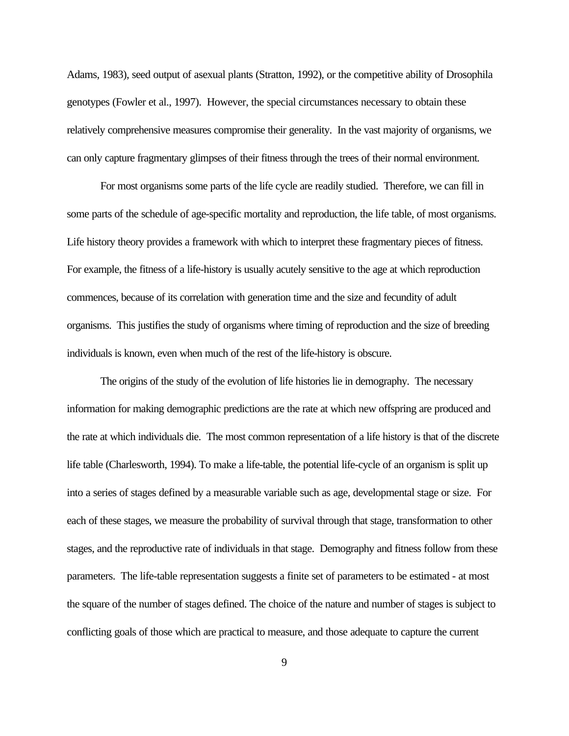Adams, 1983), seed output of asexual plants (Stratton, 1992), or the competitive ability of Drosophila genotypes (Fowler et al., 1997). However, the special circumstances necessary to obtain these relatively comprehensive measures compromise their generality. In the vast majority of organisms, we can only capture fragmentary glimpses of their fitness through the trees of their normal environment.

For most organisms some parts of the life cycle are readily studied. Therefore, we can fill in some parts of the schedule of age-specific mortality and reproduction, the life table, of most organisms. Life history theory provides a framework with which to interpret these fragmentary pieces of fitness. For example, the fitness of a life-history is usually acutely sensitive to the age at which reproduction commences, because of its correlation with generation time and the size and fecundity of adult organisms. This justifies the study of organisms where timing of reproduction and the size of breeding individuals is known, even when much of the rest of the life-history is obscure.

The origins of the study of the evolution of life histories lie in demography. The necessary information for making demographic predictions are the rate at which new offspring are produced and the rate at which individuals die. The most common representation of a life history is that of the discrete life table (Charlesworth, 1994). To make a life-table, the potential life-cycle of an organism is split up into a series of stages defined by a measurable variable such as age, developmental stage or size. For each of these stages, we measure the probability of survival through that stage, transformation to other stages, and the reproductive rate of individuals in that stage. Demography and fitness follow from these parameters. The life-table representation suggests a finite set of parameters to be estimated - at most the square of the number of stages defined. The choice of the nature and number of stages is subject to conflicting goals of those which are practical to measure, and those adequate to capture the current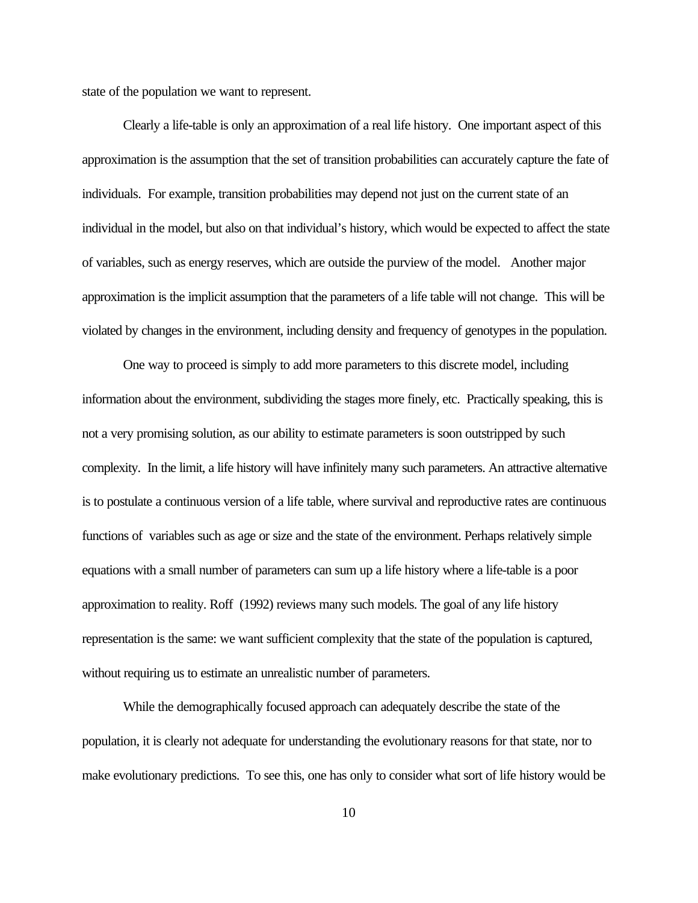state of the population we want to represent.

Clearly a life-table is only an approximation of a real life history. One important aspect of this approximation is the assumption that the set of transition probabilities can accurately capture the fate of individuals. For example, transition probabilities may depend not just on the current state of an individual in the model, but also on that individual's history, which would be expected to affect the state of variables, such as energy reserves, which are outside the purview of the model. Another major approximation is the implicit assumption that the parameters of a life table will not change. This will be violated by changes in the environment, including density and frequency of genotypes in the population.

One way to proceed is simply to add more parameters to this discrete model, including information about the environment, subdividing the stages more finely, etc. Practically speaking, this is not a very promising solution, as our ability to estimate parameters is soon outstripped by such complexity. In the limit, a life history will have infinitely many such parameters. An attractive alternative is to postulate a continuous version of a life table, where survival and reproductive rates are continuous functions of variables such as age or size and the state of the environment. Perhaps relatively simple equations with a small number of parameters can sum up a life history where a life-table is a poor approximation to reality. Roff (1992) reviews many such models. The goal of any life history representation is the same: we want sufficient complexity that the state of the population is captured, without requiring us to estimate an unrealistic number of parameters.

While the demographically focused approach can adequately describe the state of the population, it is clearly not adequate for understanding the evolutionary reasons for that state, nor to make evolutionary predictions. To see this, one has only to consider what sort of life history would be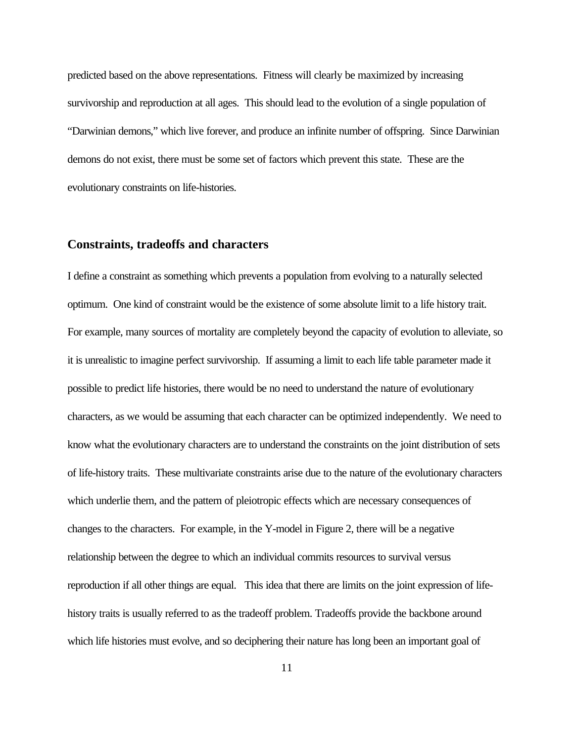predicted based on the above representations. Fitness will clearly be maximized by increasing survivorship and reproduction at all ages. This should lead to the evolution of a single population of "Darwinian demons," which live forever, and produce an infinite number of offspring. Since Darwinian demons do not exist, there must be some set of factors which prevent this state. These are the evolutionary constraints on life-histories.

## Constraints, tradeoffs and characters

I define a constraint as something which prevents a population from evolving to a naturally selected optimum. One kind of constraint would be the existence of some absolute limit to a life history trait. For example, many sources of mortality are completely beyond the capacity of evolution to alleviate, so it is unrealistic to imagine perfect survivorship. If assuming a limit to each life table parameter made it possible to predict life histories, there would be no need to understand the nature of evolutionary characters, as we would be assuming that each character can be optimized independently. We need to know what the evolutionary characters are to understand the constraints on the joint distribution of sets of life-history traits. These multivariate constraints arise due to the nature of the evolutionary characters which underlie them, and the pattern of pleiotropic effects which are necessary consequences of changes to the characters. For example, in the Y-model in Figure 2, there will be a negative relationship between the degree to which an individual commits resources to survival versus reproduction if all other things are equal. This idea that there are limits on the joint expression of life-history traits is usually referred to as the tradeoff problem. Tradeoffs provide the backbone around which life histories must evolve, and so deciphering their nature has long been an important goal of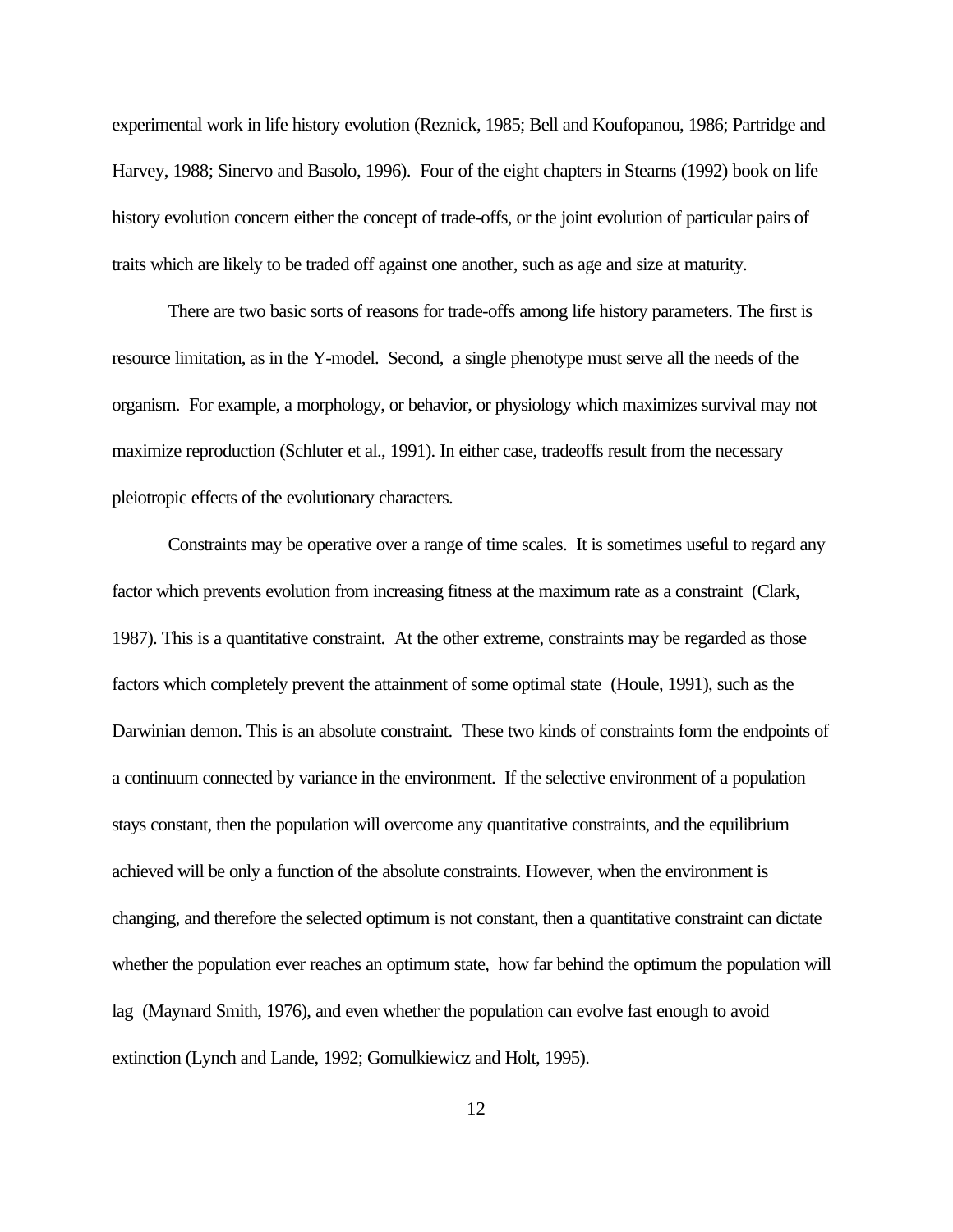experimental work in life history evolution (Reznick, 1985; Bell and Koufopanou, 1986; Partridge and Harvey, 1988; Sinervo and Basolo, 1996). Four of the eight chapters in Stearns (1992) book on life history evolution concern either the concept of trade-offs, or the joint evolution of particular pairs of traits which are likely to be traded off against one another, such as age and size at maturity.

There are two basic sorts of reasons for trade-offs among life history parameters. The first is resource limitation, as in the Y-model. Second, a single phenotype must serve all the needs of the organism. For example, a morphology, or behavior, or physiology which maximizes survival may not maximize reproduction (Schluter et al., 1991). In either case, tradeoffs result from the necessary pleiotropic effects of the evolutionary characters.

Constraints may be operative over a range of time scales. It is sometimes useful to regard any factor which prevents evolution from increasing fitness at the maximum rate as a constraint (Clark, 1987). This is a quantitative constraint. At the other extreme, constraints may be regarded as those factors which completely prevent the attainment of some optimal state (Houle, 1991), such as the Darwinian demon. This is an absolute constraint. These two kinds of constraints form the endpoints of a continuum connected by variance in the environment. If the selective environment of a population stays constant, then the population will overcome any quantitative constraints, and the equilibrium achieved will be only a function of the absolute constraints. However, when the environment is changing, and therefore the selected optimum is not constant, then a quantitative constraint can dictate whether the population ever reaches an optimum state, how far behind the optimum the population will lag (Maynard Smith, 1976), and even whether the population can evolve fast enough to avoid extinction (Lynch and Lande, 1992; Gomulkiewicz and Holt, 1995).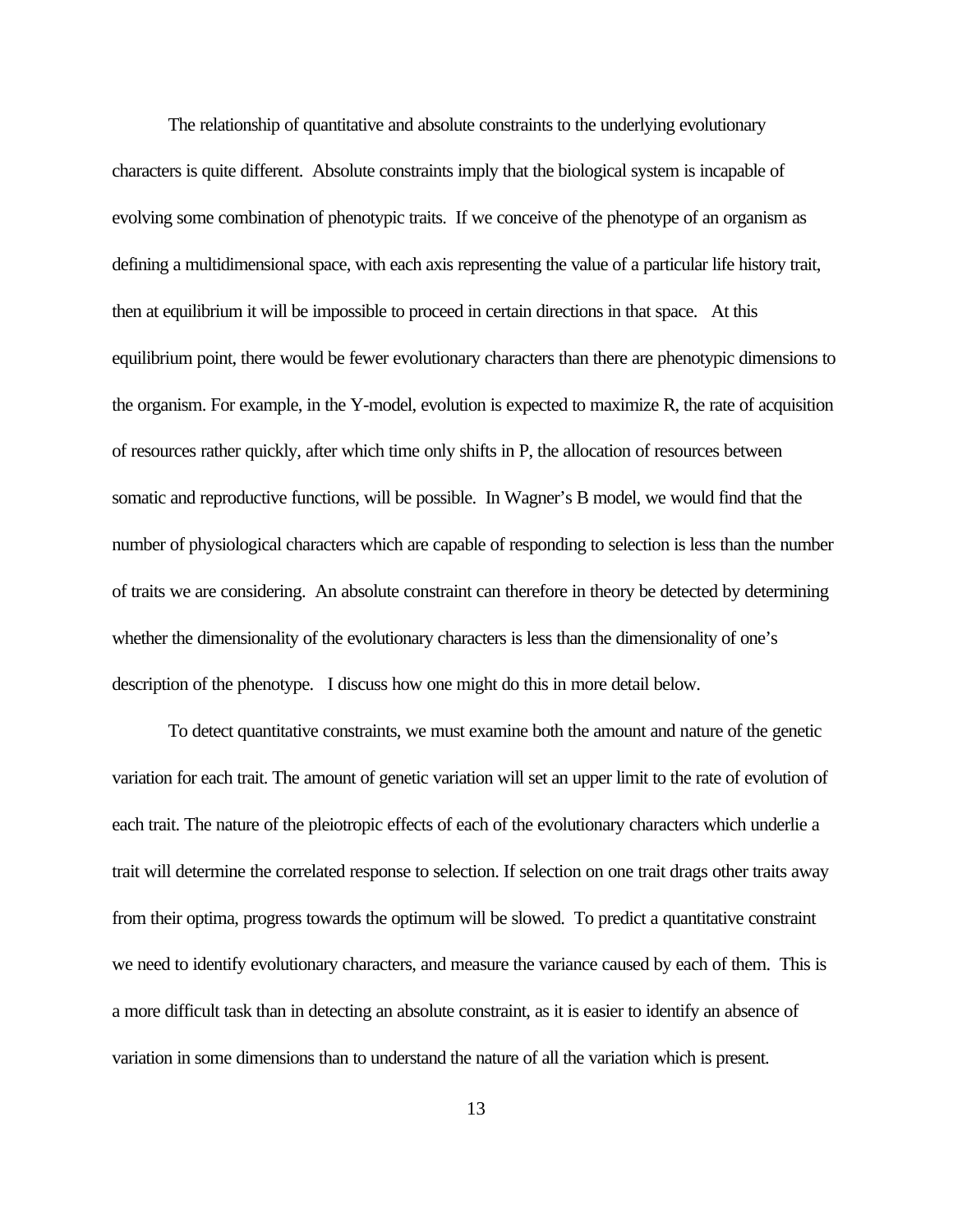The relationship of quantitative and absolute constraints to the underlying evolutionary characters is quite different. Absolute constraints imply that the biological system is incapable of evolving some combination of phenotypic traits. If we conceive of the phenotype of an organism as defining a multidimensional space, with each axis representing the value of a particular life history trait, then at equilibrium it will be impossible to proceed in certain directions in that space. At this equilibrium point, there would be fewer evolutionary characters than there are phenotypic dimensions to the organism. For example, in the Y-model, evolution is expected to maximize R, the rate of acquisition of resources rather quickly, after which time only shifts in P, the allocation of resources between somatic and reproductive functions, will be possible. In Wagner's B model, we would find that the number of physiological characters which are capable of responding to selection is less than the number of traits we are considering. An absolute constraint can therefore in theory be detected by determining whether the dimensionality of the evolutionary characters is less than the dimensionality of one's description of the phenotype. I discuss how one might do this in more detail below.

To detect quantitative constraints, we must examine both the amount and nature of the genetic variation for each trait. The amount of genetic variation will set an upper limit to the rate of evolution of each trait. The nature of the pleiotropic effects of each of the evolutionary characters which underlie a trait will determine the correlated response to selection. If selection on one trait drags other traits away from their optima, progress towards the optimum will be slowed. To predict a quantitative constraint we need to identify evolutionary characters, and measure the variance caused by each of them. This is a more difficult task than in detecting an absolute constraint, as it is easier to identify an absence of variation in some dimensions than to understand the nature of all the variation which is present.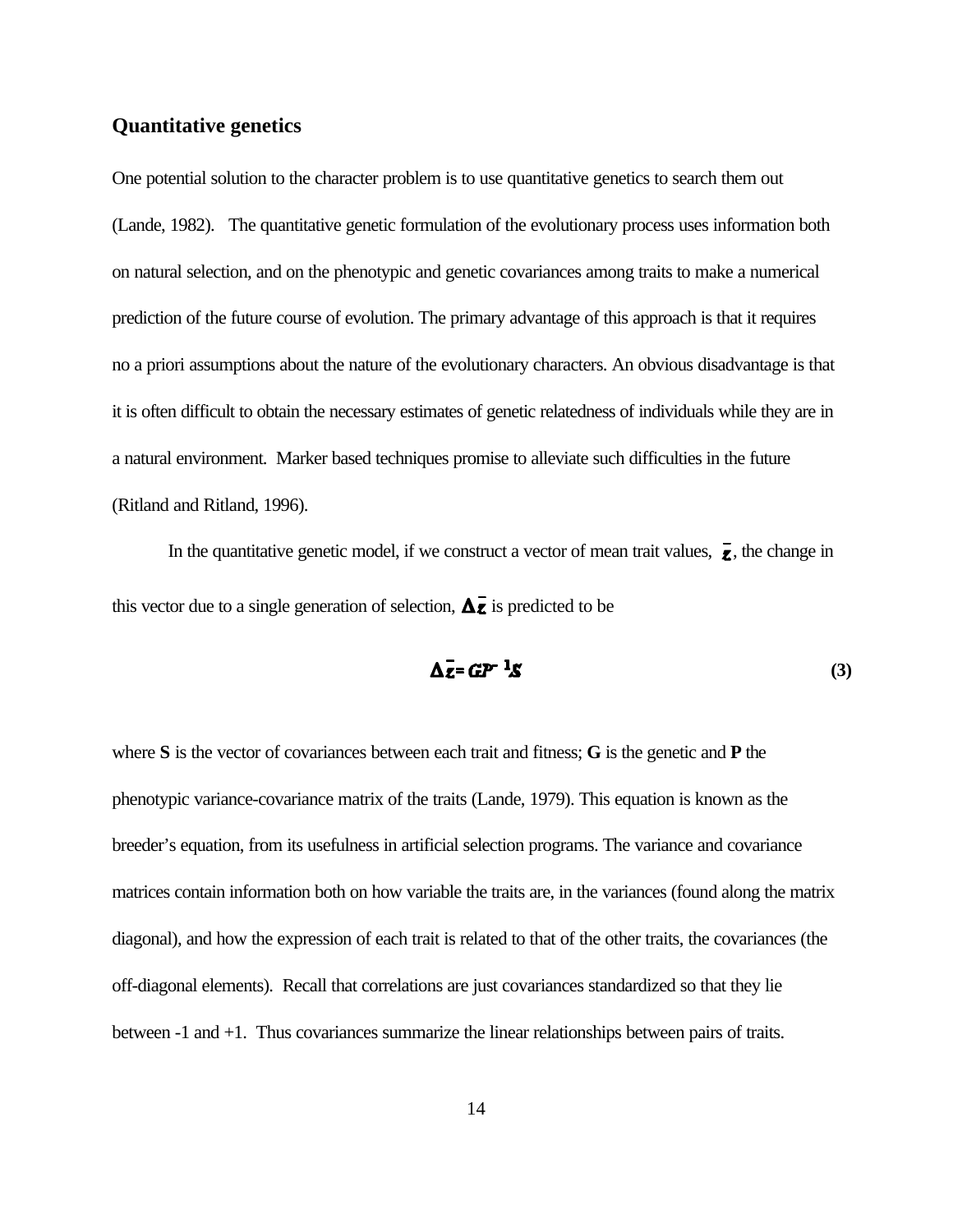## Quantitative genetics

One potential solution to the character problem is to use quantitative genetics to search them out (Lande, 1982). The quantitative genetic formulation of the evolutionary process uses information both on natural selection, and on the phenotypic and genetic covariances among traits to make a numerical prediction of the future course of evolution. The primary advantage of this approach is that it requires no a priori assumptions about the nature of the evolutionary characters. An obvious disadvantage is that it is often difficult to obtain the necessary estimates of genetic relatedness of individuals while they are in a natural environment. Marker based techniques promise to alleviate such difficulties in the future (Ritland and Ritland, 1996).

In the quantitative genetic model, if we construct a vector of mean trait values, $\bar{\mathbf{z}}$, the change in this vector due to a single generation of selection, $\Delta\bar{\mathbf{z}}$ is predicted to be

$$\Delta\bar{\mathbf{z}} = \mathbf{G}\mathbf{P}^{-1}\mathbf{S} \tag{3}$$

where **S** is the vector of covariances between each trait and fitness; **G** is the genetic and **P** the phenotypic variance-covariance matrix of the traits (Lande, 1979). This equation is known as the breeder's equation, from its usefulness in artificial selection programs. The variance and covariance matrices contain information both on how variable the traits are, in the variances (found along the matrix diagonal), and how the expression of each trait is related to that of the other traits, the covariances (the off-diagonal elements). Recall that correlations are just covariances standardized so that they lie between -1 and +1. Thus covariances summarize the linear relationships between pairs of traits.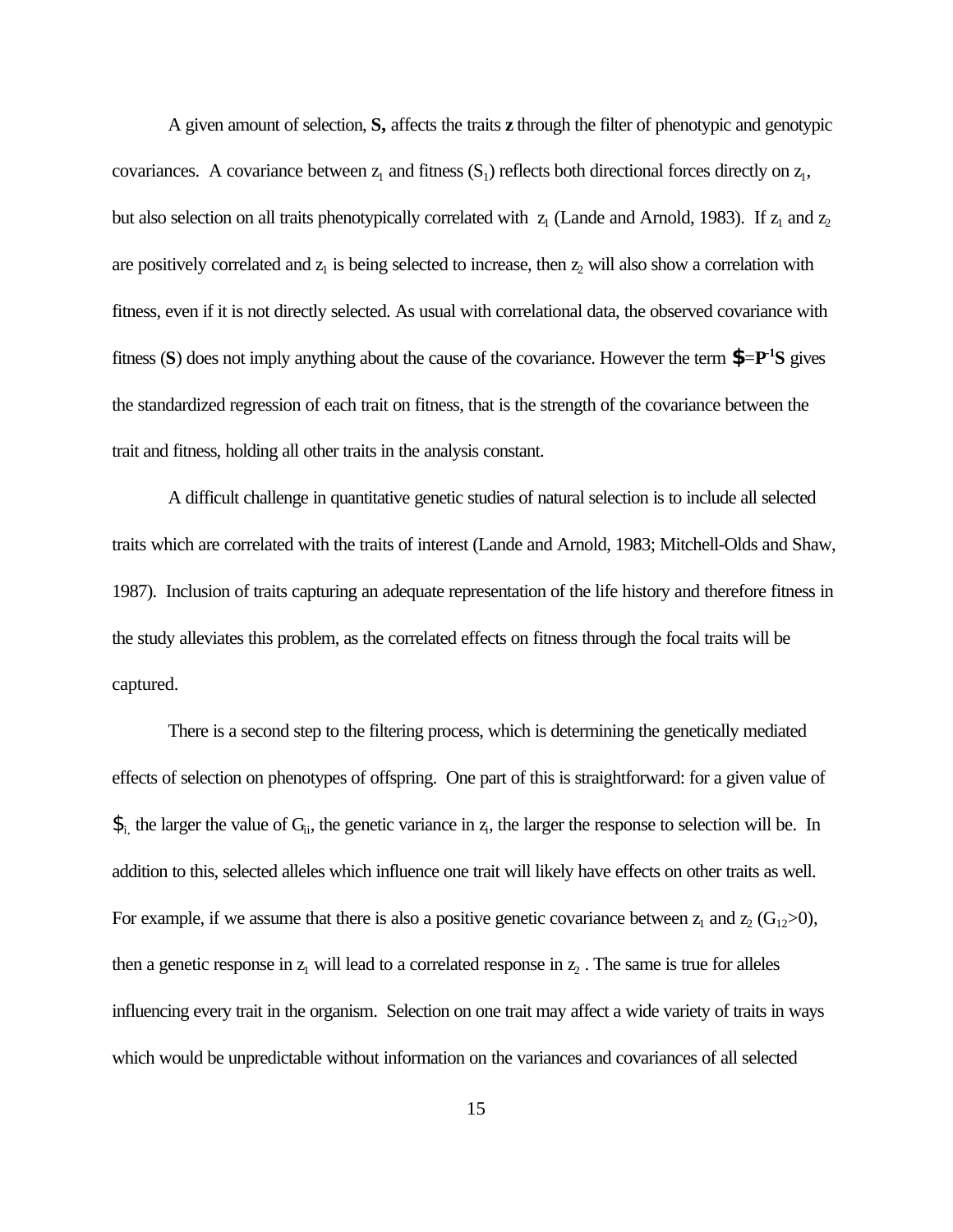A given amount of selection, **S,** affects the traits **z** through the filter of phenotypic and genotypic covariances. A covariance between $z_1$ and fitness ($S_1$) reflects both directional forces directly on $z_1$, but also selection on all traits phenotypically correlated with $z_1$ (Lande and Arnold, 1983). If $z_1$ and $z_2$ are positively correlated and $z_1$ is being selected to increase, then $z_2$ will also show a correlation with fitness, even if it is not directly selected. As usual with correlational data, the observed covariance with fitness (**S**) does not imply anything about the cause of the covariance. However the term $\boldsymbol{\beta}=\mathbf{P}^{-1}\mathbf{S}$ gives the standardized regression of each trait on fitness, that is the strength of the covariance between the trait and fitness, holding all other traits in the analysis constant.

A difficult challenge in quantitative genetic studies of natural selection is to include all selected traits which are correlated with the traits of interest (Lande and Arnold, 1983; Mitchell-Olds and Shaw, 1987). Inclusion of traits capturing an adequate representation of the life history and therefore fitness in the study alleviates this problem, as the correlated effects on fitness through the focal traits will be captured.

There is a second step to the filtering process, which is determining the genetically mediated effects of selection on phenotypes of offspring. One part of this is straightforward: for a given value of $\beta_i$, the larger the value of $G_{ii}$, the genetic variance in $z_i$, the larger the response to selection will be. In addition to this, selected alleles which influence one trait will likely have effects on other traits as well. For example, if we assume that there is also a positive genetic covariance between $z_1$ and $z_2$ ($G_{12}>0$), then a genetic response in $z_1$ will lead to a correlated response in $z_2$. The same is true for alleles influencing every trait in the organism. Selection on one trait may affect a wide variety of traits in ways which would be unpredictable without information on the variances and covariances of all selected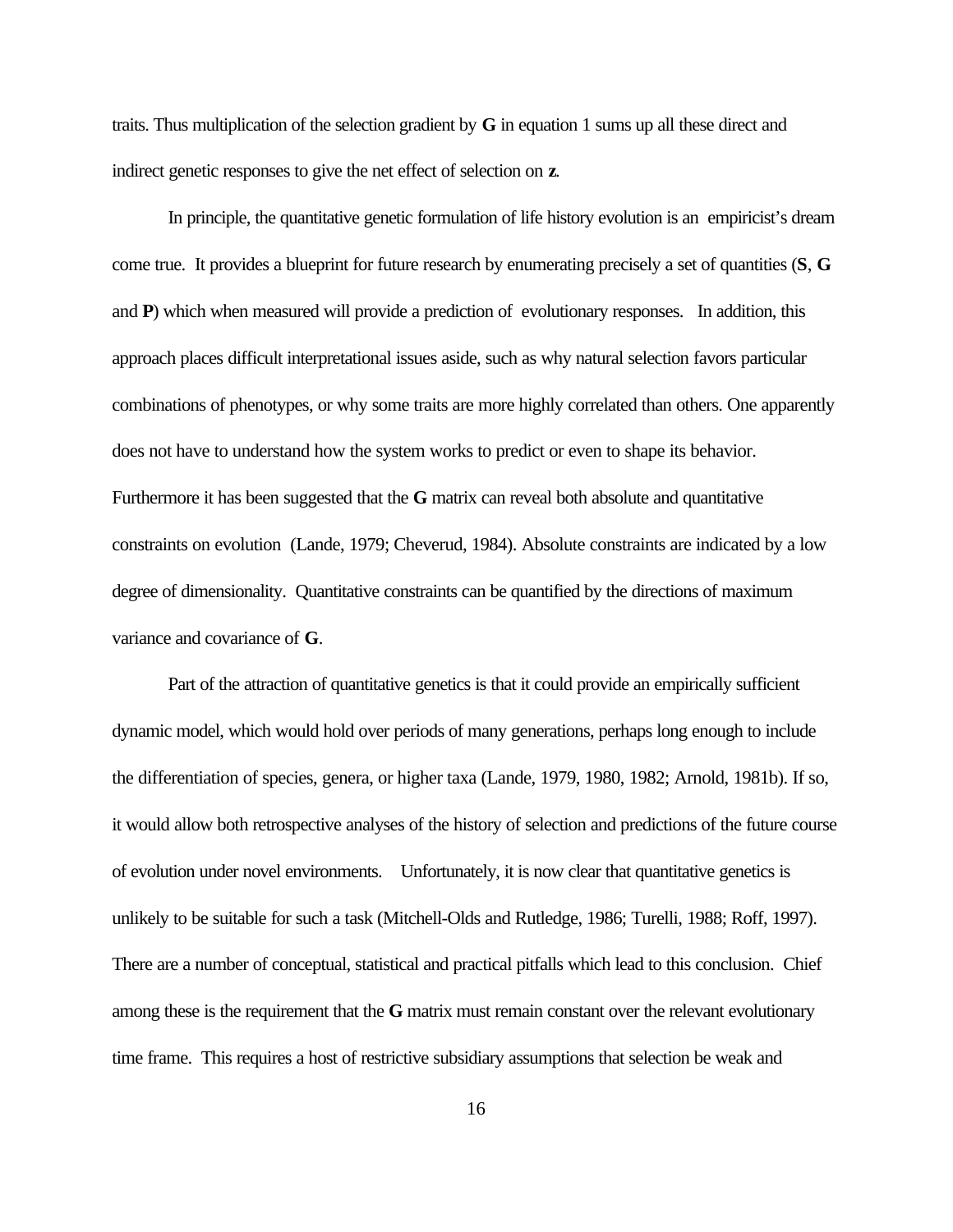traits. Thus multiplication of the selection gradient by **G** in equation 1 sums up all these direct and indirect genetic responses to give the net effect of selection on **z**.

In principle, the quantitative genetic formulation of life history evolution is an empiricist's dream come true. It provides a blueprint for future research by enumerating precisely a set of quantities (**S**, **G** and **P**) which when measured will provide a prediction of evolutionary responses. In addition, this approach places difficult interpretational issues aside, such as why natural selection favors particular combinations of phenotypes, or why some traits are more highly correlated than others. One apparently does not have to understand how the system works to predict or even to shape its behavior. Furthermore it has been suggested that the **G** matrix can reveal both absolute and quantitative constraints on evolution (Lande, 1979; Cheverud, 1984). Absolute constraints are indicated by a low degree of dimensionality. Quantitative constraints can be quantified by the directions of maximum variance and covariance of **G**.

Part of the attraction of quantitative genetics is that it could provide an empirically sufficient dynamic model, which would hold over periods of many generations, perhaps long enough to include the differentiation of species, genera, or higher taxa (Lande, 1979, 1980, 1982; Arnold, 1981b). If so, it would allow both retrospective analyses of the history of selection and predictions of the future course of evolution under novel environments. Unfortunately, it is now clear that quantitative genetics is unlikely to be suitable for such a task (Mitchell-Olds and Rutledge, 1986; Turelli, 1988; Roff, 1997). There are a number of conceptual, statistical and practical pitfalls which lead to this conclusion. Chief among these is the requirement that the **G** matrix must remain constant over the relevant evolutionary time frame. This requires a host of restrictive subsidiary assumptions that selection be weak and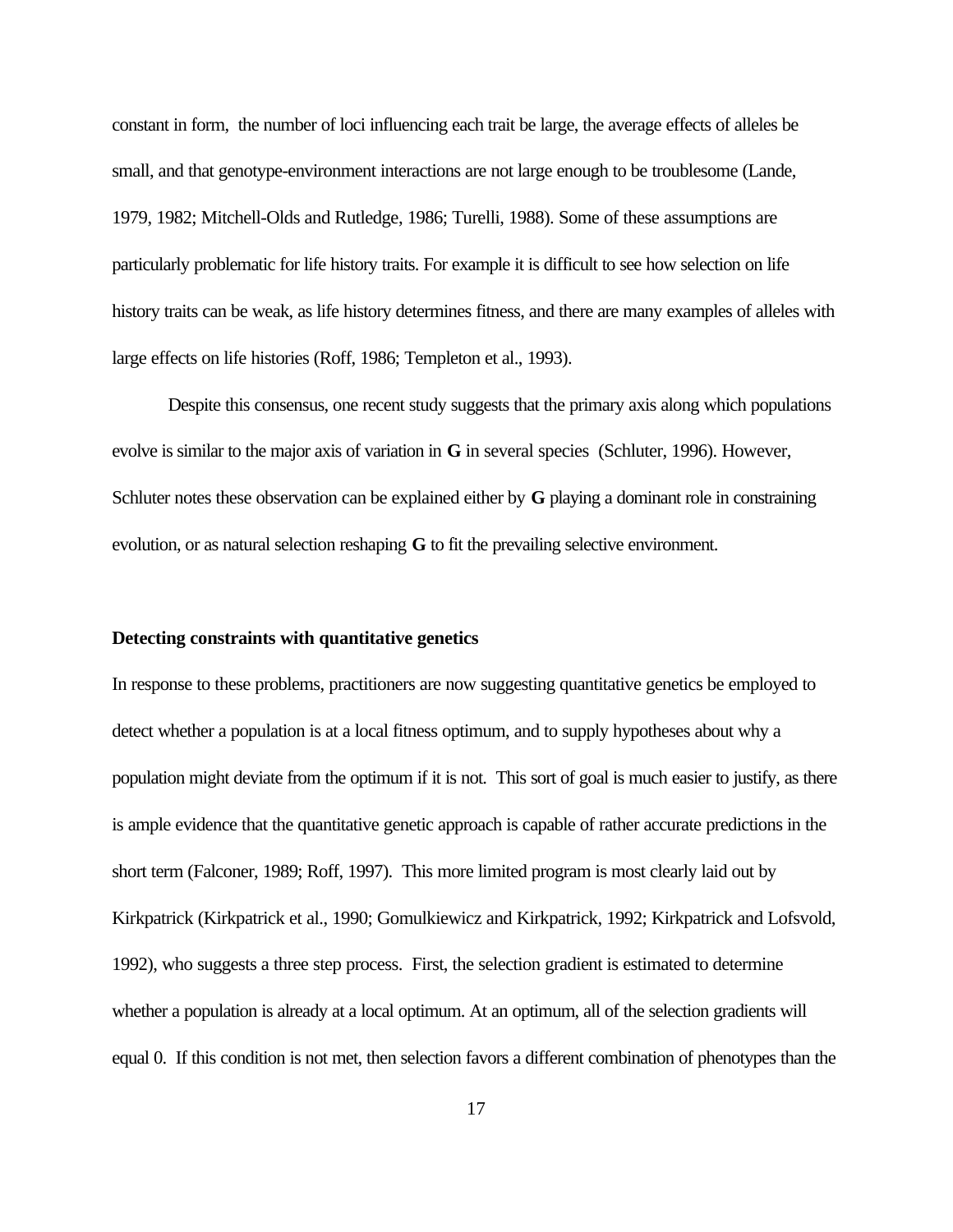constant in form, the number of loci influencing each trait be large, the average effects of alleles be small, and that genotype-environment interactions are not large enough to be troublesome (Lande, 1979, 1982; Mitchell-Olds and Rutledge, 1986; Turelli, 1988). Some of these assumptions are particularly problematic for life history traits. For example it is difficult to see how selection on life history traits can be weak, as life history determines fitness, and there are many examples of alleles with large effects on life histories (Roff, 1986; Templeton et al., 1993).

Despite this consensus, one recent study suggests that the primary axis along which populations evolve is similar to the major axis of variation in **G** in several species (Schluter, 1996). However, Schluter notes these observation can be explained either by **G** playing a dominant role in constraining evolution, or as natural selection reshaping **G** to fit the prevailing selective environment.

### Detecting constraints with quantitative genetics

In response to these problems, practitioners are now suggesting quantitative genetics be employed to detect whether a population is at a local fitness optimum, and to supply hypotheses about why a population might deviate from the optimum if it is not. This sort of goal is much easier to justify, as there is ample evidence that the quantitative genetic approach is capable of rather accurate predictions in the short term (Falconer, 1989; Roff, 1997). This more limited program is most clearly laid out by Kirkpatrick (Kirkpatrick et al., 1990; Gomulkiewicz and Kirkpatrick, 1992; Kirkpatrick and Lofsvold, 1992), who suggests a three step process. First, the selection gradient is estimated to determine whether a population is already at a local optimum. At an optimum, all of the selection gradients will equal 0. If this condition is not met, then selection favors a different combination of phenotypes than the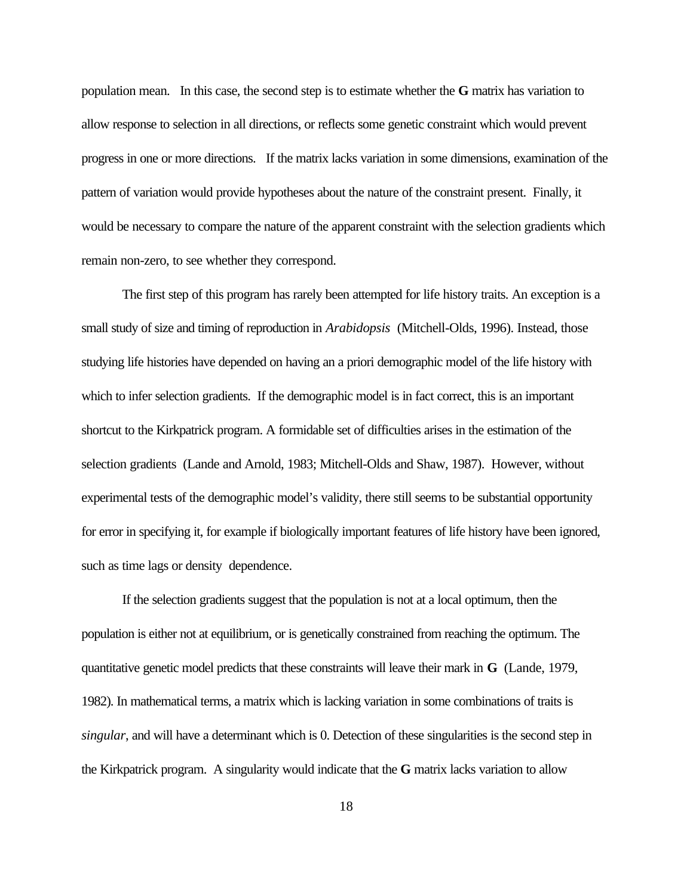population mean. In this case, the second step is to estimate whether the **G** matrix has variation to allow response to selection in all directions, or reflects some genetic constraint which would prevent progress in one or more directions. If the matrix lacks variation in some dimensions, examination of the pattern of variation would provide hypotheses about the nature of the constraint present. Finally, it would be necessary to compare the nature of the apparent constraint with the selection gradients which remain non-zero, to see whether they correspond.

The first step of this program has rarely been attempted for life history traits. An exception is a small study of size and timing of reproduction in *Arabidopsis* (Mitchell-Olds, 1996). Instead, those studying life histories have depended on having an a priori demographic model of the life history with which to infer selection gradients. If the demographic model is in fact correct, this is an important shortcut to the Kirkpatrick program. A formidable set of difficulties arises in the estimation of the selection gradients (Lande and Arnold, 1983; Mitchell-Olds and Shaw, 1987). However, without experimental tests of the demographic model's validity, there still seems to be substantial opportunity for error in specifying it, for example if biologically important features of life history have been ignored, such as time lags or density dependence.

If the selection gradients suggest that the population is not at a local optimum, then the population is either not at equilibrium, or is genetically constrained from reaching the optimum. The quantitative genetic model predicts that these constraints will leave their mark in **G** (Lande, 1979, 1982). In mathematical terms, a matrix which is lacking variation in some combinations of traits is *singular*, and will have a determinant which is 0. Detection of these singularities is the second step in the Kirkpatrick program. A singularity would indicate that the **G** matrix lacks variation to allow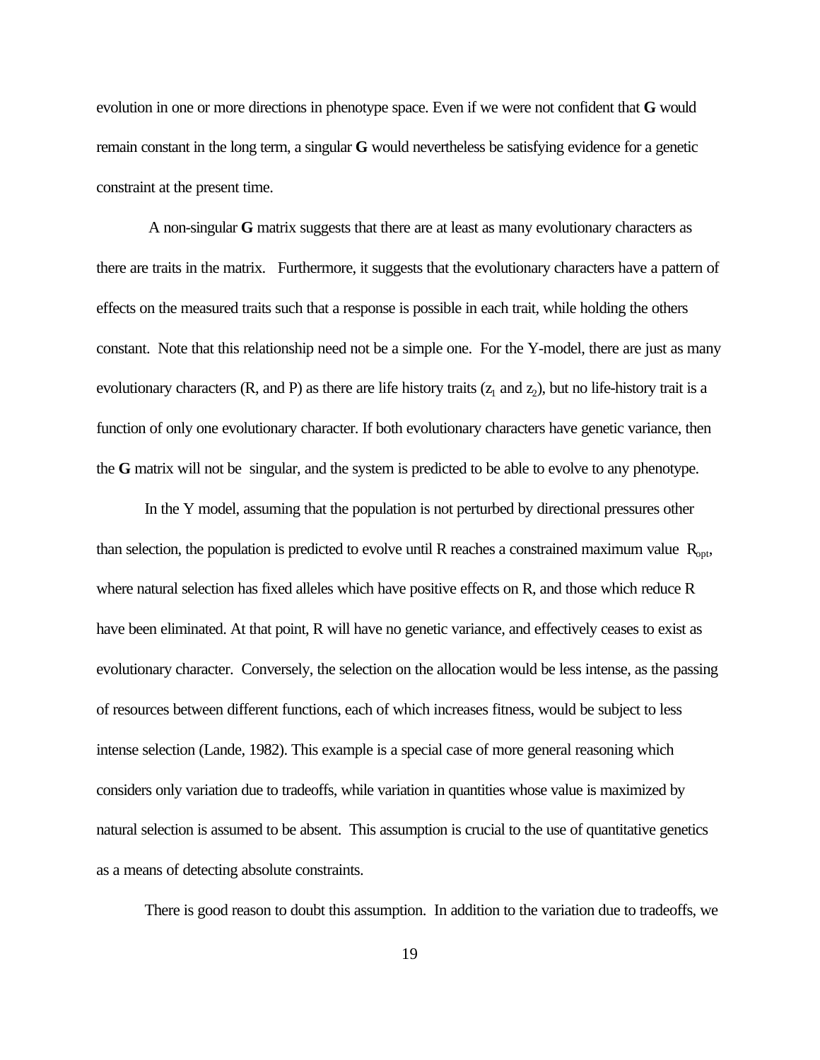evolution in one or more directions in phenotype space. Even if we were not confident that **G** would remain constant in the long term, a singular **G** would nevertheless be satisfying evidence for a genetic constraint at the present time.

A non-singular **G** matrix suggests that there are at least as many evolutionary characters as there are traits in the matrix. Furthermore, it suggests that the evolutionary characters have a pattern of effects on the measured traits such that a response is possible in each trait, while holding the others constant. Note that this relationship need not be a simple one. For the Y-model, there are just as many evolutionary characters (R, and P) as there are life history traits ($z_1$ and $z_2$), but no life-history trait is a function of only one evolutionary character. If both evolutionary characters have genetic variance, then the **G** matrix will not be singular, and the system is predicted to be able to evolve to any phenotype.

In the Y model, assuming that the population is not perturbed by directional pressures other than selection, the population is predicted to evolve until R reaches a constrained maximum value $R_{opt}$, where natural selection has fixed alleles which have positive effects on R, and those which reduce R have been eliminated. At that point, R will have no genetic variance, and effectively ceases to exist as evolutionary character. Conversely, the selection on the allocation would be less intense, as the passing of resources between different functions, each of which increases fitness, would be subject to less intense selection (Lande, 1982). This example is a special case of more general reasoning which considers only variation due to tradeoffs, while variation in quantities whose value is maximized by natural selection is assumed to be absent. This assumption is crucial to the use of quantitative genetics as a means of detecting absolute constraints.

There is good reason to doubt this assumption. In addition to the variation due to tradeoffs, we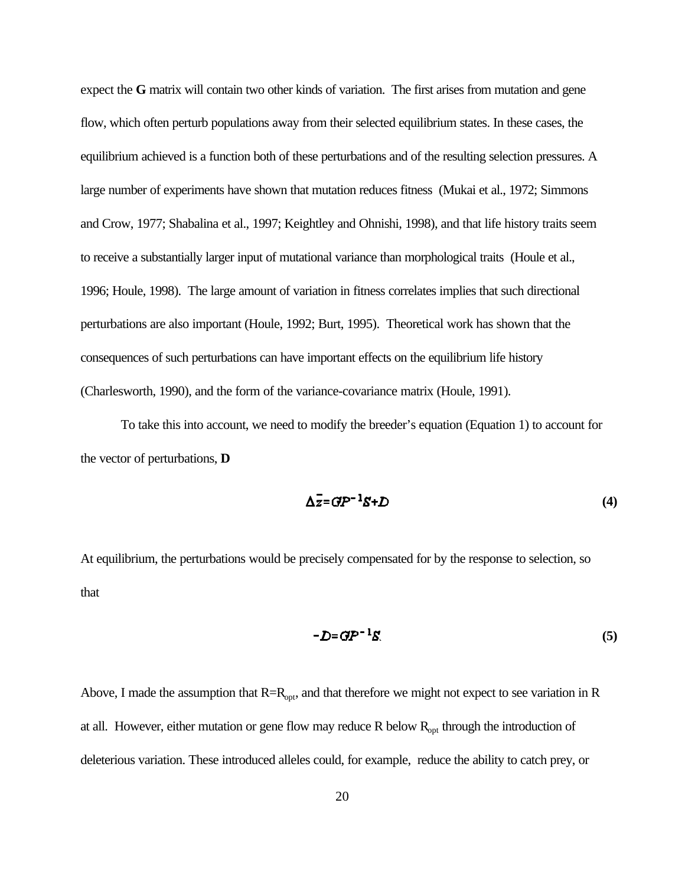expect the **G** matrix will contain two other kinds of variation. The first arises from mutation and gene flow, which often perturb populations away from their selected equilibrium states. In these cases, the equilibrium achieved is a function both of these perturbations and of the resulting selection pressures. A large number of experiments have shown that mutation reduces fitness (Mukai et al., 1972; Simmons and Crow, 1977; Shabalina et al., 1997; Keightley and Ohnishi, 1998), and that life history traits seem to receive a substantially larger input of mutational variance than morphological traits (Houle et al., 1996; Houle, 1998). The large amount of variation in fitness correlates implies that such directional perturbations are also important (Houle, 1992; Burt, 1995). Theoretical work has shown that the consequences of such perturbations can have important effects on the equilibrium life history (Charlesworth, 1990), and the form of the variance-covariance matrix (Houle, 1991).

To take this into account, we need to modify the breeder's equation (Equation 1) to account for the vector of perturbations, **D**

$$\Delta\bar{z} = GP^{-1}S + D \tag{4}$$

At equilibrium, the perturbations would be precisely compensated for by the response to selection, so that

$$-D = GP^{-1}S. \tag{5}$$

Above, I made the assumption that $R=R_{opt}$, and that therefore we might not expect to see variation in R at all. However, either mutation or gene flow may reduce R below $R_{opt}$ through the introduction of deleterious variation. These introduced alleles could, for example, reduce the ability to catch prey, or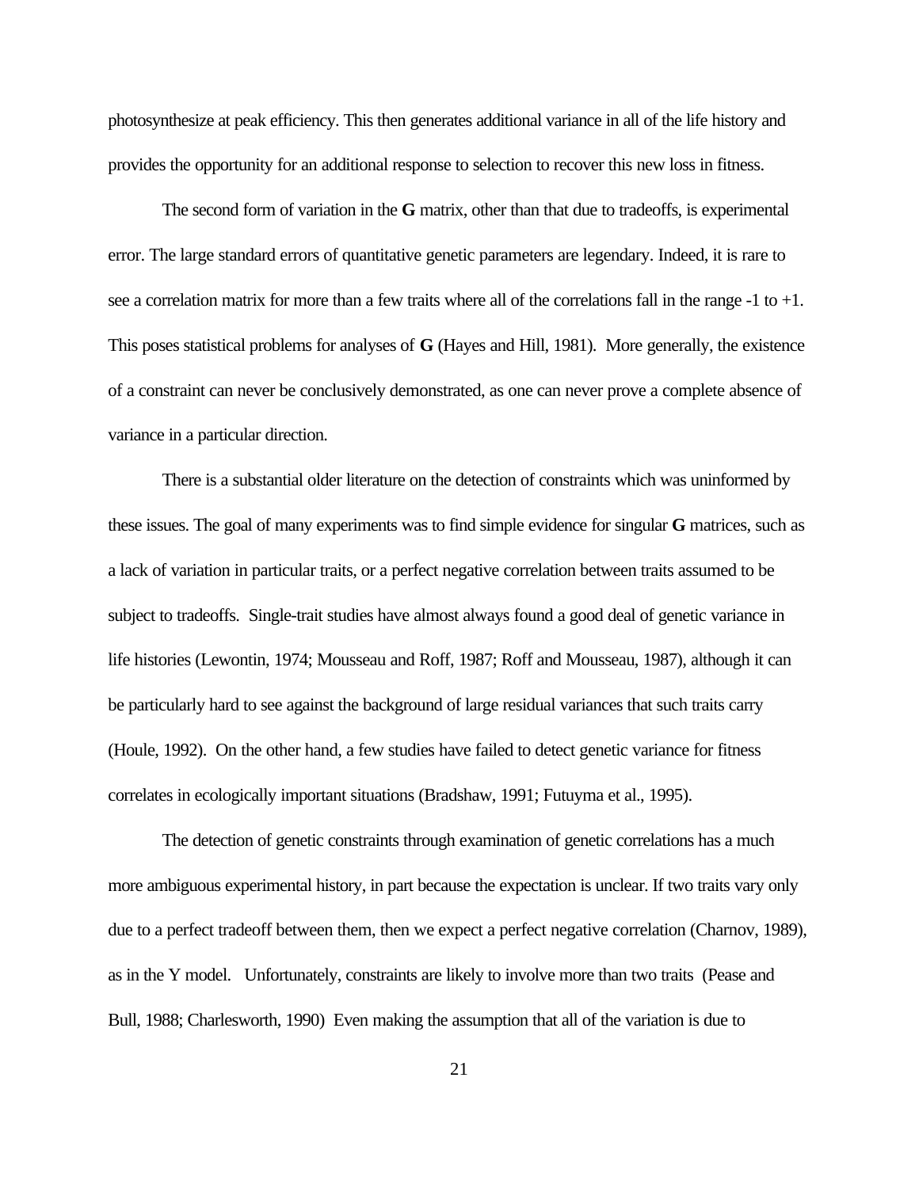photosynthesize at peak efficiency. This then generates additional variance in all of the life history and provides the opportunity for an additional response to selection to recover this new loss in fitness.

The second form of variation in the **G** matrix, other than that due to tradeoffs, is experimental error. The large standard errors of quantitative genetic parameters are legendary. Indeed, it is rare to see a correlation matrix for more than a few traits where all of the correlations fall in the range -1 to +1. This poses statistical problems for analyses of **G** (Hayes and Hill, 1981). More generally, the existence of a constraint can never be conclusively demonstrated, as one can never prove a complete absence of variance in a particular direction.

There is a substantial older literature on the detection of constraints which was uninformed by these issues. The goal of many experiments was to find simple evidence for singular **G** matrices, such as a lack of variation in particular traits, or a perfect negative correlation between traits assumed to be subject to tradeoffs. Single-trait studies have almost always found a good deal of genetic variance in life histories (Lewontin, 1974; Mousseau and Roff, 1987; Roff and Mousseau, 1987), although it can be particularly hard to see against the background of large residual variances that such traits carry (Houle, 1992). On the other hand, a few studies have failed to detect genetic variance for fitness correlates in ecologically important situations (Bradshaw, 1991; Futuyma et al., 1995).

The detection of genetic constraints through examination of genetic correlations has a much more ambiguous experimental history, in part because the expectation is unclear. If two traits vary only due to a perfect tradeoff between them, then we expect a perfect negative correlation (Charnov, 1989), as in the Y model. Unfortunately, constraints are likely to involve more than two traits (Pease and Bull, 1988; Charlesworth, 1990) Even making the assumption that all of the variation is due to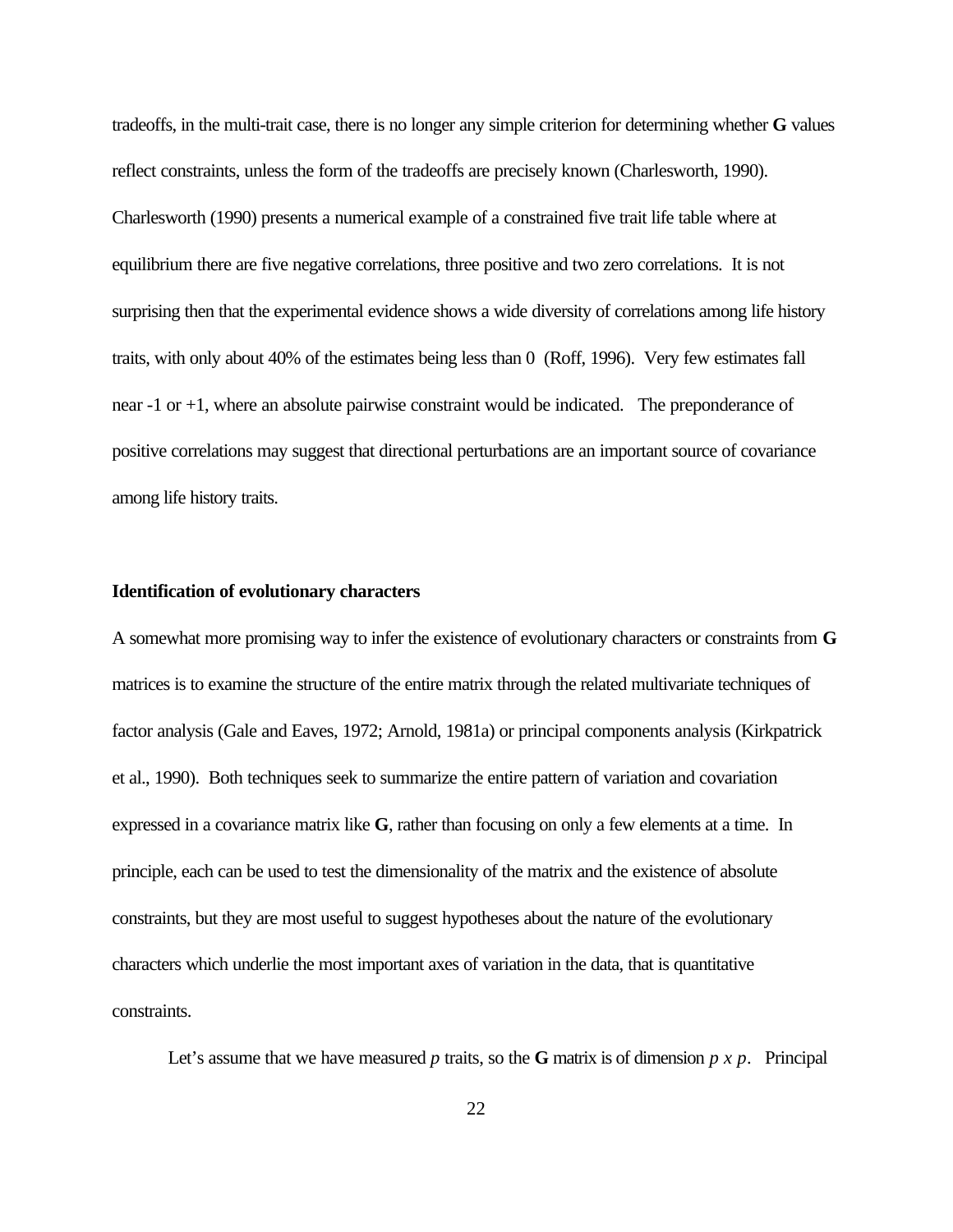tradeoffs, in the multi-trait case, there is no longer any simple criterion for determining whether **G** values reflect constraints, unless the form of the tradeoffs are precisely known (Charlesworth, 1990). Charlesworth (1990) presents a numerical example of a constrained five trait life table where at equilibrium there are five negative correlations, three positive and two zero correlations. It is not surprising then that the experimental evidence shows a wide diversity of correlations among life history traits, with only about 40% of the estimates being less than 0 (Roff, 1996). Very few estimates fall near -1 or +1, where an absolute pairwise constraint would be indicated. The preponderance of positive correlations may suggest that directional perturbations are an important source of covariance among life history traits.

**Identification of evolutionary characters**

A somewhat more promising way to infer the existence of evolutionary characters or constraints from **G** matrices is to examine the structure of the entire matrix through the related multivariate techniques of factor analysis (Gale and Eaves, 1972; Arnold, 1981a) or principal components analysis (Kirkpatrick et al., 1990). Both techniques seek to summarize the entire pattern of variation and covariation expressed in a covariance matrix like **G**, rather than focusing on only a few elements at a time. In principle, each can be used to test the dimensionality of the matrix and the existence of absolute constraints, but they are most useful to suggest hypotheses about the nature of the evolutionary characters which underlie the most important axes of variation in the data, that is quantitative constraints.

Let's assume that we have measured $p$ traits, so the **G** matrix is of dimension $p \times p$. Principal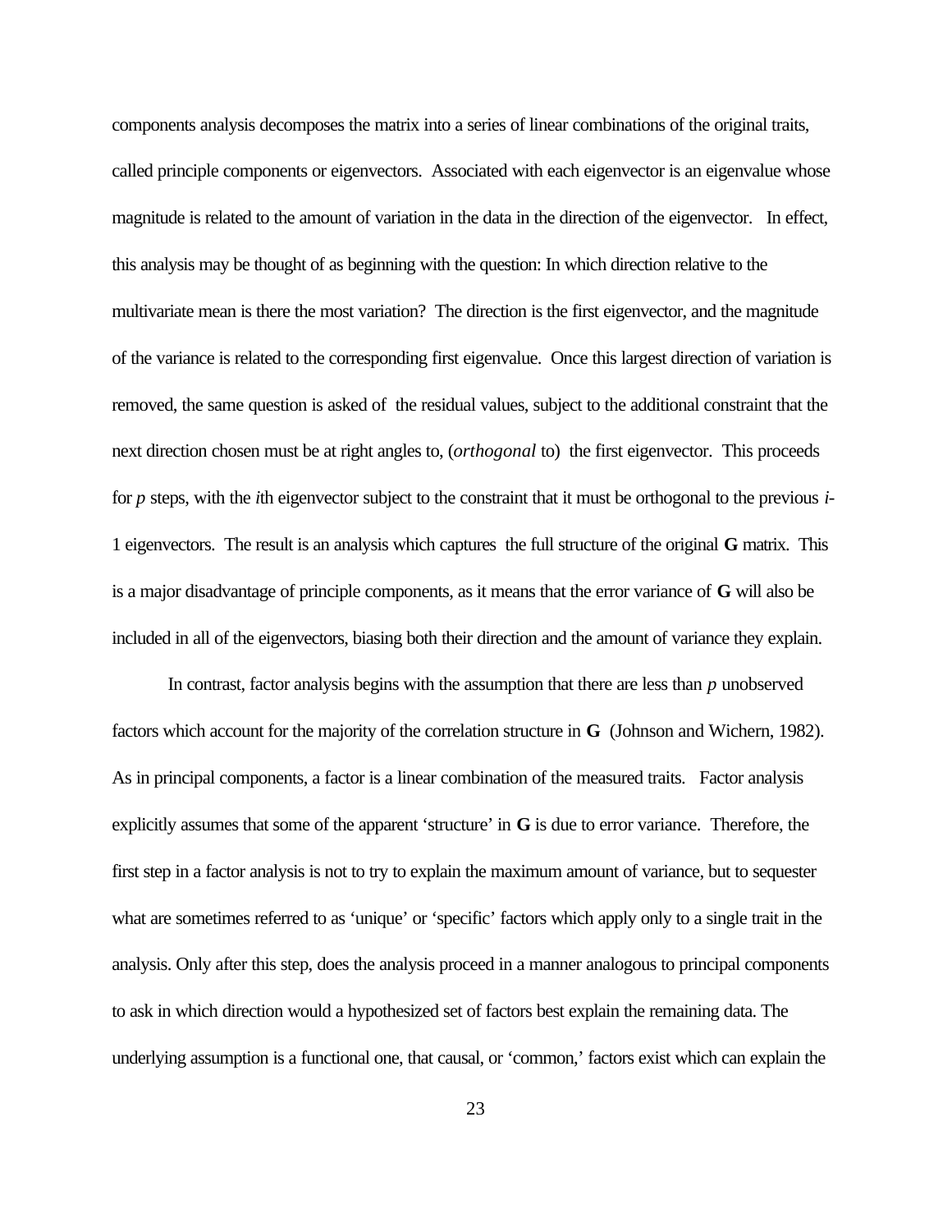components analysis decomposes the matrix into a series of linear combinations of the original traits, called principle components or eigenvectors. Associated with each eigenvector is an eigenvalue whose magnitude is related to the amount of variation in the data in the direction of the eigenvector. In effect, this analysis may be thought of as beginning with the question: In which direction relative to the multivariate mean is there the most variation? The direction is the first eigenvector, and the magnitude of the variance is related to the corresponding first eigenvalue. Once this largest direction of variation is removed, the same question is asked of the residual values, subject to the additional constraint that the next direction chosen must be at right angles to, (*orthogonal* to) the first eigenvector. This proceeds for $p$ steps, with the $i$th eigenvector subject to the constraint that it must be orthogonal to the previous $i$-1 eigenvectors. The result is an analysis which captures the full structure of the original **G** matrix. This is a major disadvantage of principle components, as it means that the error variance of **G** will also be included in all of the eigenvectors, biasing both their direction and the amount of variance they explain.

In contrast, factor analysis begins with the assumption that there are less than $p$ unobserved factors which account for the majority of the correlation structure in **G** (Johnson and Wichern, 1982). As in principal components, a factor is a linear combination of the measured traits. Factor analysis explicitly assumes that some of the apparent 'structure' in **G** is due to error variance. Therefore, the first step in a factor analysis is not to try to explain the maximum amount of variance, but to sequester what are sometimes referred to as 'unique' or 'specific' factors which apply only to a single trait in the analysis. Only after this step, does the analysis proceed in a manner analogous to principal components to ask in which direction would a hypothesized set of factors best explain the remaining data. The underlying assumption is a functional one, that causal, or 'common,' factors exist which can explain the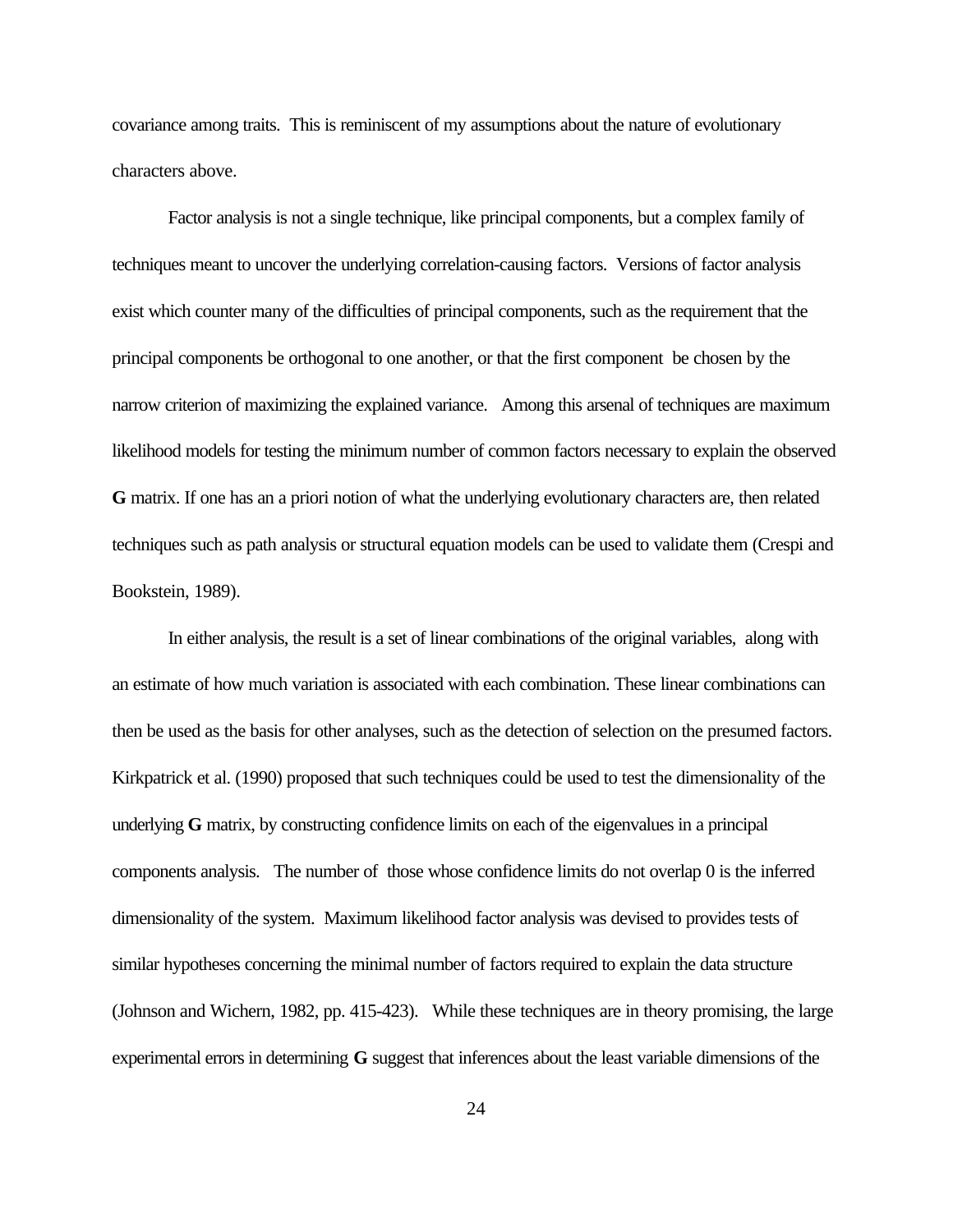covariance among traits. This is reminiscent of my assumptions about the nature of evolutionary characters above.

Factor analysis is not a single technique, like principal components, but a complex family of techniques meant to uncover the underlying correlation-causing factors. Versions of factor analysis exist which counter many of the difficulties of principal components, such as the requirement that the principal components be orthogonal to one another, or that the first component be chosen by the narrow criterion of maximizing the explained variance. Among this arsenal of techniques are maximum likelihood models for testing the minimum number of common factors necessary to explain the observed **G** matrix. If one has an a priori notion of what the underlying evolutionary characters are, then related techniques such as path analysis or structural equation models can be used to validate them (Crespi and Bookstein, 1989).

In either analysis, the result is a set of linear combinations of the original variables, along with an estimate of how much variation is associated with each combination. These linear combinations can then be used as the basis for other analyses, such as the detection of selection on the presumed factors. Kirkpatrick et al. (1990) proposed that such techniques could be used to test the dimensionality of the underlying **G** matrix, by constructing confidence limits on each of the eigenvalues in a principal components analysis. The number of those whose confidence limits do not overlap 0 is the inferred dimensionality of the system. Maximum likelihood factor analysis was devised to provides tests of similar hypotheses concerning the minimal number of factors required to explain the data structure (Johnson and Wichern, 1982, pp. 415-423). While these techniques are in theory promising, the large experimental errors in determining **G** suggest that inferences about the least variable dimensions of the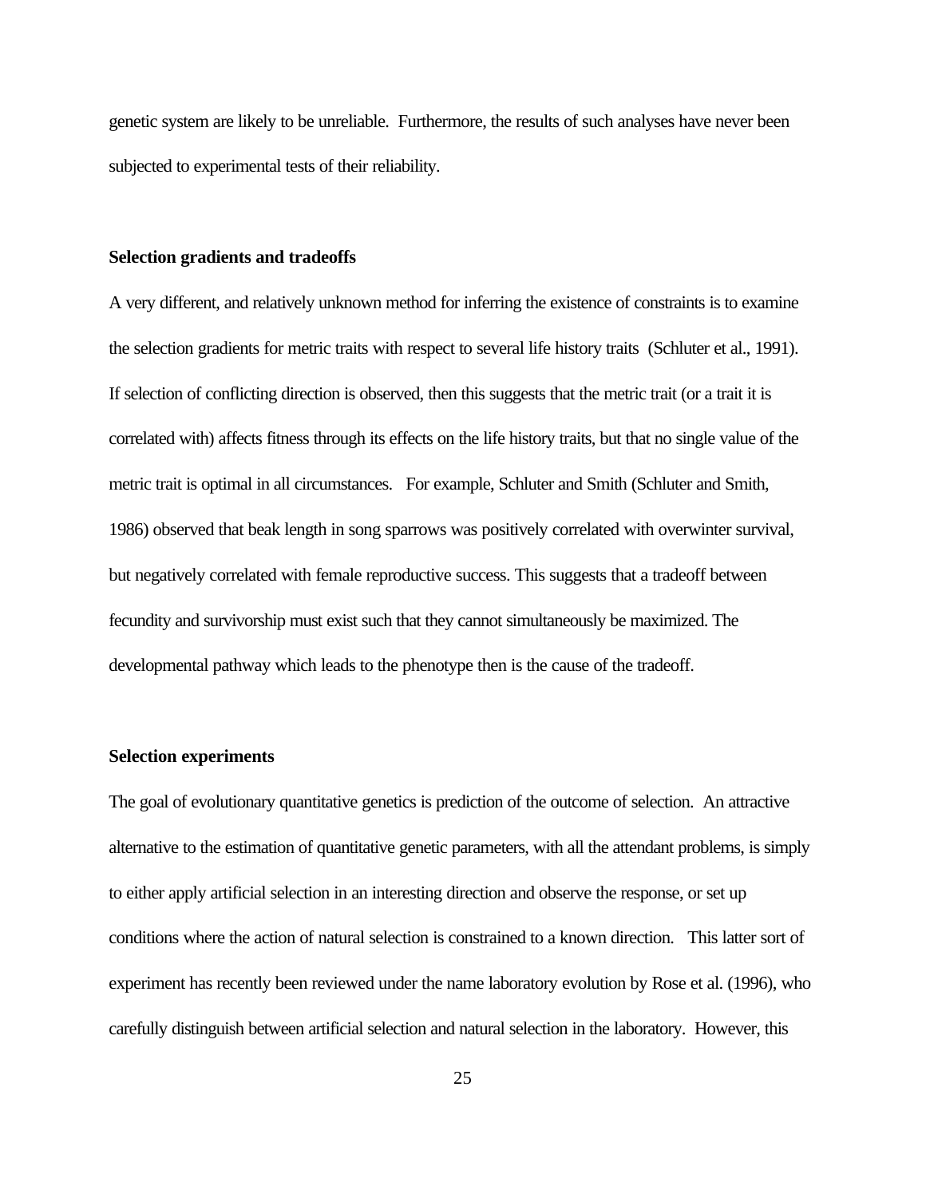genetic system are likely to be unreliable. Furthermore, the results of such analyses have never been subjected to experimental tests of their reliability.

### Selection gradients and tradeoffs

A very different, and relatively unknown method for inferring the existence of constraints is to examine the selection gradients for metric traits with respect to several life history traits (Schluter et al., 1991). If selection of conflicting direction is observed, then this suggests that the metric trait (or a trait it is correlated with) affects fitness through its effects on the life history traits, but that no single value of the metric trait is optimal in all circumstances. For example, Schluter and Smith (Schluter and Smith, 1986) observed that beak length in song sparrows was positively correlated with overwinter survival, but negatively correlated with female reproductive success. This suggests that a tradeoff between fecundity and survivorship must exist such that they cannot simultaneously be maximized. The developmental pathway which leads to the phenotype then is the cause of the tradeoff.

### Selection experiments

The goal of evolutionary quantitative genetics is prediction of the outcome of selection. An attractive alternative to the estimation of quantitative genetic parameters, with all the attendant problems, is simply to either apply artificial selection in an interesting direction and observe the response, or set up conditions where the action of natural selection is constrained to a known direction. This latter sort of experiment has recently been reviewed under the name laboratory evolution by Rose et al. (1996), who carefully distinguish between artificial selection and natural selection in the laboratory. However, this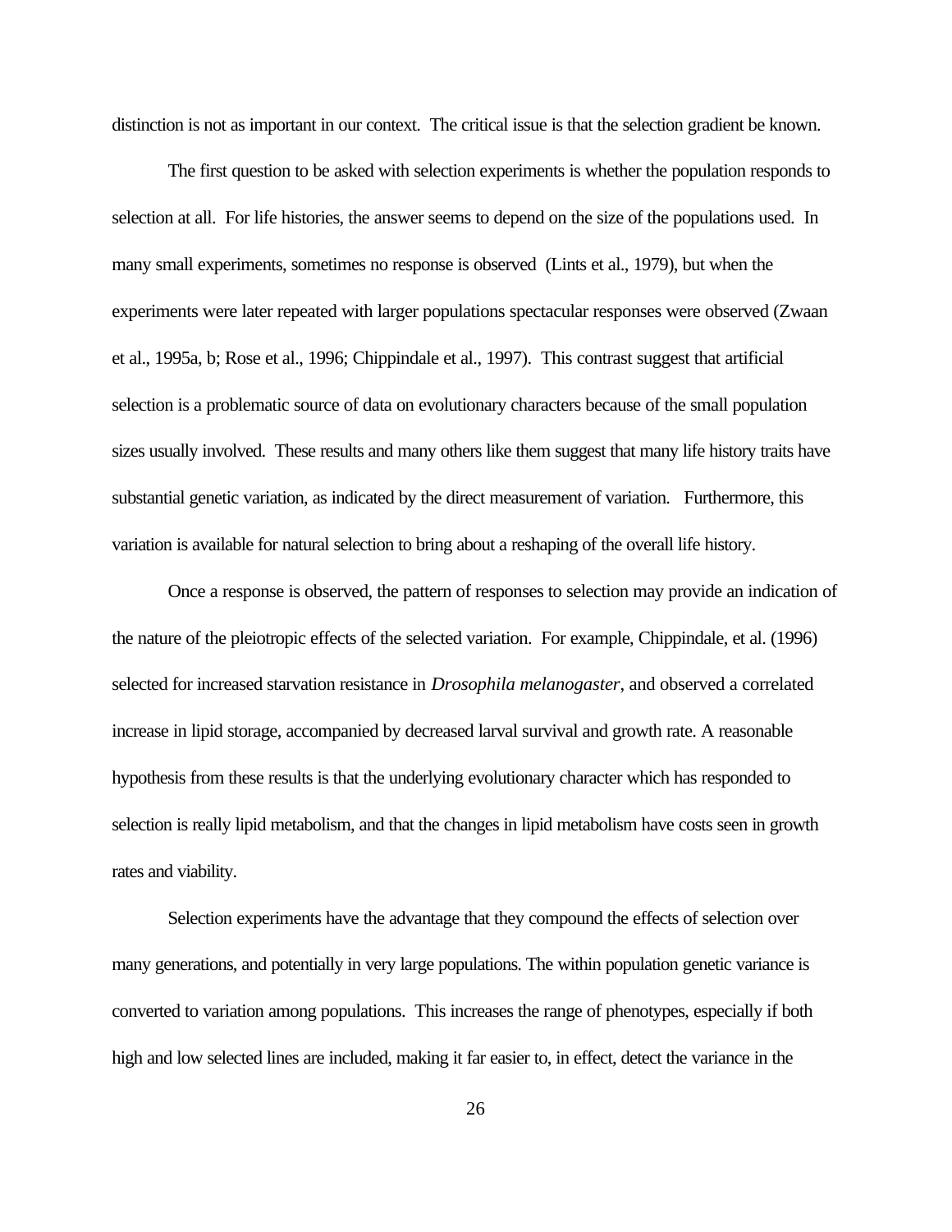distinction is not as important in our context. The critical issue is that the selection gradient be known.

The first question to be asked with selection experiments is whether the population responds to selection at all. For life histories, the answer seems to depend on the size of the populations used. In many small experiments, sometimes no response is observed (Lints et al., 1979), but when the experiments were later repeated with larger populations spectacular responses were observed (Zwaan et al., 1995a, b; Rose et al., 1996; Chippindale et al., 1997). This contrast suggest that artificial selection is a problematic source of data on evolutionary characters because of the small population sizes usually involved. These results and many others like them suggest that many life history traits have substantial genetic variation, as indicated by the direct measurement of variation. Furthermore, this variation is available for natural selection to bring about a reshaping of the overall life history.

Once a response is observed, the pattern of responses to selection may provide an indication of the nature of the pleiotropic effects of the selected variation. For example, Chippindale, et al. (1996) selected for increased starvation resistance in *Drosophila melanogaster*, and observed a correlated increase in lipid storage, accompanied by decreased larval survival and growth rate. A reasonable hypothesis from these results is that the underlying evolutionary character which has responded to selection is really lipid metabolism, and that the changes in lipid metabolism have costs seen in growth rates and viability.

Selection experiments have the advantage that they compound the effects of selection over many generations, and potentially in very large populations. The within population genetic variance is converted to variation among populations. This increases the range of phenotypes, especially if both high and low selected lines are included, making it far easier to, in effect, detect the variance in the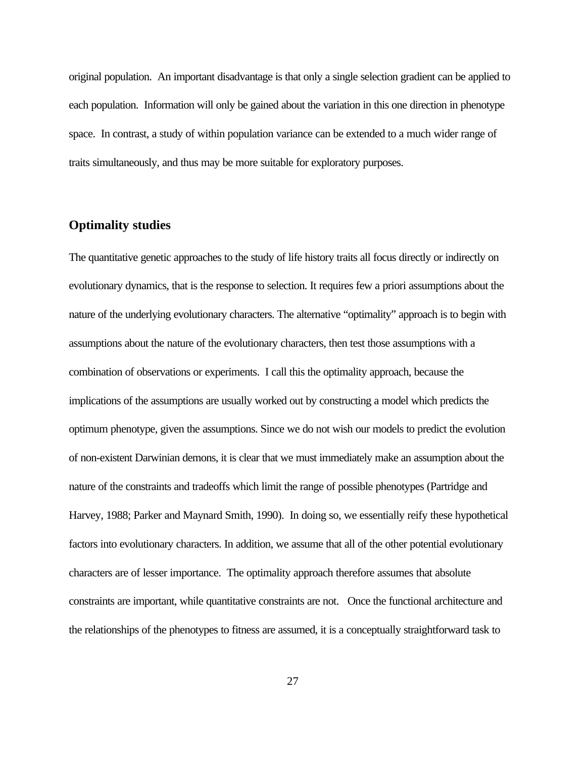original population. An important disadvantage is that only a single selection gradient can be applied to each population. Information will only be gained about the variation in this one direction in phenotype space. In contrast, a study of within population variance can be extended to a much wider range of traits simultaneously, and thus may be more suitable for exploratory purposes.

## Optimality studies

The quantitative genetic approaches to the study of life history traits all focus directly or indirectly on evolutionary dynamics, that is the response to selection. It requires few a priori assumptions about the nature of the underlying evolutionary characters. The alternative "optimality" approach is to begin with assumptions about the nature of the evolutionary characters, then test those assumptions with a combination of observations or experiments. I call this the optimality approach, because the implications of the assumptions are usually worked out by constructing a model which predicts the optimum phenotype, given the assumptions. Since we do not wish our models to predict the evolution of non-existent Darwinian demons, it is clear that we must immediately make an assumption about the nature of the constraints and tradeoffs which limit the range of possible phenotypes (Partridge and Harvey, 1988; Parker and Maynard Smith, 1990). In doing so, we essentially reify these hypothetical factors into evolutionary characters. In addition, we assume that all of the other potential evolutionary characters are of lesser importance. The optimality approach therefore assumes that absolute constraints are important, while quantitative constraints are not. Once the functional architecture and the relationships of the phenotypes to fitness are assumed, it is a conceptually straightforward task to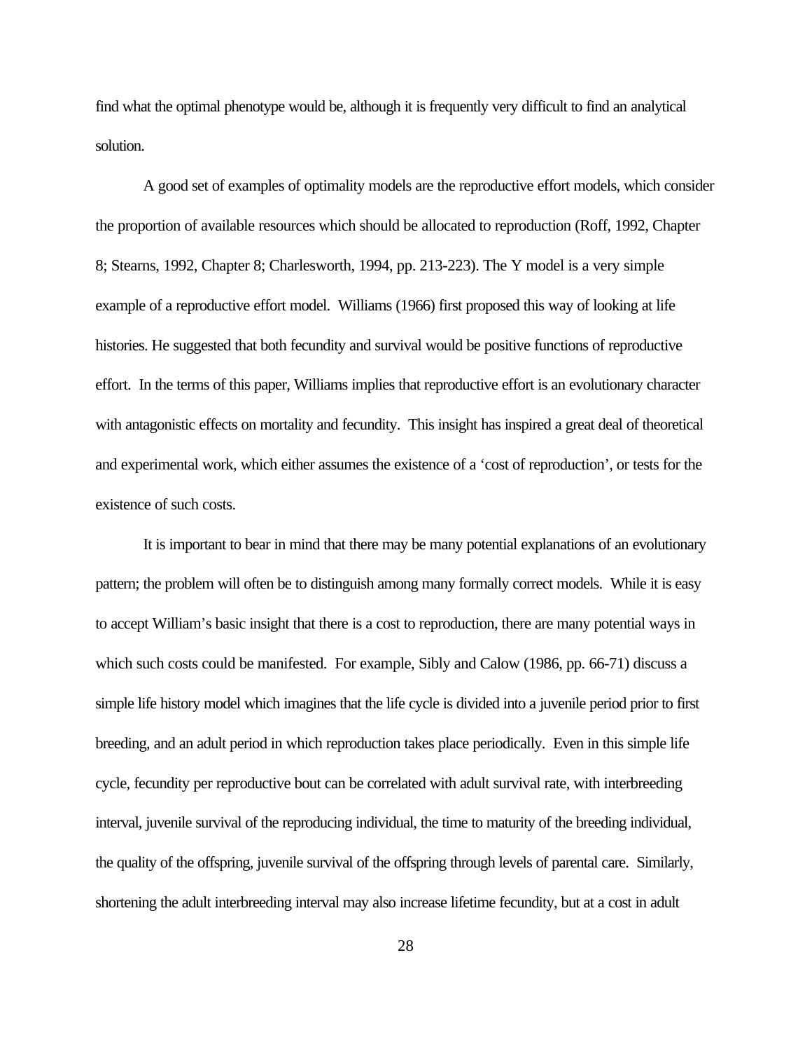find what the optimal phenotype would be, although it is frequently very difficult to find an analytical solution.

A good set of examples of optimality models are the reproductive effort models, which consider the proportion of available resources which should be allocated to reproduction (Roff, 1992, Chapter 8; Stearns, 1992, Chapter 8; Charlesworth, 1994, pp. 213-223). The Y model is a very simple example of a reproductive effort model. Williams (1966) first proposed this way of looking at life histories. He suggested that both fecundity and survival would be positive functions of reproductive effort. In the terms of this paper, Williams implies that reproductive effort is an evolutionary character with antagonistic effects on mortality and fecundity. This insight has inspired a great deal of theoretical and experimental work, which either assumes the existence of a 'cost of reproduction', or tests for the existence of such costs.

It is important to bear in mind that there may be many potential explanations of an evolutionary pattern; the problem will often be to distinguish among many formally correct models. While it is easy to accept William's basic insight that there is a cost to reproduction, there are many potential ways in which such costs could be manifested. For example, Sibly and Calow (1986, pp. 66-71) discuss a simple life history model which imagines that the life cycle is divided into a juvenile period prior to first breeding, and an adult period in which reproduction takes place periodically. Even in this simple life cycle, fecundity per reproductive bout can be correlated with adult survival rate, with interbreeding interval, juvenile survival of the reproducing individual, the time to maturity of the breeding individual, the quality of the offspring, juvenile survival of the offspring through levels of parental care. Similarly, shortening the adult interbreeding interval may also increase lifetime fecundity, but at a cost in adult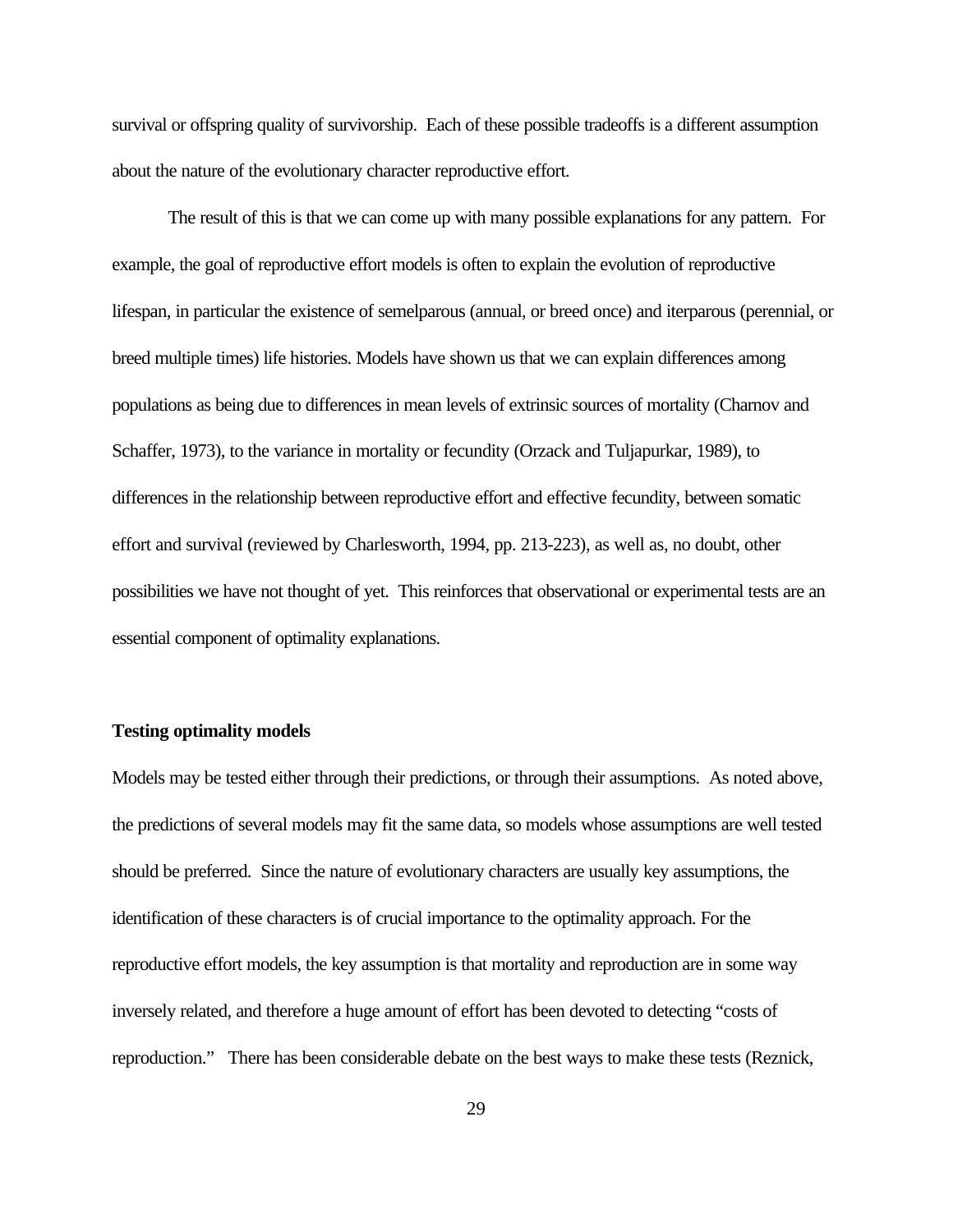survival or offspring quality of survivorship. Each of these possible tradeoffs is a different assumption about the nature of the evolutionary character reproductive effort.

The result of this is that we can come up with many possible explanations for any pattern. For example, the goal of reproductive effort models is often to explain the evolution of reproductive lifespan, in particular the existence of semelparous (annual, or breed once) and iterparous (perennial, or breed multiple times) life histories. Models have shown us that we can explain differences among populations as being due to differences in mean levels of extrinsic sources of mortality (Charnov and Schaffer, 1973), to the variance in mortality or fecundity (Orzack and Tuljapurkar, 1989), to differences in the relationship between reproductive effort and effective fecundity, between somatic effort and survival (reviewed by Charlesworth, 1994, pp. 213-223), as well as, no doubt, other possibilities we have not thought of yet. This reinforces that observational or experimental tests are an essential component of optimality explanations.

**Testing optimality models**

Models may be tested either through their predictions, or through their assumptions. As noted above, the predictions of several models may fit the same data, so models whose assumptions are well tested should be preferred. Since the nature of evolutionary characters are usually key assumptions, the identification of these characters is of crucial importance to the optimality approach. For the reproductive effort models, the key assumption is that mortality and reproduction are in some way inversely related, and therefore a huge amount of effort has been devoted to detecting "costs of reproduction." There has been considerable debate on the best ways to make these tests (Reznick,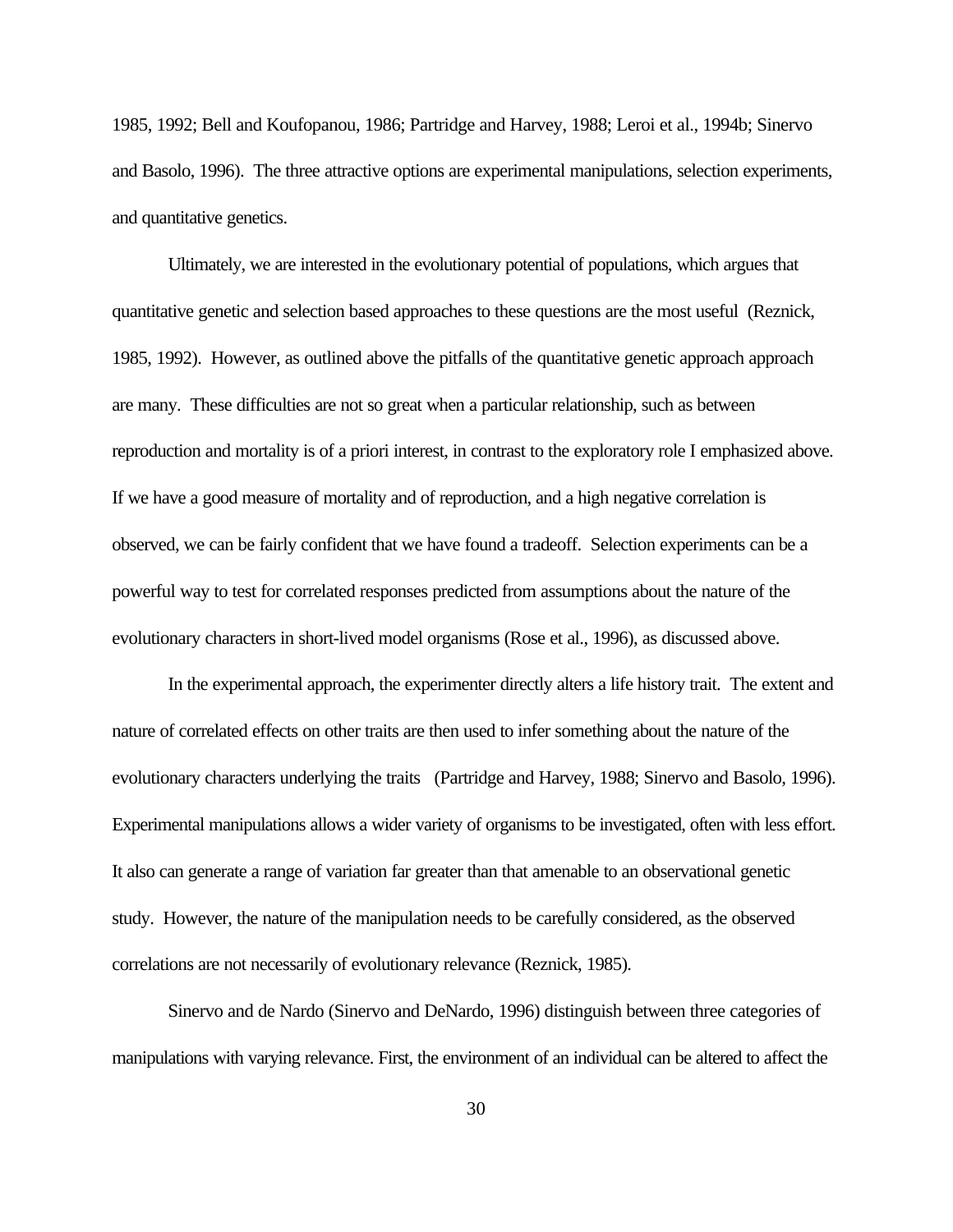1985, 1992; Bell and Koufopanou, 1986; Partridge and Harvey, 1988; Leroi et al., 1994b; Sinervo and Basolo, 1996). The three attractive options are experimental manipulations, selection experiments, and quantitative genetics.

Ultimately, we are interested in the evolutionary potential of populations, which argues that quantitative genetic and selection based approaches to these questions are the most useful (Reznick, 1985, 1992). However, as outlined above the pitfalls of the quantitative genetic approach approach are many. These difficulties are not so great when a particular relationship, such as between reproduction and mortality is of a priori interest, in contrast to the exploratory role I emphasized above. If we have a good measure of mortality and of reproduction, and a high negative correlation is observed, we can be fairly confident that we have found a tradeoff. Selection experiments can be a powerful way to test for correlated responses predicted from assumptions about the nature of the evolutionary characters in short-lived model organisms (Rose et al., 1996), as discussed above.

In the experimental approach, the experimenter directly alters a life history trait. The extent and nature of correlated effects on other traits are then used to infer something about the nature of the evolutionary characters underlying the traits (Partridge and Harvey, 1988; Sinervo and Basolo, 1996). Experimental manipulations allows a wider variety of organisms to be investigated, often with less effort. It also can generate a range of variation far greater than that amenable to an observational genetic study. However, the nature of the manipulation needs to be carefully considered, as the observed correlations are not necessarily of evolutionary relevance (Reznick, 1985).

Sinervo and de Nardo (Sinervo and DeNardo, 1996) distinguish between three categories of manipulations with varying relevance. First, the environment of an individual can be altered to affect the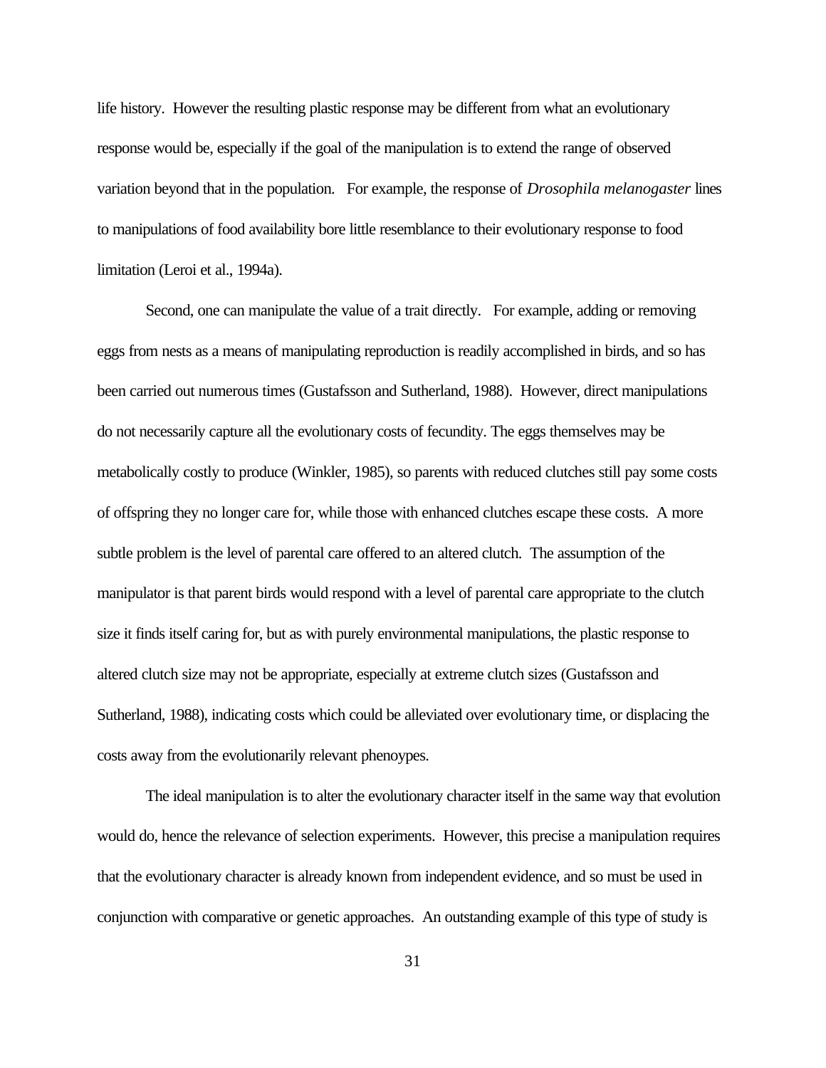life history. However the resulting plastic response may be different from what an evolutionary response would be, especially if the goal of the manipulation is to extend the range of observed variation beyond that in the population. For example, the response of *Drosophila melanogaster* lines to manipulations of food availability bore little resemblance to their evolutionary response to food limitation (Leroi et al., 1994a).

Second, one can manipulate the value of a trait directly. For example, adding or removing eggs from nests as a means of manipulating reproduction is readily accomplished in birds, and so has been carried out numerous times (Gustafsson and Sutherland, 1988). However, direct manipulations do not necessarily capture all the evolutionary costs of fecundity. The eggs themselves may be metabolically costly to produce (Winkler, 1985), so parents with reduced clutches still pay some costs of offspring they no longer care for, while those with enhanced clutches escape these costs. A more subtle problem is the level of parental care offered to an altered clutch. The assumption of the manipulator is that parent birds would respond with a level of parental care appropriate to the clutch size it finds itself caring for, but as with purely environmental manipulations, the plastic response to altered clutch size may not be appropriate, especially at extreme clutch sizes (Gustafsson and Sutherland, 1988), indicating costs which could be alleviated over evolutionary time, or displacing the costs away from the evolutionarily relevant phenoypes.

The ideal manipulation is to alter the evolutionary character itself in the same way that evolution would do, hence the relevance of selection experiments. However, this precise a manipulation requires that the evolutionary character is already known from independent evidence, and so must be used in conjunction with comparative or genetic approaches. An outstanding example of this type of study is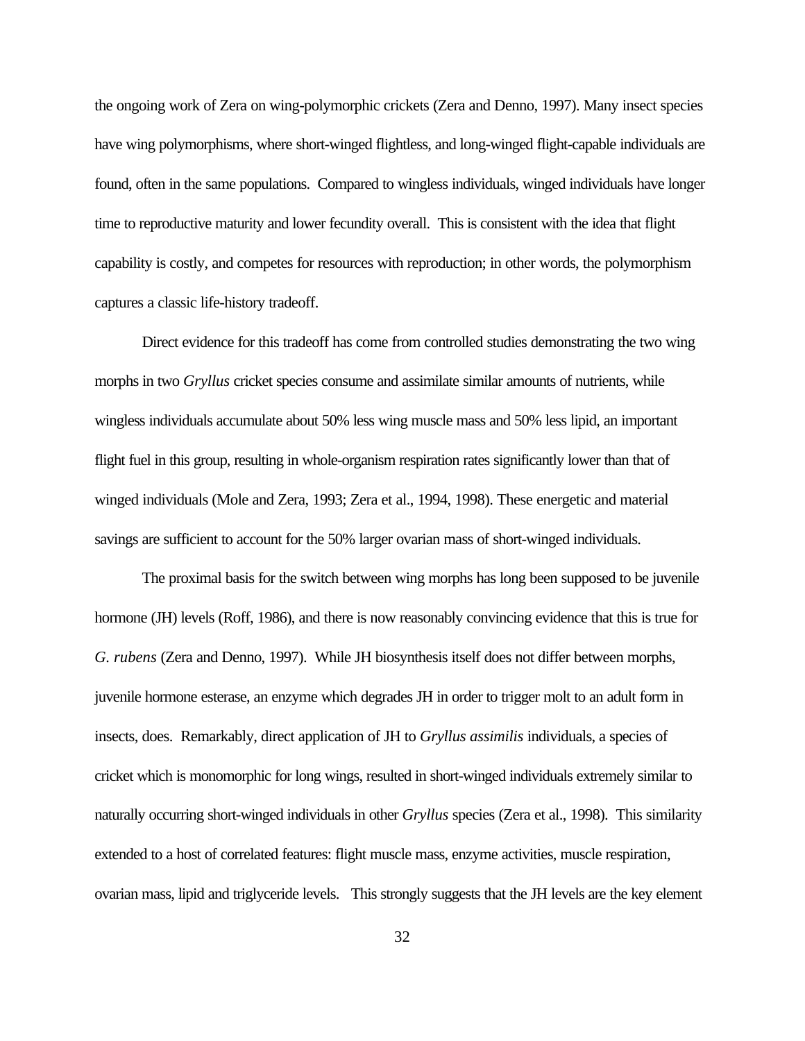the ongoing work of Zera on wing-polymorphic crickets (Zera and Denno, 1997). Many insect species have wing polymorphisms, where short-winged flightless, and long-winged flight-capable individuals are found, often in the same populations. Compared to wingless individuals, winged individuals have longer time to reproductive maturity and lower fecundity overall. This is consistent with the idea that flight capability is costly, and competes for resources with reproduction; in other words, the polymorphism captures a classic life-history tradeoff.

Direct evidence for this tradeoff has come from controlled studies demonstrating the two wing morphs in two *Gryllus* cricket species consume and assimilate similar amounts of nutrients, while wingless individuals accumulate about 50% less wing muscle mass and 50% less lipid, an important flight fuel in this group, resulting in whole-organism respiration rates significantly lower than that of winged individuals (Mole and Zera, 1993; Zera et al., 1994, 1998). These energetic and material savings are sufficient to account for the 50% larger ovarian mass of short-winged individuals.

The proximal basis for the switch between wing morphs has long been supposed to be juvenile hormone (JH) levels (Roff, 1986), and there is now reasonably convincing evidence that this is true for *G. rubens* (Zera and Denno, 1997). While JH biosynthesis itself does not differ between morphs, juvenile hormone esterase, an enzyme which degrades JH in order to trigger molt to an adult form in insects, does. Remarkably, direct application of JH to *Gryllus assimilis* individuals, a species of cricket which is monomorphic for long wings, resulted in short-winged individuals extremely similar to naturally occurring short-winged individuals in other *Gryllus* species (Zera et al., 1998). This similarity extended to a host of correlated features: flight muscle mass, enzyme activities, muscle respiration, ovarian mass, lipid and triglyceride levels. This strongly suggests that the JH levels are the key element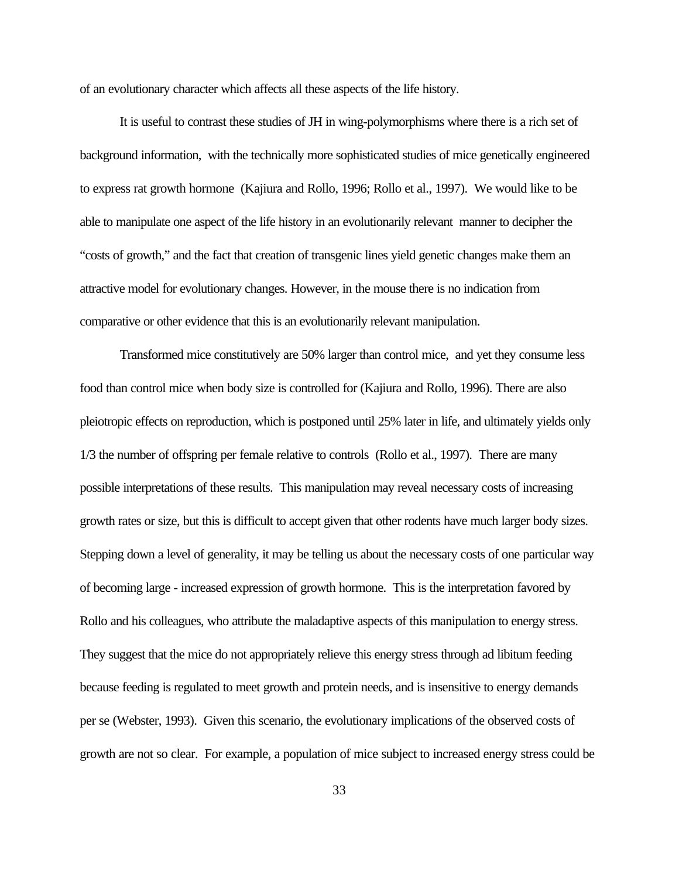of an evolutionary character which affects all these aspects of the life history.

It is useful to contrast these studies of JH in wing-polymorphisms where there is a rich set of background information, with the technically more sophisticated studies of mice genetically engineered to express rat growth hormone (Kajiura and Rollo, 1996; Rollo et al., 1997). We would like to be able to manipulate one aspect of the life history in an evolutionarily relevant manner to decipher the "costs of growth," and the fact that creation of transgenic lines yield genetic changes make them an attractive model for evolutionary changes. However, in the mouse there is no indication from comparative or other evidence that this is an evolutionarily relevant manipulation.

Transformed mice constitutively are 50% larger than control mice, and yet they consume less food than control mice when body size is controlled for (Kajiura and Rollo, 1996). There are also pleiotropic effects on reproduction, which is postponed until 25% later in life, and ultimately yields only 1/3 the number of offspring per female relative to controls (Rollo et al., 1997). There are many possible interpretations of these results. This manipulation may reveal necessary costs of increasing growth rates or size, but this is difficult to accept given that other rodents have much larger body sizes. Stepping down a level of generality, it may be telling us about the necessary costs of one particular way of becoming large - increased expression of growth hormone. This is the interpretation favored by Rollo and his colleagues, who attribute the maladaptive aspects of this manipulation to energy stress. They suggest that the mice do not appropriately relieve this energy stress through ad libitum feeding because feeding is regulated to meet growth and protein needs, and is insensitive to energy demands per se (Webster, 1993). Given this scenario, the evolutionary implications of the observed costs of growth are not so clear. For example, a population of mice subject to increased energy stress could be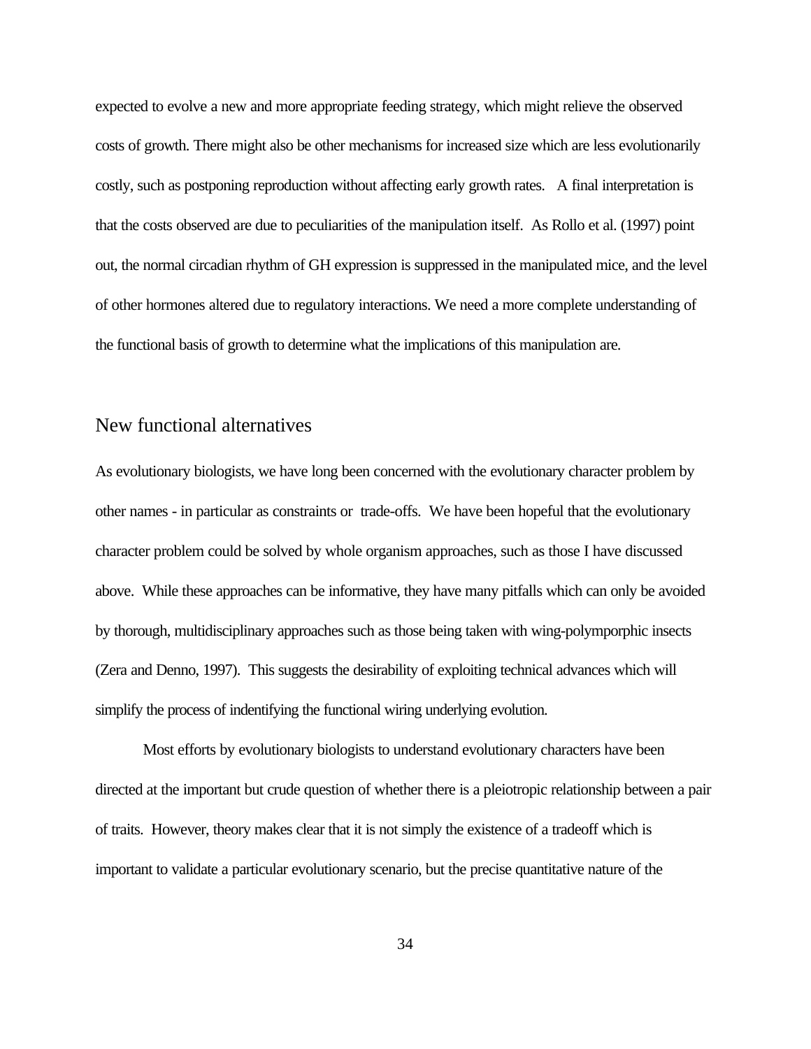expected to evolve a new and more appropriate feeding strategy, which might relieve the observed costs of growth. There might also be other mechanisms for increased size which are less evolutionarily costly, such as postponing reproduction without affecting early growth rates. A final interpretation is that the costs observed are due to peculiarities of the manipulation itself. As Rollo et al. (1997) point out, the normal circadian rhythm of GH expression is suppressed in the manipulated mice, and the level of other hormones altered due to regulatory interactions. We need a more complete understanding of the functional basis of growth to determine what the implications of this manipulation are.

## New functional alternatives

As evolutionary biologists, we have long been concerned with the evolutionary character problem by other names - in particular as constraints or trade-offs. We have been hopeful that the evolutionary character problem could be solved by whole organism approaches, such as those I have discussed above. While these approaches can be informative, they have many pitfalls which can only be avoided by thorough, multidisciplinary approaches such as those being taken with wing-polymporphic insects (Zera and Denno, 1997). This suggests the desirability of exploiting technical advances which will simplify the process of indentifying the functional wiring underlying evolution.

Most efforts by evolutionary biologists to understand evolutionary characters have been directed at the important but crude question of whether there is a pleiotropic relationship between a pair of traits. However, theory makes clear that it is not simply the existence of a tradeoff which is important to validate a particular evolutionary scenario, but the precise quantitative nature of the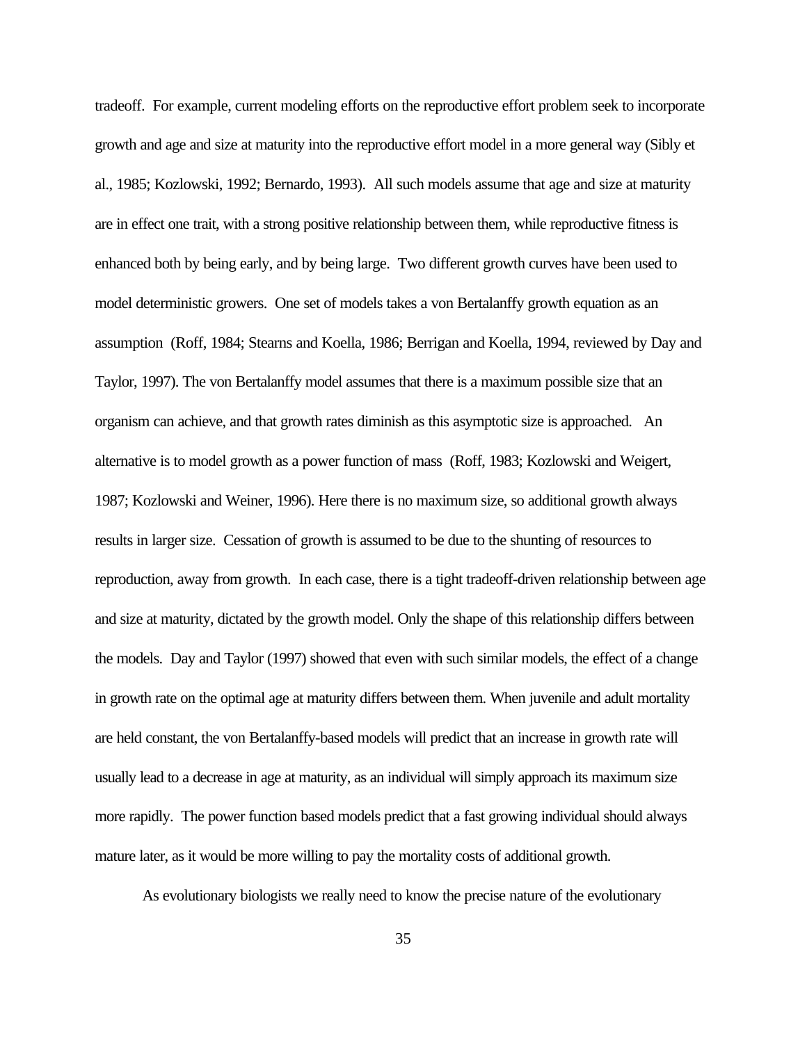tradeoff. For example, current modeling efforts on the reproductive effort problem seek to incorporate growth and age and size at maturity into the reproductive effort model in a more general way (Sibly et al., 1985; Kozlowski, 1992; Bernardo, 1993). All such models assume that age and size at maturity are in effect one trait, with a strong positive relationship between them, while reproductive fitness is enhanced both by being early, and by being large. Two different growth curves have been used to model deterministic growers. One set of models takes a von Bertalanffy growth equation as an assumption (Roff, 1984; Stearns and Koella, 1986; Berrigan and Koella, 1994, reviewed by Day and Taylor, 1997). The von Bertalanffy model assumes that there is a maximum possible size that an organism can achieve, and that growth rates diminish as this asymptotic size is approached. An alternative is to model growth as a power function of mass (Roff, 1983; Kozlowski and Weigert, 1987; Kozlowski and Weiner, 1996). Here there is no maximum size, so additional growth always results in larger size. Cessation of growth is assumed to be due to the shunting of resources to reproduction, away from growth. In each case, there is a tight tradeoff-driven relationship between age and size at maturity, dictated by the growth model. Only the shape of this relationship differs between the models. Day and Taylor (1997) showed that even with such similar models, the effect of a change in growth rate on the optimal age at maturity differs between them. When juvenile and adult mortality are held constant, the von Bertalanffy-based models will predict that an increase in growth rate will usually lead to a decrease in age at maturity, as an individual will simply approach its maximum size more rapidly. The power function based models predict that a fast growing individual should always mature later, as it would be more willing to pay the mortality costs of additional growth.

As evolutionary biologists we really need to know the precise nature of the evolutionary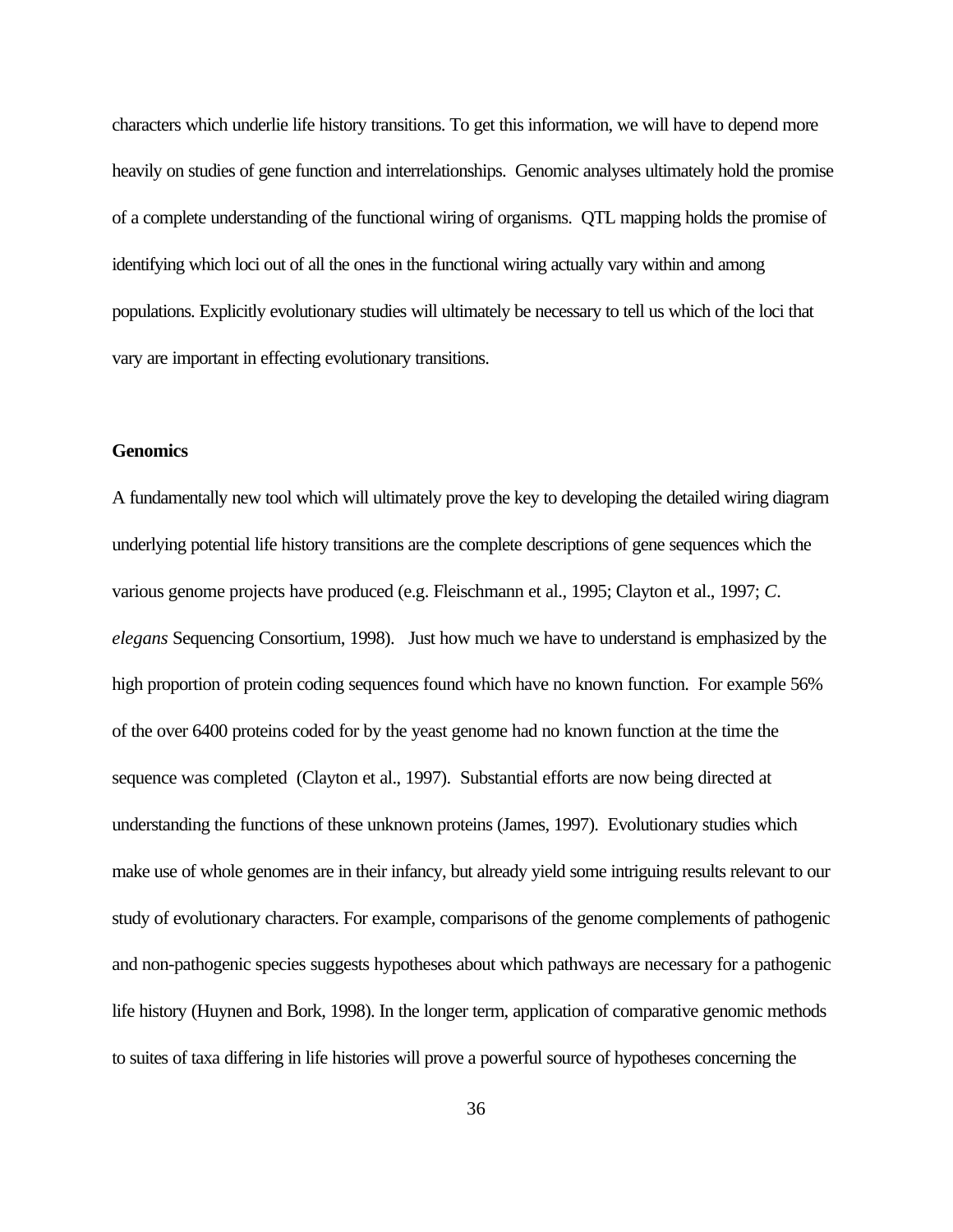characters which underlie life history transitions. To get this information, we will have to depend more heavily on studies of gene function and interrelationships. Genomic analyses ultimately hold the promise of a complete understanding of the functional wiring of organisms. QTL mapping holds the promise of identifying which loci out of all the ones in the functional wiring actually vary within and among populations. Explicitly evolutionary studies will ultimately be necessary to tell us which of the loci that vary are important in effecting evolutionary transitions.

**Genomics**

A fundamentally new tool which will ultimately prove the key to developing the detailed wiring diagram underlying potential life history transitions are the complete descriptions of gene sequences which the various genome projects have produced (e.g. Fleischmann et al., 1995; Clayton et al., 1997; *C. elegans* Sequencing Consortium, 1998). Just how much we have to understand is emphasized by the high proportion of protein coding sequences found which have no known function. For example 56% of the over 6400 proteins coded for by the yeast genome had no known function at the time the sequence was completed (Clayton et al., 1997). Substantial efforts are now being directed at understanding the functions of these unknown proteins (James, 1997). Evolutionary studies which make use of whole genomes are in their infancy, but already yield some intriguing results relevant to our study of evolutionary characters. For example, comparisons of the genome complements of pathogenic and non-pathogenic species suggests hypotheses about which pathways are necessary for a pathogenic life history (Huynen and Bork, 1998). In the longer term, application of comparative genomic methods to suites of taxa differing in life histories will prove a powerful source of hypotheses concerning the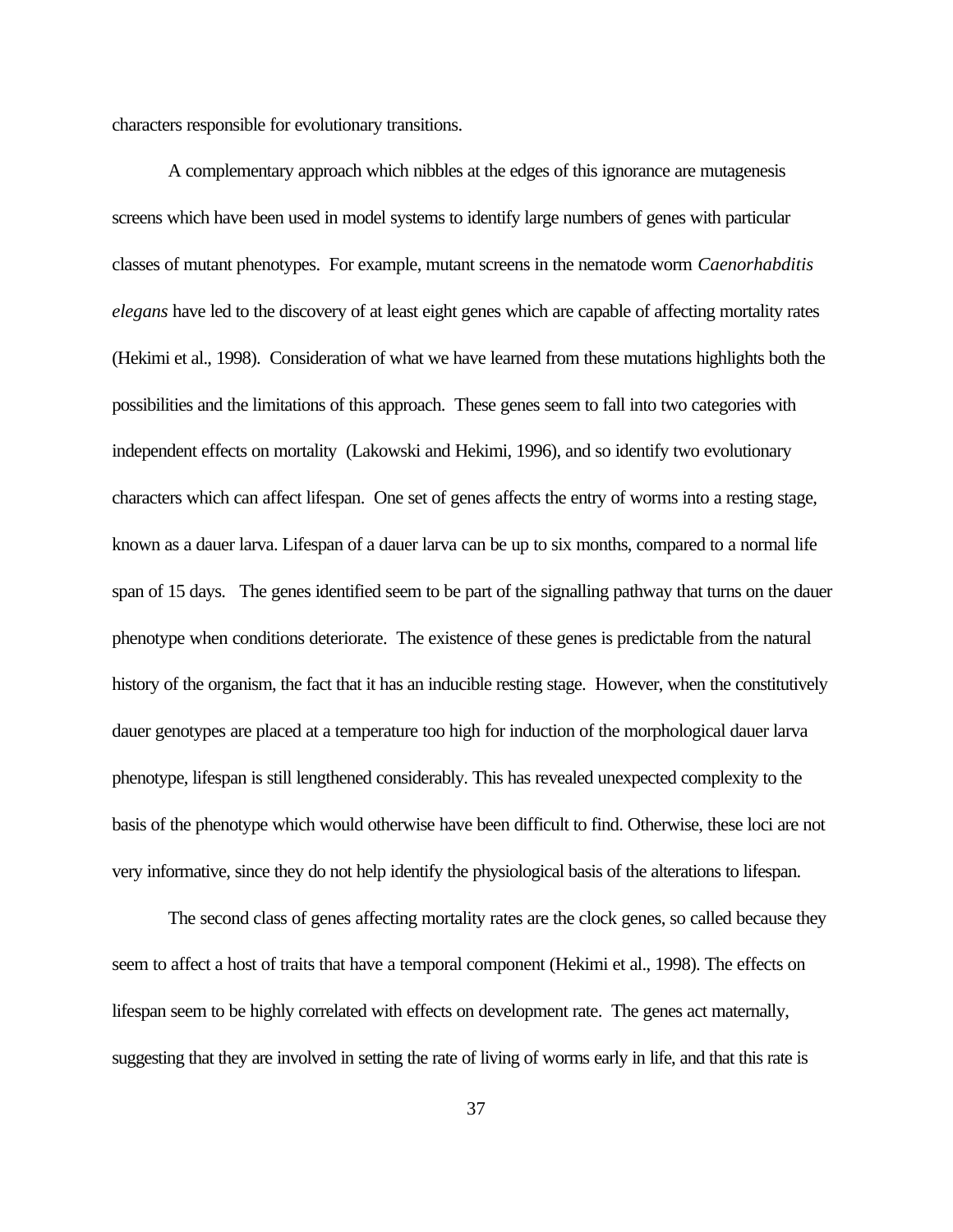characters responsible for evolutionary transitions.

A complementary approach which nibbles at the edges of this ignorance are mutagenesis screens which have been used in model systems to identify large numbers of genes with particular classes of mutant phenotypes. For example, mutant screens in the nematode worm *Caenorhabditis elegans* have led to the discovery of at least eight genes which are capable of affecting mortality rates (Hekimi et al., 1998). Consideration of what we have learned from these mutations highlights both the possibilities and the limitations of this approach. These genes seem to fall into two categories with independent effects on mortality (Lakowski and Hekimi, 1996), and so identify two evolutionary characters which can affect lifespan. One set of genes affects the entry of worms into a resting stage, known as a dauer larva. Lifespan of a dauer larva can be up to six months, compared to a normal life span of 15 days. The genes identified seem to be part of the signalling pathway that turns on the dauer phenotype when conditions deteriorate. The existence of these genes is predictable from the natural history of the organism, the fact that it has an inducible resting stage. However, when the constitutively dauer genotypes are placed at a temperature too high for induction of the morphological dauer larva phenotype, lifespan is still lengthened considerably. This has revealed unexpected complexity to the basis of the phenotype which would otherwise have been difficult to find. Otherwise, these loci are not very informative, since they do not help identify the physiological basis of the alterations to lifespan.

The second class of genes affecting mortality rates are the clock genes, so called because they seem to affect a host of traits that have a temporal component (Hekimi et al., 1998). The effects on lifespan seem to be highly correlated with effects on development rate. The genes act maternally, suggesting that they are involved in setting the rate of living of worms early in life, and that this rate is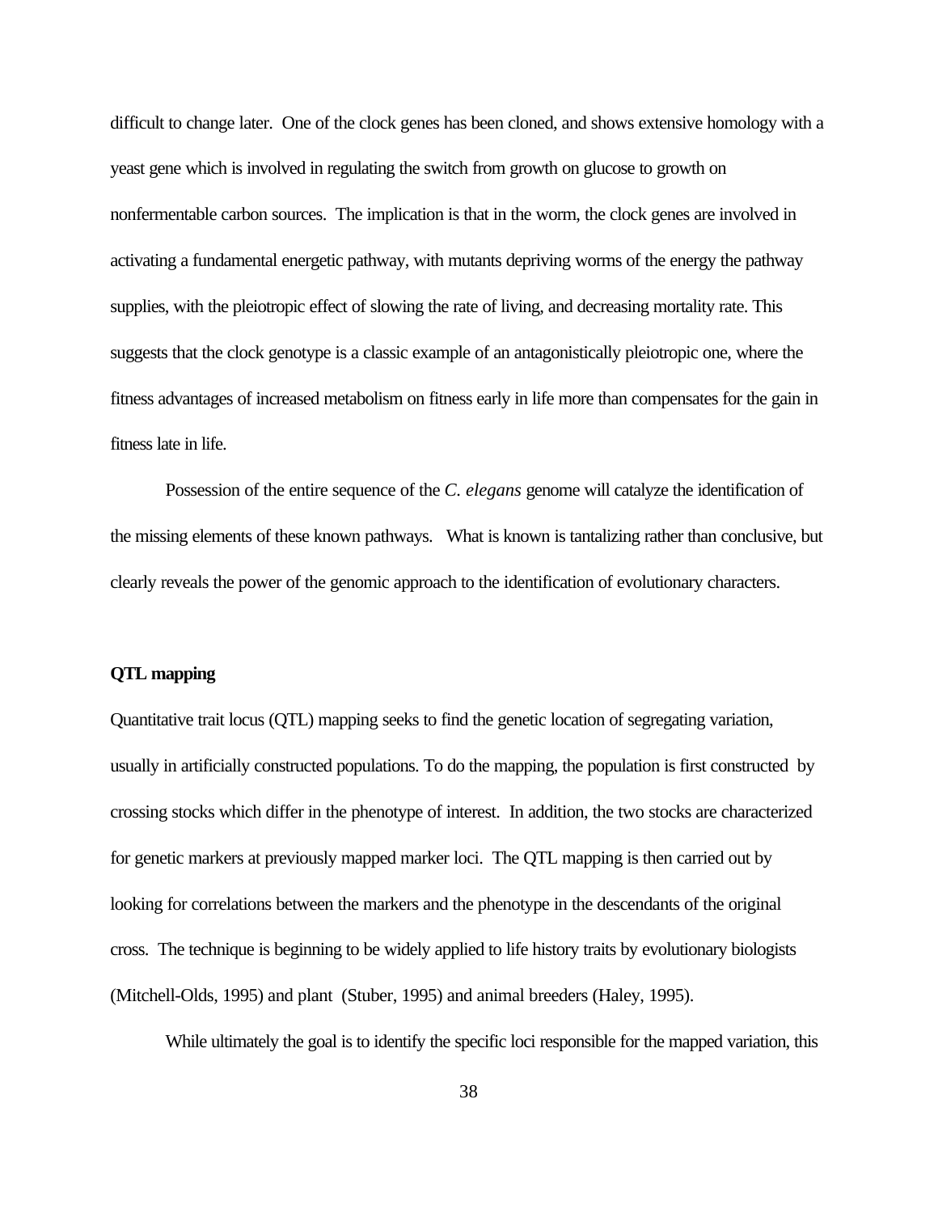difficult to change later. One of the clock genes has been cloned, and shows extensive homology with a yeast gene which is involved in regulating the switch from growth on glucose to growth on nonfermentable carbon sources. The implication is that in the worm, the clock genes are involved in activating a fundamental energetic pathway, with mutants depriving worms of the energy the pathway supplies, with the pleiotropic effect of slowing the rate of living, and decreasing mortality rate. This suggests that the clock genotype is a classic example of an antagonistically pleiotropic one, where the fitness advantages of increased metabolism on fitness early in life more than compensates for the gain in fitness late in life.

Possession of the entire sequence of the *C. elegans* genome will catalyze the identification of the missing elements of these known pathways. What is known is tantalizing rather than conclusive, but clearly reveals the power of the genomic approach to the identification of evolutionary characters.

**QTL mapping**

Quantitative trait locus (QTL) mapping seeks to find the genetic location of segregating variation, usually in artificially constructed populations. To do the mapping, the population is first constructed by crossing stocks which differ in the phenotype of interest. In addition, the two stocks are characterized for genetic markers at previously mapped marker loci. The QTL mapping is then carried out by looking for correlations between the markers and the phenotype in the descendants of the original cross. The technique is beginning to be widely applied to life history traits by evolutionary biologists (Mitchell-Olds, 1995) and plant (Stuber, 1995) and animal breeders (Haley, 1995).

While ultimately the goal is to identify the specific loci responsible for the mapped variation, this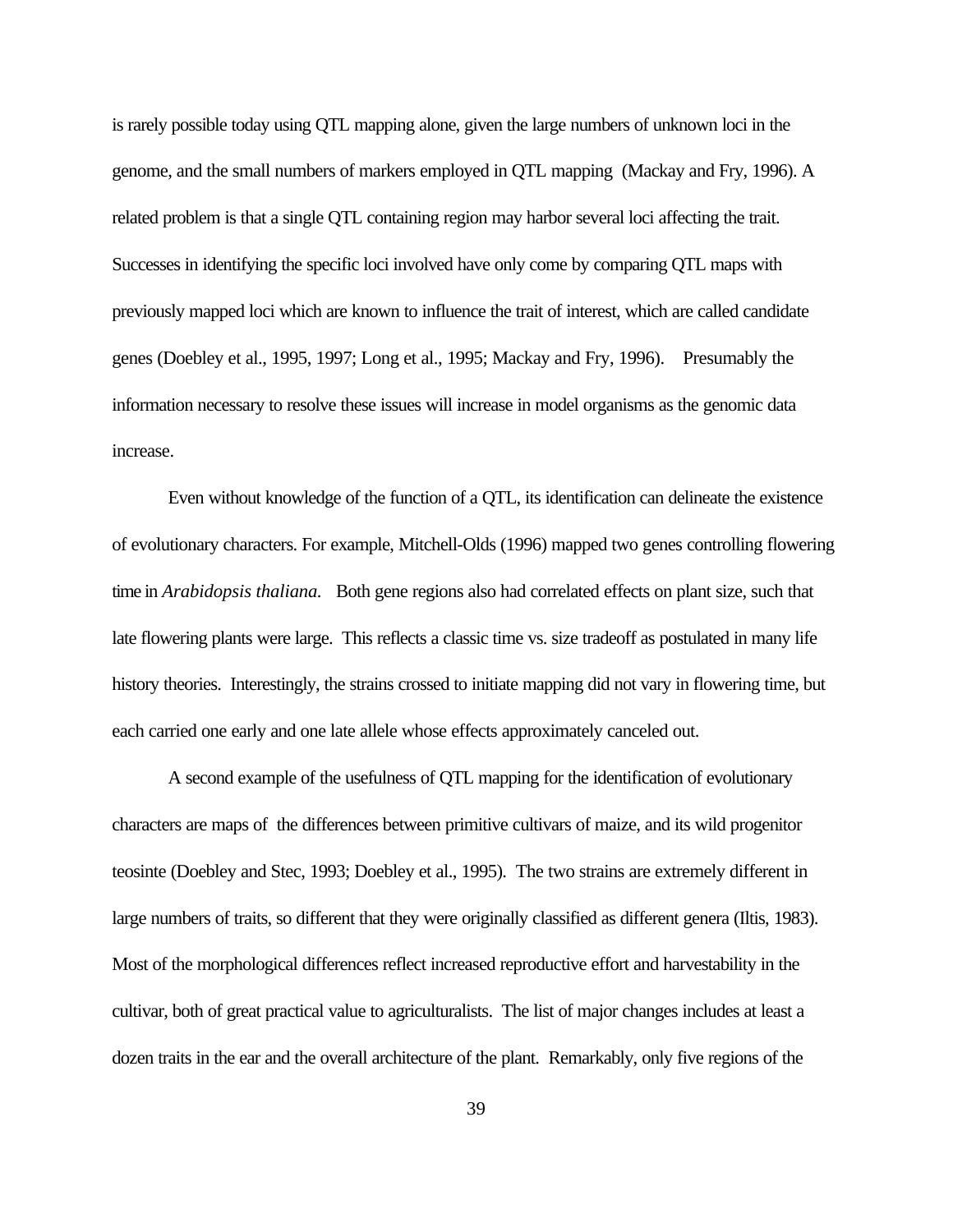is rarely possible today using QTL mapping alone, given the large numbers of unknown loci in the genome, and the small numbers of markers employed in QTL mapping (Mackay and Fry, 1996). A related problem is that a single QTL containing region may harbor several loci affecting the trait. Successes in identifying the specific loci involved have only come by comparing QTL maps with previously mapped loci which are known to influence the trait of interest, which are called candidate genes (Doebley et al., 1995, 1997; Long et al., 1995; Mackay and Fry, 1996). Presumably the information necessary to resolve these issues will increase in model organisms as the genomic data increase.

Even without knowledge of the function of a QTL, its identification can delineate the existence of evolutionary characters. For example, Mitchell-Olds (1996) mapped two genes controlling flowering time in *Arabidopsis thaliana*. Both gene regions also had correlated effects on plant size, such that late flowering plants were large. This reflects a classic time vs. size tradeoff as postulated in many life history theories. Interestingly, the strains crossed to initiate mapping did not vary in flowering time, but each carried one early and one late allele whose effects approximately canceled out.

A second example of the usefulness of QTL mapping for the identification of evolutionary characters are maps of the differences between primitive cultivars of maize, and its wild progenitor teosinte (Doebley and Stec, 1993; Doebley et al., 1995). The two strains are extremely different in large numbers of traits, so different that they were originally classified as different genera (Iltis, 1983). Most of the morphological differences reflect increased reproductive effort and harvestability in the cultivar, both of great practical value to agriculturalists. The list of major changes includes at least a dozen traits in the ear and the overall architecture of the plant. Remarkably, only five regions of the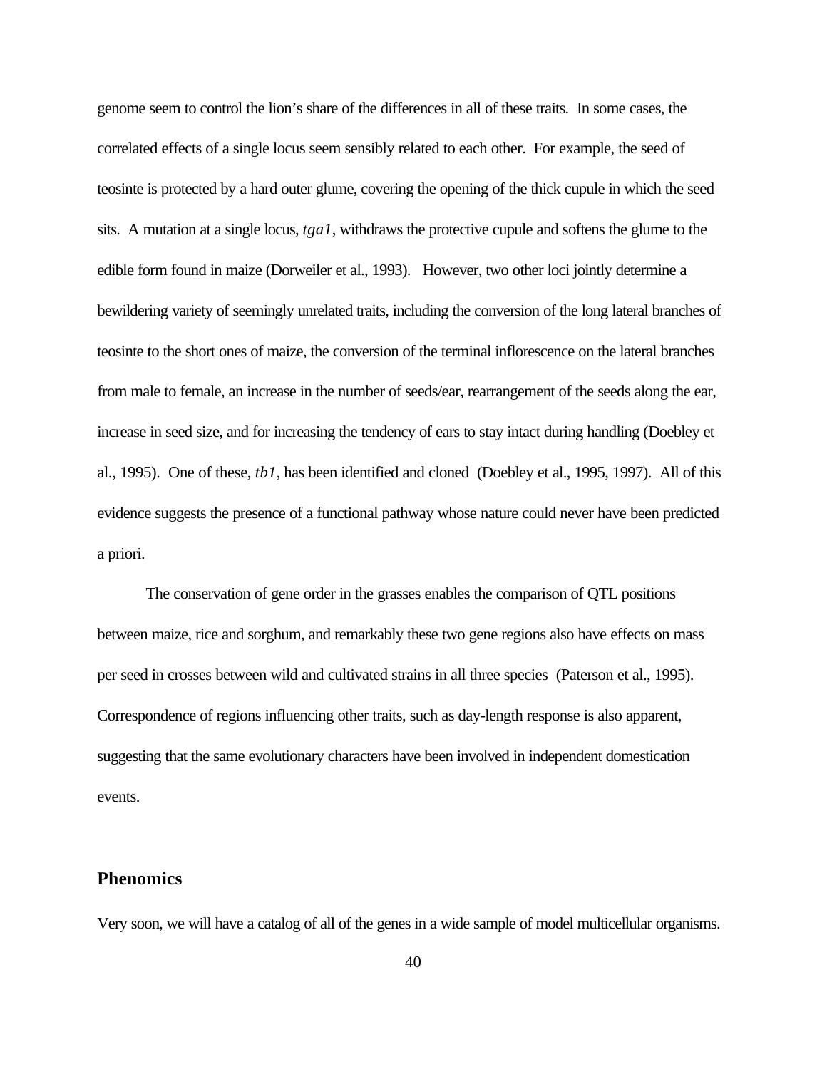genome seem to control the lion's share of the differences in all of these traits. In some cases, the correlated effects of a single locus seem sensibly related to each other. For example, the seed of teosinte is protected by a hard outer glume, covering the opening of the thick cupule in which the seed sits. A mutation at a single locus, *tga1*, withdraws the protective cupule and softens the glume to the edible form found in maize (Dorweiler et al., 1993). However, two other loci jointly determine a bewildering variety of seemingly unrelated traits, including the conversion of the long lateral branches of teosinte to the short ones of maize, the conversion of the terminal inflorescence on the lateral branches from male to female, an increase in the number of seeds/ear, rearrangement of the seeds along the ear, increase in seed size, and for increasing the tendency of ears to stay intact during handling (Doebley et al., 1995). One of these, *tb1*, has been identified and cloned (Doebley et al., 1995, 1997). All of this evidence suggests the presence of a functional pathway whose nature could never have been predicted a priori.

The conservation of gene order in the grasses enables the comparison of QTL positions between maize, rice and sorghum, and remarkably these two gene regions also have effects on mass per seed in crosses between wild and cultivated strains in all three species (Paterson et al., 1995). Correspondence of regions influencing other traits, such as day-length response is also apparent, suggesting that the same evolutionary characters have been involved in independent domestication events.

## Phenomics

Very soon, we will have a catalog of all of the genes in a wide sample of model multicellular organisms.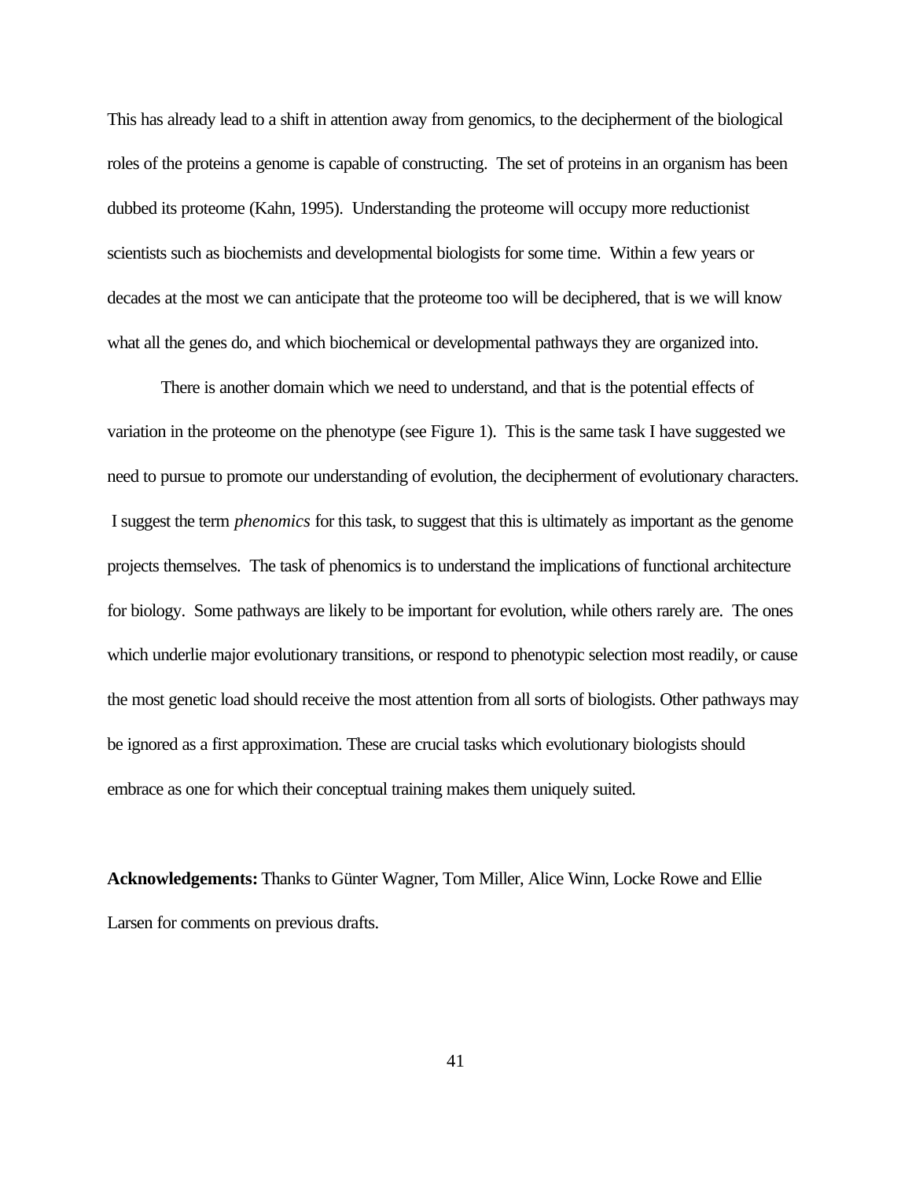This has already lead to a shift in attention away from genomics, to the decipherment of the biological roles of the proteins a genome is capable of constructing. The set of proteins in an organism has been dubbed its proteome (Kahn, 1995). Understanding the proteome will occupy more reductionist scientists such as biochemists and developmental biologists for some time. Within a few years or decades at the most we can anticipate that the proteome too will be deciphered, that is we will know what all the genes do, and which biochemical or developmental pathways they are organized into.

There is another domain which we need to understand, and that is the potential effects of variation in the proteome on the phenotype (see Figure 1). This is the same task I have suggested we need to pursue to promote our understanding of evolution, the decipherment of evolutionary characters. I suggest the term *phenomics* for this task, to suggest that this is ultimately as important as the genome projects themselves. The task of phenomics is to understand the implications of functional architecture for biology. Some pathways are likely to be important for evolution, while others rarely are. The ones which underlie major evolutionary transitions, or respond to phenotypic selection most readily, or cause the most genetic load should receive the most attention from all sorts of biologists. Other pathways may be ignored as a first approximation. These are crucial tasks which evolutionary biologists should embrace as one for which their conceptual training makes them uniquely suited.

**Acknowledgements:** Thanks to Günter Wagner, Tom Miller, Alice Winn, Locke Rowe and Ellie Larsen for comments on previous drafts.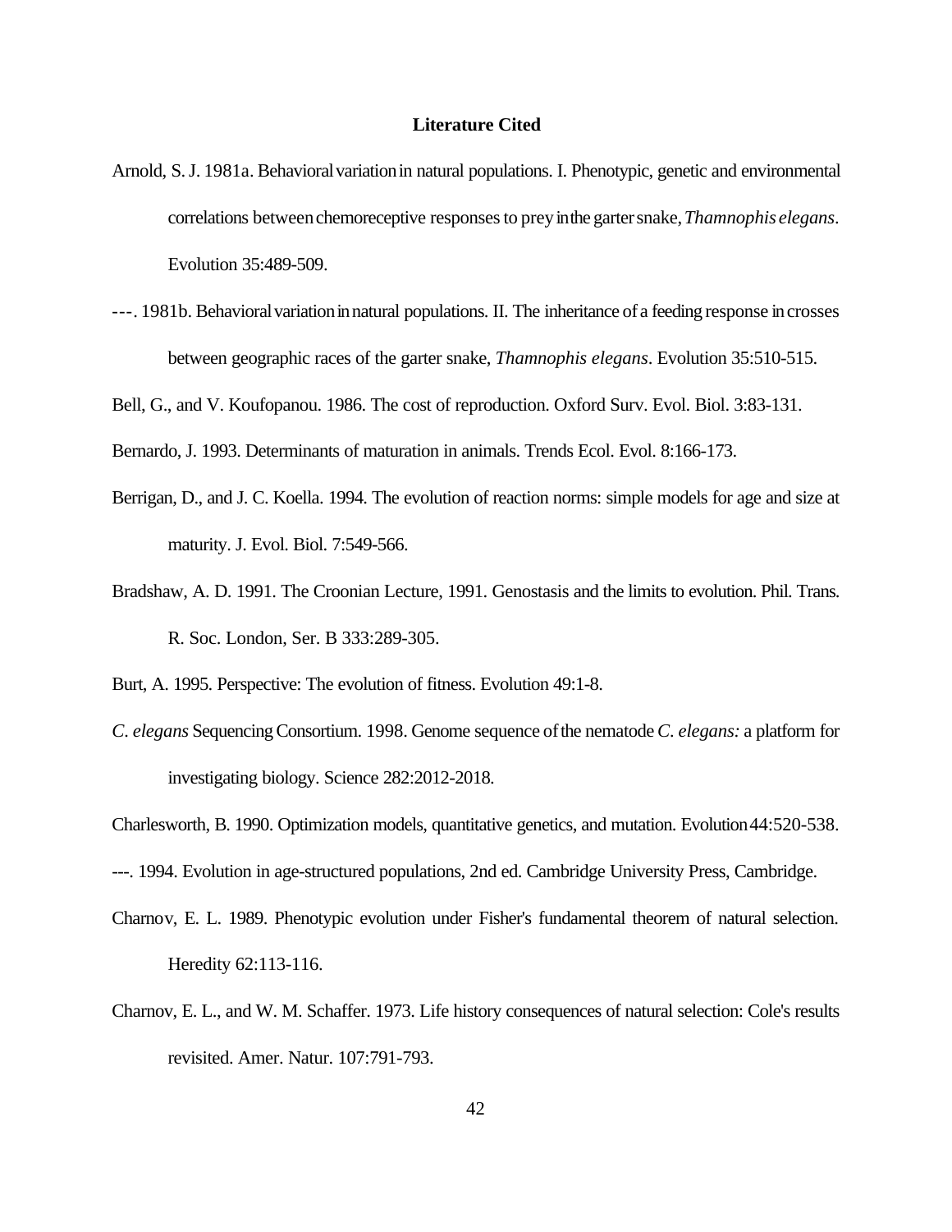## Literature Cited

Arnold, S. J. 1981a. Behavioral variation in natural populations. I. Phenotypic, genetic and environmental correlations between chemoreceptive responses to prey in the garter snake, *Thamnophis elegans*. Evolution 35:489-509.

---. 1981b. Behavioral variation in natural populations. II. The inheritance of a feeding response in crosses between geographic races of the garter snake, *Thamnophis elegans*. Evolution 35:510-515.

Bell, G., and V. Koufopanou. 1986. The cost of reproduction. Oxford Surv. Evol. Biol. 3:83-131.

Bernardo, J. 1993. Determinants of maturation in animals. Trends Ecol. Evol. 8:166-173.

Berrigan, D., and J. C. Koella. 1994. The evolution of reaction norms: simple models for age and size at maturity. J. Evol. Biol. 7:549-566.

Bradshaw, A. D. 1991. The Croonian Lecture, 1991. Genostasis and the limits to evolution. Phil. Trans. R. Soc. London, Ser. B 333:289-305.

Burt, A. 1995. Perspective: The evolution of fitness. Evolution 49:1-8.

*C. elegans* Sequencing Consortium. 1998. Genome sequence of the nematode *C. elegans:* a platform for investigating biology. Science 282:2012-2018.

Charlesworth, B. 1990. Optimization models, quantitative genetics, and mutation. Evolution 44:520-538.

---. 1994. Evolution in age-structured populations, 2nd ed. Cambridge University Press, Cambridge.

Charnov, E. L. 1989. Phenotypic evolution under Fisher's fundamental theorem of natural selection. Heredity 62:113-116.

Charnov, E. L., and W. M. Schaffer. 1973. Life history consequences of natural selection: Cole's results revisited. Amer. Natur. 107:791-793.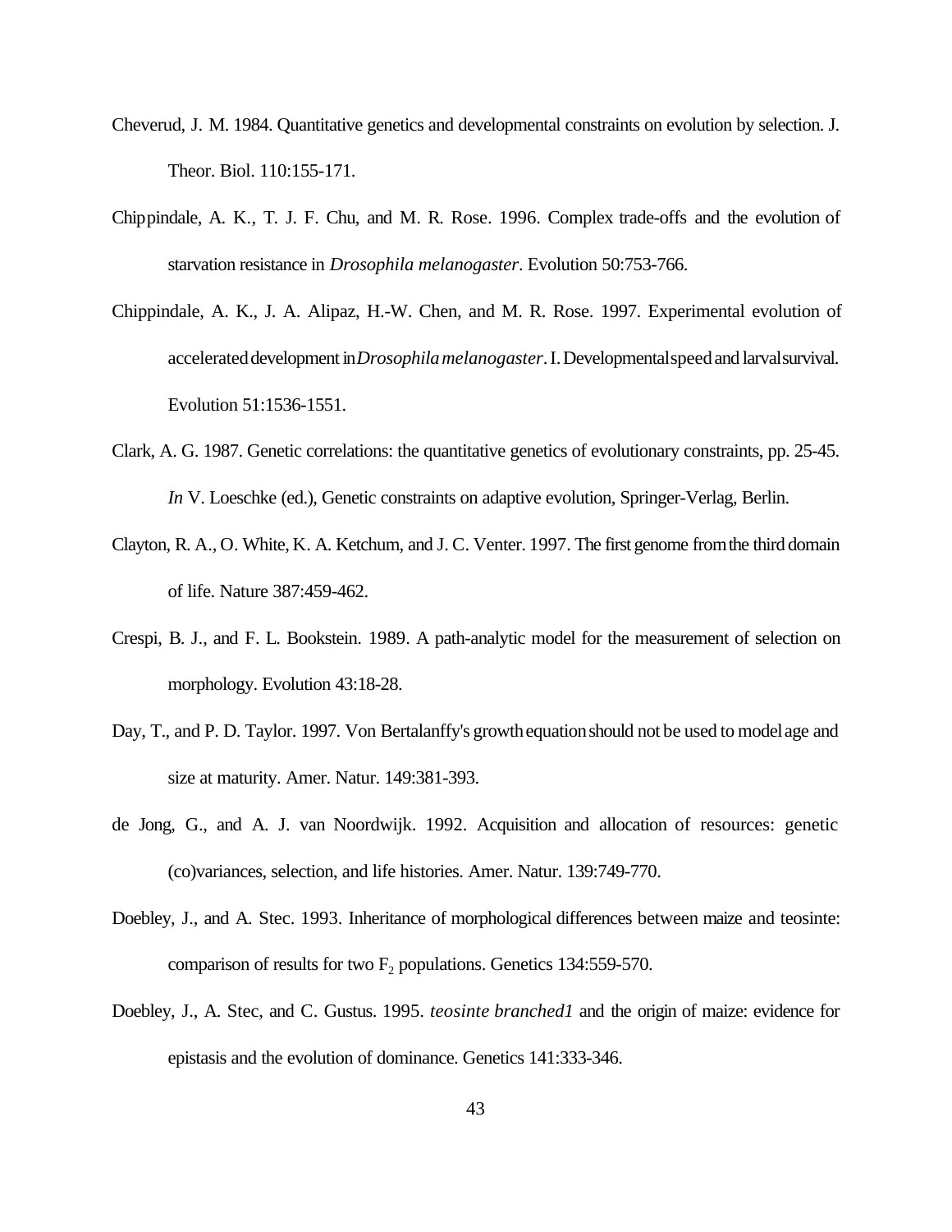Cheverud, J. M. 1984. Quantitative genetics and developmental constraints on evolution by selection. J. Theor. Biol. 110:155-171.

Chippindale, A. K., T. J. F. Chu, and M. R. Rose. 1996. Complex trade-offs and the evolution of starvation resistance in *Drosophila melanogaster*. Evolution 50:753-766.

Chippindale, A. K., J. A. Alipaz, H.-W. Chen, and M. R. Rose. 1997. Experimental evolution of accelerated development in *Drosophila melanogaster*. I. Developmental speed and larval survival. Evolution 51:1536-1551.

Clark, A. G. 1987. Genetic correlations: the quantitative genetics of evolutionary constraints, pp. 25-45. *In* V. Loeschke (ed.), Genetic constraints on adaptive evolution, Springer-Verlag, Berlin.

Clayton, R. A., O. White, K. A. Ketchum, and J. C. Venter. 1997. The first genome from the third domain of life. Nature 387:459-462.

Crespi, B. J., and F. L. Bookstein. 1989. A path-analytic model for the measurement of selection on morphology. Evolution 43:18-28.

Day, T., and P. D. Taylor. 1997. Von Bertalanffy's growth equation should not be used to model age and size at maturity. Amer. Natur. 149:381-393.

de Jong, G., and A. J. van Noordwijk. 1992. Acquisition and allocation of resources: genetic (co)variances, selection, and life histories. Amer. Natur. 139:749-770.

Doebley, J., and A. Stec. 1993. Inheritance of morphological differences between maize and teosinte: comparison of results for two $F_2$ populations. Genetics 134:559-570.

Doebley, J., A. Stec, and C. Gustus. 1995. *teosinte branched1* and the origin of maize: evidence for epistasis and the evolution of dominance. Genetics 141:333-346.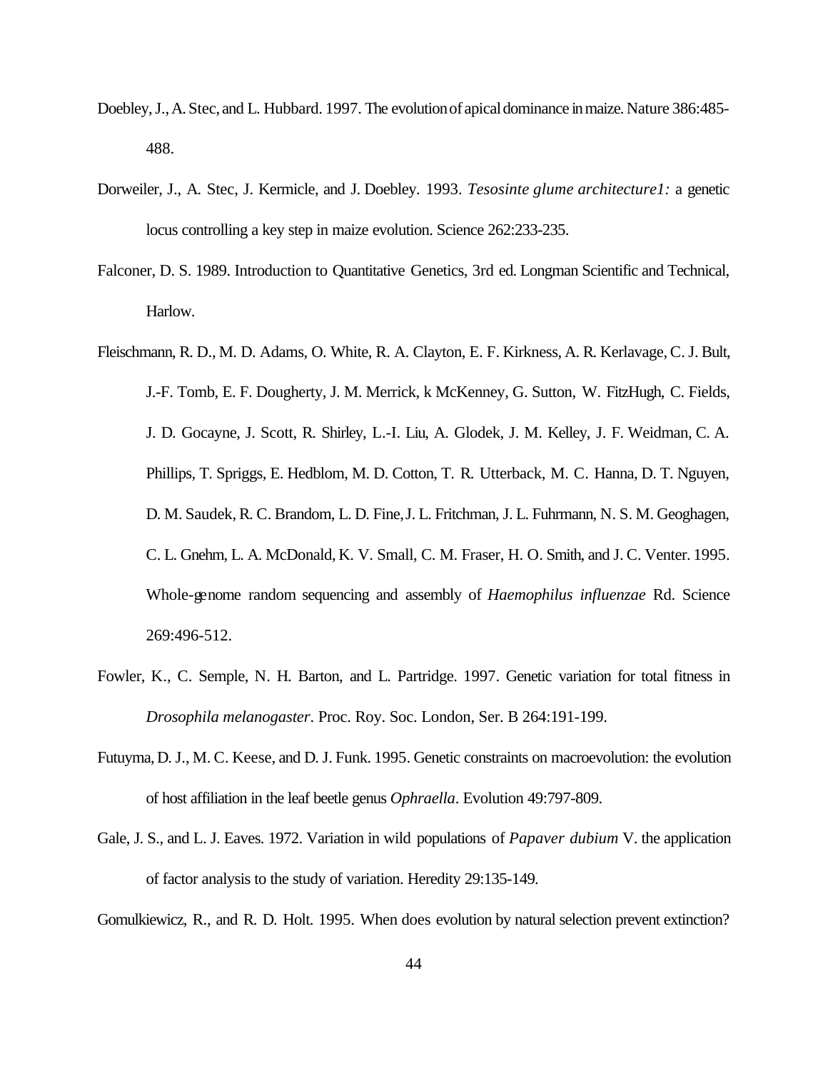Doebley, J., A. Stec, and L. Hubbard. 1997. The evolution of apical dominance in maize. Nature 386:485-488.

Dorweiler, J., A. Stec, J. Kermicle, and J. Doebley. 1993. *Tesosinte glume architecture1:* a genetic locus controlling a key step in maize evolution. Science 262:233-235.

Falconer, D. S. 1989. Introduction to Quantitative Genetics, 3rd ed. Longman Scientific and Technical, Harlow.

Fleischmann, R. D., M. D. Adams, O. White, R. A. Clayton, E. F. Kirkness, A. R. Kerlavage, C. J. Bult, J.-F. Tomb, E. F. Dougherty, J. M. Merrick, k McKenney, G. Sutton, W. FitzHugh, C. Fields, J. D. Gocayne, J. Scott, R. Shirley, L.-I. Liu, A. Glodek, J. M. Kelley, J. F. Weidman, C. A. Phillips, T. Spriggs, E. Hedblom, M. D. Cotton, T. R. Utterback, M. C. Hanna, D. T. Nguyen, D. M. Saudek, R. C. Brandom, L. D. Fine, J. L. Fritchman, J. L. Fuhrmann, N. S. M. Geoghagen, C. L. Gnehm, L. A. McDonald, K. V. Small, C. M. Fraser, H. O. Smith, and J. C. Venter. 1995. Whole-genome random sequencing and assembly of *Haemophilus influenzae* Rd. Science 269:496-512.

Fowler, K., C. Semple, N. H. Barton, and L. Partridge. 1997. Genetic variation for total fitness in *Drosophila melanogaster*. Proc. Roy. Soc. London, Ser. B 264:191-199.

Futuyma, D. J., M. C. Keese, and D. J. Funk. 1995. Genetic constraints on macroevolution: the evolution of host affiliation in the leaf beetle genus *Ophraella*. Evolution 49:797-809.

Gale, J. S., and L. J. Eaves. 1972. Variation in wild populations of *Papaver dubium* V. the application of factor analysis to the study of variation. Heredity 29:135-149.

Gomulkiewicz, R., and R. D. Holt. 1995. When does evolution by natural selection prevent extinction?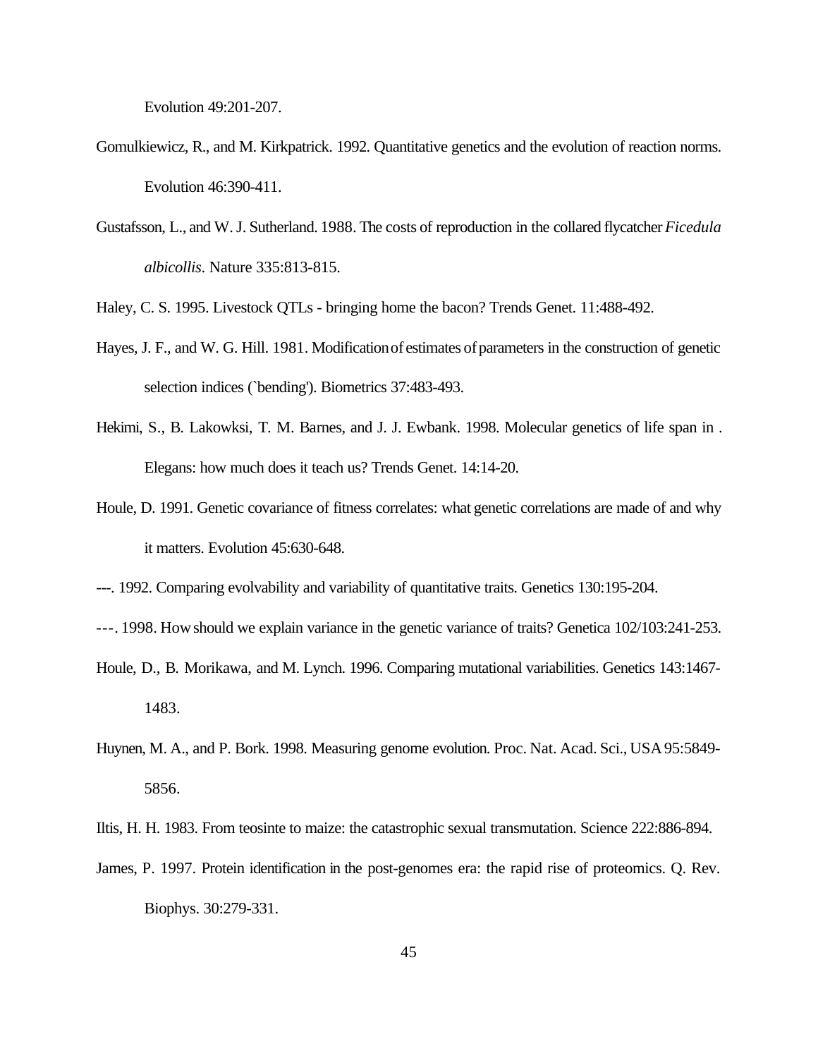Evolution 49:201-207.

Gomulkiewicz, R., and M. Kirkpatrick. 1992. Quantitative genetics and the evolution of reaction norms. Evolution 46:390-411.

Gustafsson, L., and W. J. Sutherland. 1988. The costs of reproduction in the collared flycatcher *Ficedula albicollis*. Nature 335:813-815.

Haley, C. S. 1995. Livestock QTLs - bringing home the bacon? Trends Genet. 11:488-492.

Hayes, J. F., and W. G. Hill. 1981. Modification of estimates of parameters in the construction of genetic selection indices (`bending'). Biometrics 37:483-493.

Hekimi, S., B. Lakowksi, T. M. Barnes, and J. J. Ewbank. 1998. Molecular genetics of life span in . Elegans: how much does it teach us? Trends Genet. 14:14-20.

Houle, D. 1991. Genetic covariance of fitness correlates: what genetic correlations are made of and why it matters. Evolution 45:630-648.

---. 1992. Comparing evolvability and variability of quantitative traits. Genetics 130:195-204.

---. 1998. How should we explain variance in the genetic variance of traits? Genetica 102/103:241-253.

Houle, D., B. Morikawa, and M. Lynch. 1996. Comparing mutational variabilities. Genetics 143:1467-1483.

Huynen, M. A., and P. Bork. 1998. Measuring genome evolution. Proc. Nat. Acad. Sci., USA 95:5849-5856.

Iltis, H. H. 1983. From teosinte to maize: the catastrophic sexual transmutation. Science 222:886-894.

James, P. 1997. Protein identification in the post-genomes era: the rapid rise of proteomics. Q. Rev. Biophys. 30:279-331.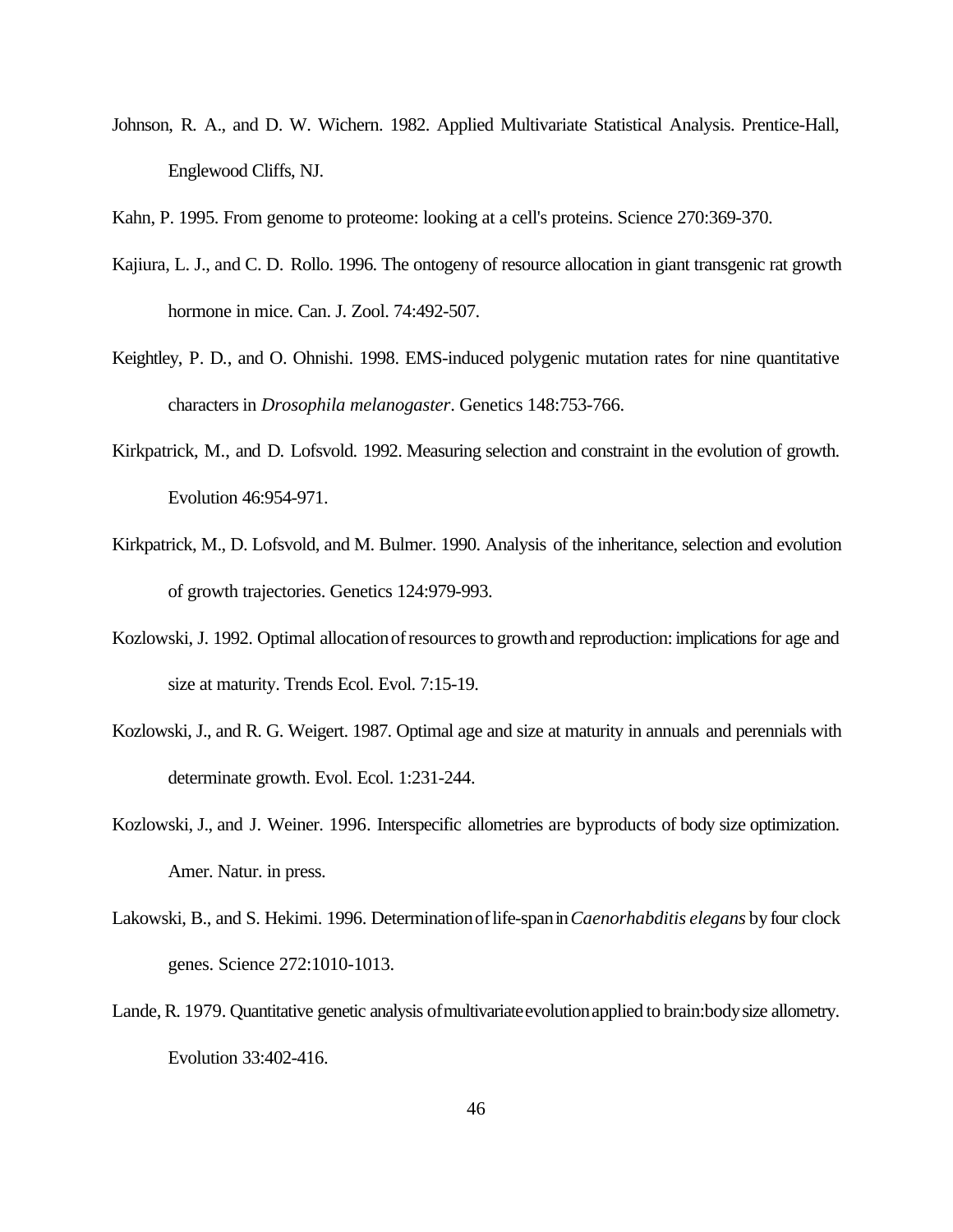Johnson, R. A., and D. W. Wichern. 1982. Applied Multivariate Statistical Analysis. Prentice-Hall, Englewood Cliffs, NJ.

Kahn, P. 1995. From genome to proteome: looking at a cell's proteins. Science 270:369-370.

Kajiura, L. J., and C. D. Rollo. 1996. The ontogeny of resource allocation in giant transgenic rat growth hormone in mice. Can. J. Zool. 74:492-507.

Keightley, P. D., and O. Ohnishi. 1998. EMS-induced polygenic mutation rates for nine quantitative characters in *Drosophila melanogaster*. Genetics 148:753-766.

Kirkpatrick, M., and D. Lofsvold. 1992. Measuring selection and constraint in the evolution of growth. Evolution 46:954-971.

Kirkpatrick, M., D. Lofsvold, and M. Bulmer. 1990. Analysis of the inheritance, selection and evolution of growth trajectories. Genetics 124:979-993.

Kozlowski, J. 1992. Optimal allocation of resources to growth and reproduction: implications for age and size at maturity. Trends Ecol. Evol. 7:15-19.

Kozlowski, J., and R. G. Weigert. 1987. Optimal age and size at maturity in annuals and perennials with determinate growth. Evol. Ecol. 1:231-244.

Kozlowski, J., and J. Weiner. 1996. Interspecific allometries are byproducts of body size optimization. Amer. Natur. in press.

Lakowski, B., and S. Hekimi. 1996. Determination of life-span in *Caenorhabditis elegans* by four clock genes. Science 272:1010-1013.

Lande, R. 1979. Quantitative genetic analysis of multivariate evolution applied to brain:body size allometry. Evolution 33:402-416.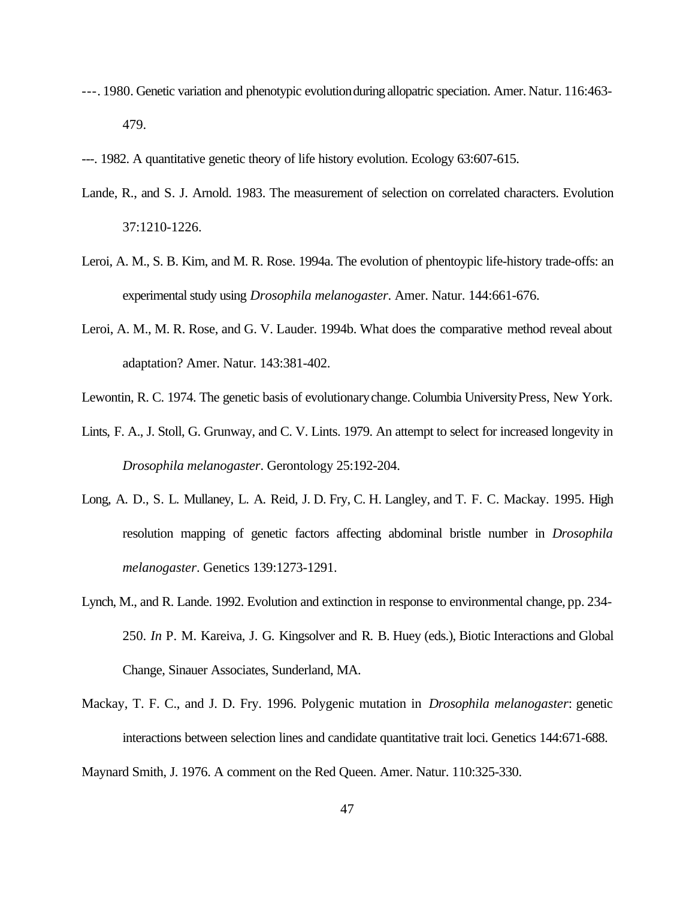---. 1980. Genetic variation and phenotypic evolution during allopatric speciation. Amer. Natur. 116:463-479.

---. 1982. A quantitative genetic theory of life history evolution. Ecology 63:607-615.

Lande, R., and S. J. Arnold. 1983. The measurement of selection on correlated characters. Evolution 37:1210-1226.

Leroi, A. M., S. B. Kim, and M. R. Rose. 1994a. The evolution of phentoypic life-history trade-offs: an experimental study using *Drosophila melanogaster*. Amer. Natur. 144:661-676.

Leroi, A. M., M. R. Rose, and G. V. Lauder. 1994b. What does the comparative method reveal about adaptation? Amer. Natur. 143:381-402.

Lewontin, R. C. 1974. The genetic basis of evolutionary change. Columbia University Press, New York.

Lints, F. A., J. Stoll, G. Grunway, and C. V. Lints. 1979. An attempt to select for increased longevity in *Drosophila melanogaster*. Gerontology 25:192-204.

Long, A. D., S. L. Mullaney, L. A. Reid, J. D. Fry, C. H. Langley, and T. F. C. Mackay. 1995. High resolution mapping of genetic factors affecting abdominal bristle number in *Drosophila melanogaster*. Genetics 139:1273-1291.

Lynch, M., and R. Lande. 1992. Evolution and extinction in response to environmental change, pp. 234-250. *In* P. M. Kareiva, J. G. Kingsolver and R. B. Huey (eds.), Biotic Interactions and Global Change, Sinauer Associates, Sunderland, MA.

Mackay, T. F. C., and J. D. Fry. 1996. Polygenic mutation in *Drosophila melanogaster*: genetic interactions between selection lines and candidate quantitative trait loci. Genetics 144:671-688.

Maynard Smith, J. 1976. A comment on the Red Queen. Amer. Natur. 110:325-330.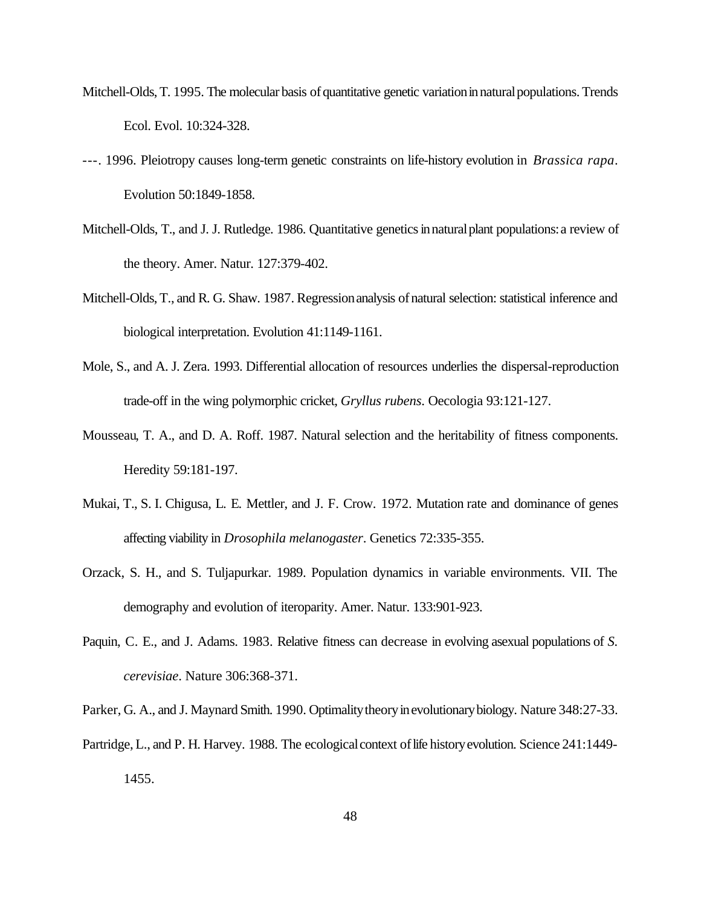Mitchell-Olds, T. 1995. The molecular basis of quantitative genetic variation in natural populations. Trends Ecol. Evol. 10:324-328.

---. 1996. Pleiotropy causes long-term genetic constraints on life-history evolution in *Brassica rapa*. Evolution 50:1849-1858.

Mitchell-Olds, T., and J. J. Rutledge. 1986. Quantitative genetics in natural plant populations: a review of the theory. Amer. Natur. 127:379-402.

Mitchell-Olds, T., and R. G. Shaw. 1987. Regression analysis of natural selection: statistical inference and biological interpretation. Evolution 41:1149-1161.

Mole, S., and A. J. Zera. 1993. Differential allocation of resources underlies the dispersal-reproduction trade-off in the wing polymorphic cricket, *Gryllus rubens*. Oecologia 93:121-127.

Mousseau, T. A., and D. A. Roff. 1987. Natural selection and the heritability of fitness components. Heredity 59:181-197.

Mukai, T., S. I. Chigusa, L. E. Mettler, and J. F. Crow. 1972. Mutation rate and dominance of genes affecting viability in *Drosophila melanogaster*. Genetics 72:335-355.

Orzack, S. H., and S. Tuljapurkar. 1989. Population dynamics in variable environments. VII. The demography and evolution of iteroparity. Amer. Natur. 133:901-923.

Paquin, C. E., and J. Adams. 1983. Relative fitness can decrease in evolving asexual populations of *S. cerevisiae*. Nature 306:368-371.

Parker, G. A., and J. Maynard Smith. 1990. Optimality theory in evolutionary biology. Nature 348:27-33.

Partridge, L., and P. H. Harvey. 1988. The ecological context of life history evolution. Science 241:1449-1455.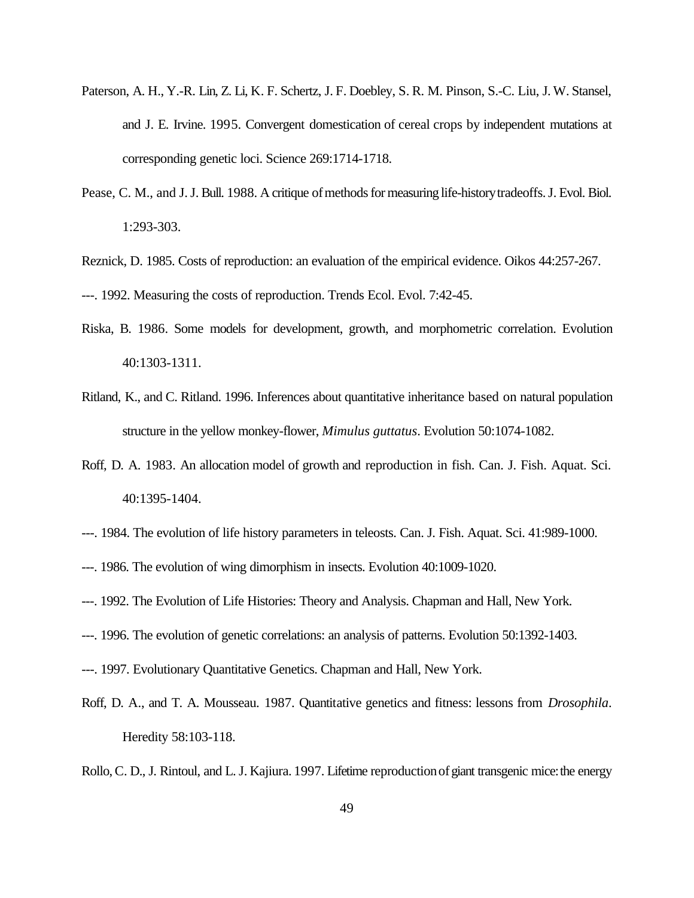Paterson, A. H., Y.-R. Lin, Z. Li, K. F. Schertz, J. F. Doebley, S. R. M. Pinson, S.-C. Liu, J. W. Stansel, and J. E. Irvine. 1995. Convergent domestication of cereal crops by independent mutations at corresponding genetic loci. Science 269:1714-1718.

Pease, C. M., and J. J. Bull. 1988. A critique of methods for measuring life-history tradeoffs. J. Evol. Biol. 1:293-303.

Reznick, D. 1985. Costs of reproduction: an evaluation of the empirical evidence. Oikos 44:257-267.

---. 1992. Measuring the costs of reproduction. Trends Ecol. Evol. 7:42-45.

Riska, B. 1986. Some models for development, growth, and morphometric correlation. Evolution 40:1303-1311.

Ritland, K., and C. Ritland. 1996. Inferences about quantitative inheritance based on natural population structure in the yellow monkey-flower, *Mimulus guttatus*. Evolution 50:1074-1082.

Roff, D. A. 1983. An allocation model of growth and reproduction in fish. Can. J. Fish. Aquat. Sci. 40:1395-1404.

---. 1984. The evolution of life history parameters in teleosts. Can. J. Fish. Aquat. Sci. 41:989-1000.

---. 1986. The evolution of wing dimorphism in insects. Evolution 40:1009-1020.

---. 1992. The Evolution of Life Histories: Theory and Analysis. Chapman and Hall, New York.

---. 1996. The evolution of genetic correlations: an analysis of patterns. Evolution 50:1392-1403.

---. 1997. Evolutionary Quantitative Genetics. Chapman and Hall, New York.

Roff, D. A., and T. A. Mousseau. 1987. Quantitative genetics and fitness: lessons from *Drosophila*. Heredity 58:103-118.

Rollo, C. D., J. Rintoul, and L. J. Kajiura. 1997. Lifetime reproduction of giant transgenic mice: the energy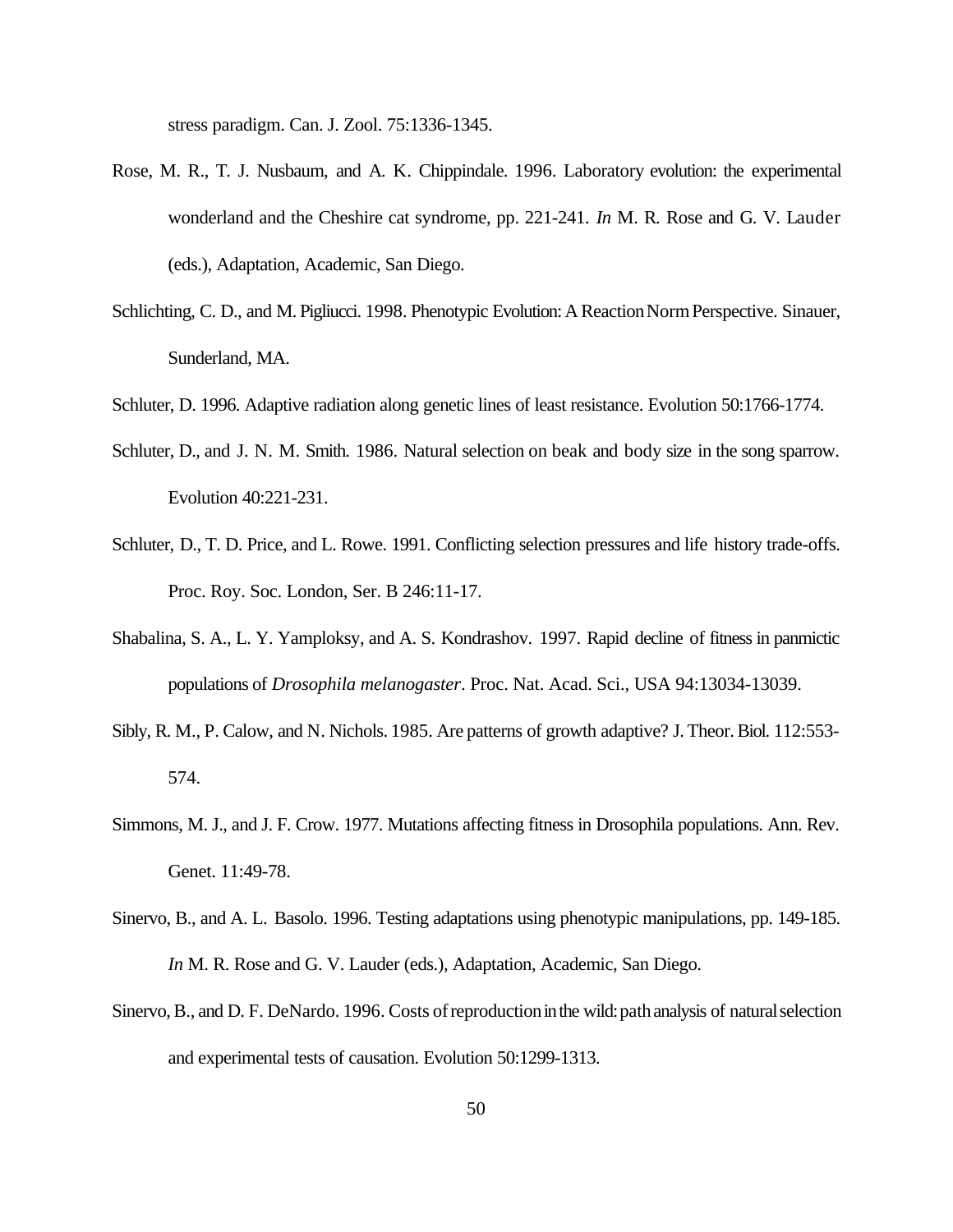stress paradigm. Can. J. Zool. 75:1336-1345.

Rose, M. R., T. J. Nusbaum, and A. K. Chippindale. 1996. Laboratory evolution: the experimental wonderland and the Cheshire cat syndrome, pp. 221-241. *In* M. R. Rose and G. V. Lauder (eds.), Adaptation, Academic, San Diego.

Schlichting, C. D., and M. Pigliucci. 1998. Phenotypic Evolution: A Reaction Norm Perspective. Sinauer, Sunderland, MA.

Schluter, D. 1996. Adaptive radiation along genetic lines of least resistance. Evolution 50:1766-1774.

Schluter, D., and J. N. M. Smith. 1986. Natural selection on beak and body size in the song sparrow. Evolution 40:221-231.

Schluter, D., T. D. Price, and L. Rowe. 1991. Conflicting selection pressures and life history trade-offs. Proc. Roy. Soc. London, Ser. B 246:11-17.

Shabalina, S. A., L. Y. Yamploksy, and A. S. Kondrashov. 1997. Rapid decline of fitness in panmictic populations of *Drosophila melanogaster*. Proc. Nat. Acad. Sci., USA 94:13034-13039.

Sibly, R. M., P. Calow, and N. Nichols. 1985. Are patterns of growth adaptive? J. Theor. Biol. 112:553-574.

Simmons, M. J., and J. F. Crow. 1977. Mutations affecting fitness in Drosophila populations. Ann. Rev. Genet. 11:49-78.

Sinervo, B., and A. L. Basolo. 1996. Testing adaptations using phenotypic manipulations, pp. 149-185. *In* M. R. Rose and G. V. Lauder (eds.), Adaptation, Academic, San Diego.

Sinervo, B., and D. F. DeNardo. 1996. Costs of reproduction in the wild: path analysis of natural selection and experimental tests of causation. Evolution 50:1299-1313.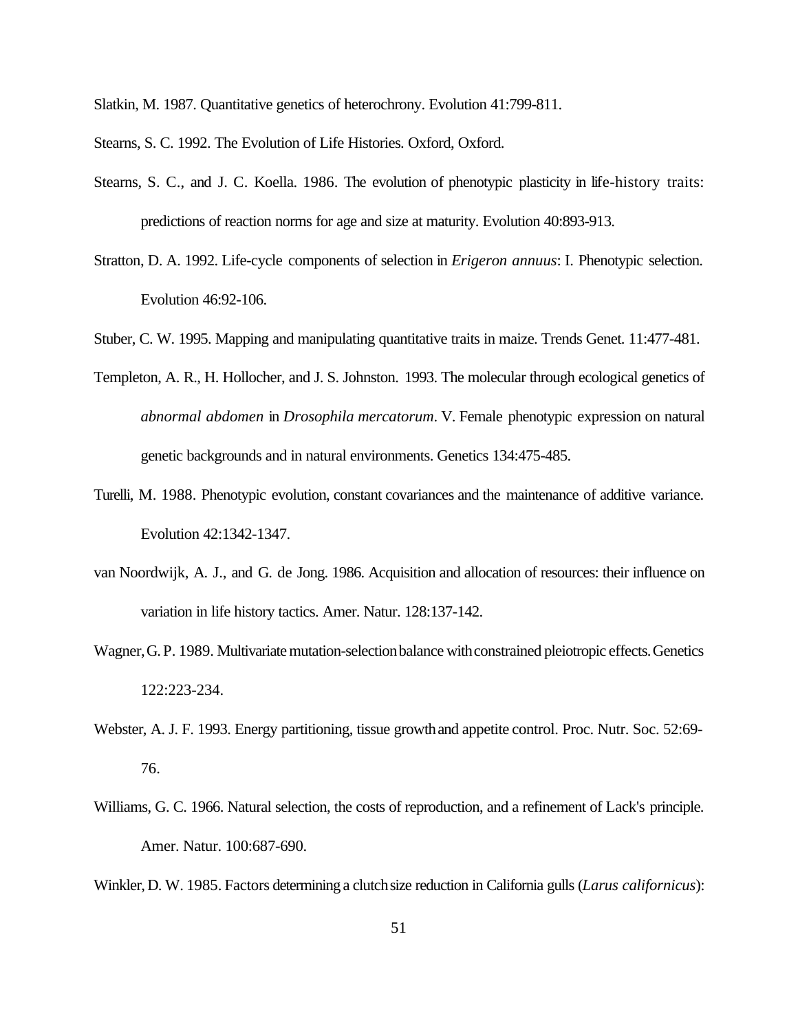Slatkin, M. 1987. Quantitative genetics of heterochrony. Evolution 41:799-811.

Stearns, S. C. 1992. The Evolution of Life Histories. Oxford, Oxford.

Stearns, S. C., and J. C. Koella. 1986. The evolution of phenotypic plasticity in life-history traits: predictions of reaction norms for age and size at maturity. Evolution 40:893-913.

Stratton, D. A. 1992. Life-cycle components of selection in *Erigeron annuus*: I. Phenotypic selection. Evolution 46:92-106.

Stuber, C. W. 1995. Mapping and manipulating quantitative traits in maize. Trends Genet. 11:477-481.

Templeton, A. R., H. Hollocher, and J. S. Johnston. 1993. The molecular through ecological genetics of *abnormal abdomen* in *Drosophila mercatorum*. V. Female phenotypic expression on natural genetic backgrounds and in natural environments. Genetics 134:475-485.

Turelli, M. 1988. Phenotypic evolution, constant covariances and the maintenance of additive variance. Evolution 42:1342-1347.

van Noordwijk, A. J., and G. de Jong. 1986. Acquisition and allocation of resources: their influence on variation in life history tactics. Amer. Natur. 128:137-142.

Wagner, G. P. 1989. Multivariate mutation-selection balance with constrained pleiotropic effects. Genetics 122:223-234.

Webster, A. J. F. 1993. Energy partitioning, tissue growth and appetite control. Proc. Nutr. Soc. 52:69-76.

Williams, G. C. 1966. Natural selection, the costs of reproduction, and a refinement of Lack's principle. Amer. Natur. 100:687-690.

Winkler, D. W. 1985. Factors determining a clutch size reduction in California gulls (*Larus californicus*):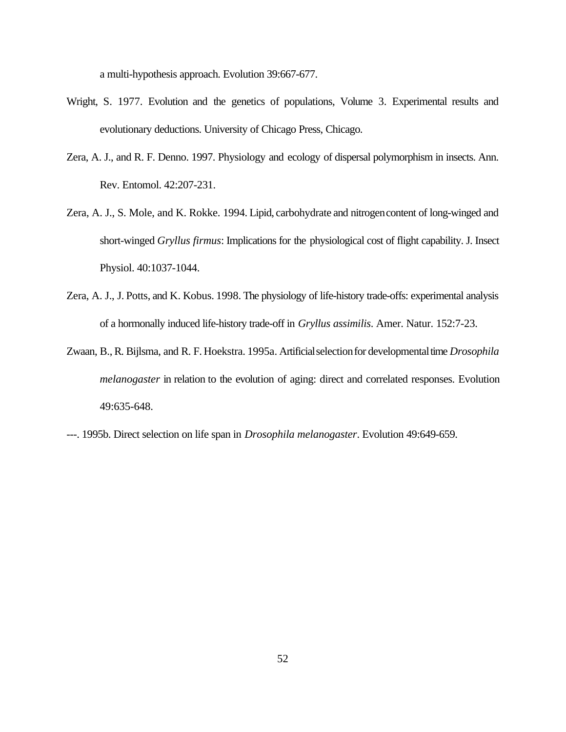a multi-hypothesis approach. Evolution 39:667-677.

Wright, S. 1977. Evolution and the genetics of populations, Volume 3. Experimental results and evolutionary deductions. University of Chicago Press, Chicago.

Zera, A. J., and R. F. Denno. 1997. Physiology and ecology of dispersal polymorphism in insects. Ann. Rev. Entomol. 42:207-231.

Zera, A. J., S. Mole, and K. Rokke. 1994. Lipid, carbohydrate and nitrogen content of long-winged and short-winged *Gryllus firmus*: Implications for the physiological cost of flight capability. J. Insect Physiol. 40:1037-1044.

Zera, A. J., J. Potts, and K. Kobus. 1998. The physiology of life-history trade-offs: experimental analysis of a hormonally induced life-history trade-off in *Gryllus assimilis*. Amer. Natur. 152:7-23.

Zwaan, B., R. Bijlsma, and R. F. Hoekstra. 1995a. Artificial selection for developmental time *Drosophila melanogaster* in relation to the evolution of aging: direct and correlated responses. Evolution 49:635-648.

---. 1995b. Direct selection on life span in *Drosophila melanogaster*. Evolution 49:649-659.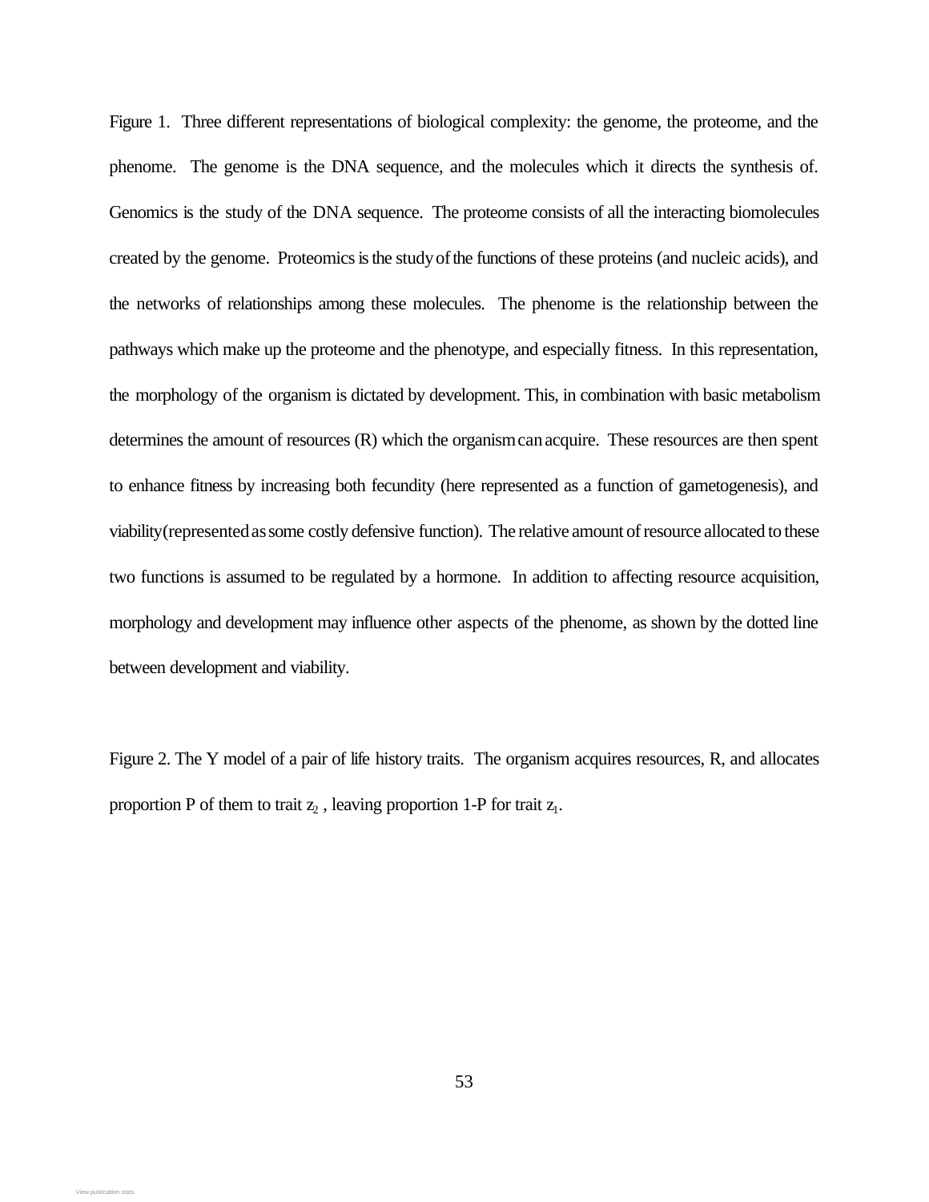Figure 1. Three different representations of biological complexity: the genome, the proteome, and the phenome. The genome is the DNA sequence, and the molecules which it directs the synthesis of. Genomics is the study of the DNA sequence. The proteome consists of all the interacting biomolecules created by the genome. Proteomics is the study of the functions of these proteins (and nucleic acids), and the networks of relationships among these molecules. The phenome is the relationship between the pathways which make up the proteome and the phenotype, and especially fitness. In this representation, the morphology of the organism is dictated by development. This, in combination with basic metabolism determines the amount of resources (R) which the organism can acquire. These resources are then spent to enhance fitness by increasing both fecundity (here represented as a function of gametogenesis), and viability (represented as some costly defensive function). The relative amount of resource allocated to these two functions is assumed to be regulated by a hormone. In addition to affecting resource acquisition, morphology and development may influence other aspects of the phenome, as shown by the dotted line between development and viability.

Figure 2. The Y model of a pair of life history traits. The organism acquires resources, R, and allocates proportion P of them to trait $z_2$, leaving proportion 1-P for trait $z_1$.